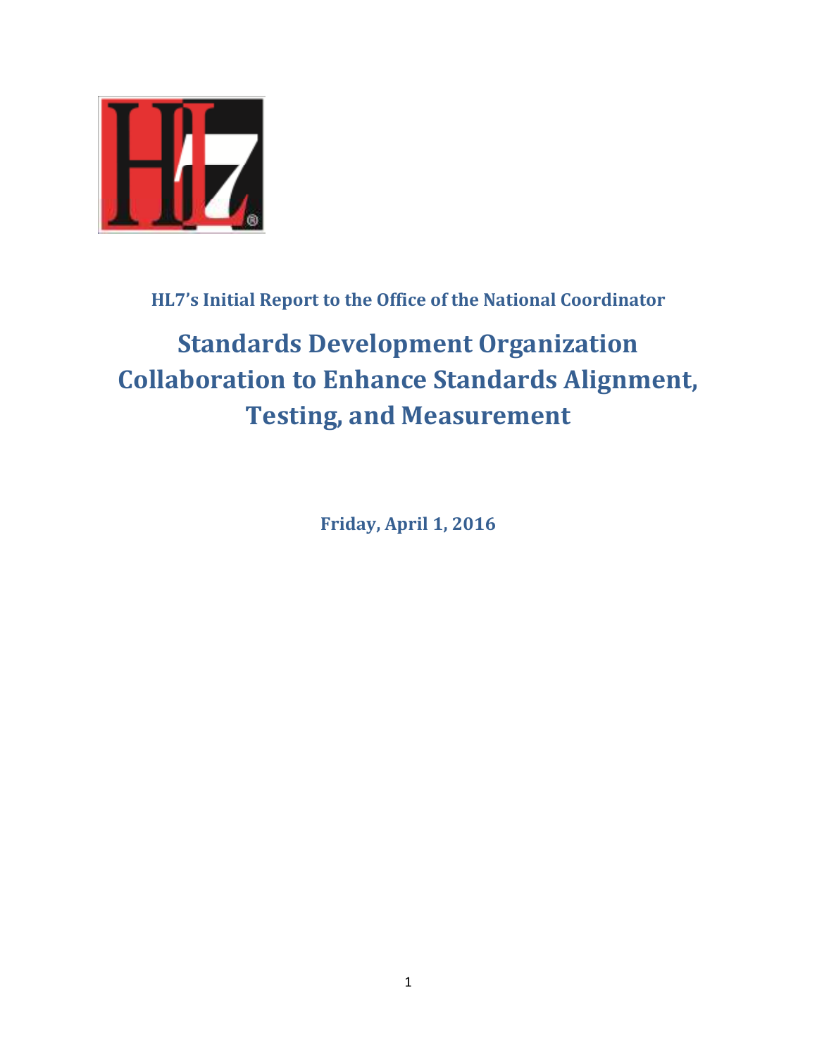**HL7's Initial Report to the Office of the National Coordinator**

# Standards Development Organization Collaboration to Enhance Standards Alignment, Testing, and Measurement

**Friday, April 1, 2016**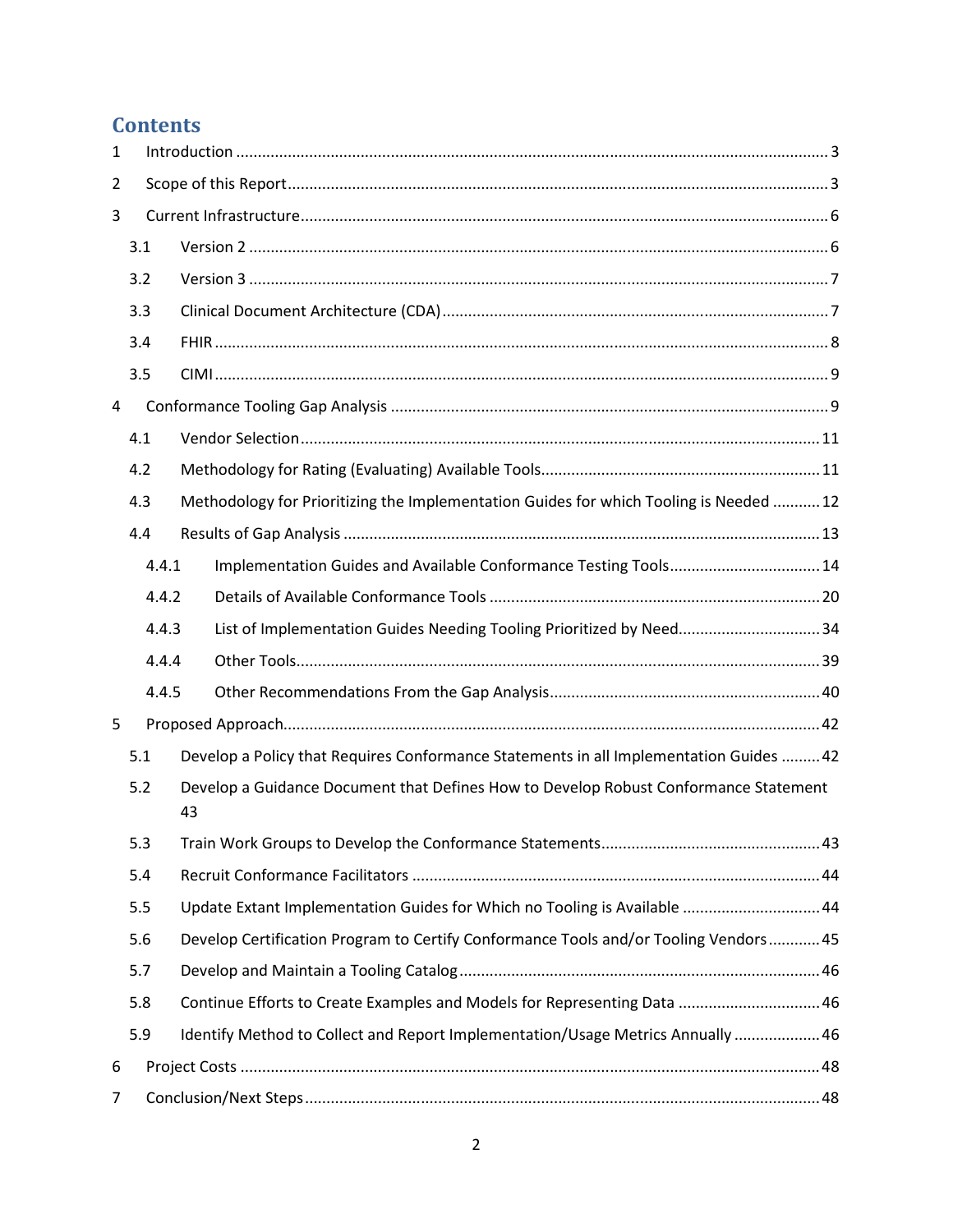# Contents

1 Introduction ........................................................................................................................ 3

2 Scope of this Report ............................................................................................................ 3

3 Current Infrastructure ......................................................................................................... 6

  3.1 Version 2 ..................................................................................................................... 6

  3.2 Version 3 ..................................................................................................................... 7

  3.3 Clinical Document Architecture (CDA) ......................................................................... 7

  3.4 FHIR ............................................................................................................................ 8

  3.5 CIMI ............................................................................................................................. 9

4 Conformance Tooling Gap Analysis ..................................................................................... 9

  4.1 Vendor Selection ....................................................................................................... 11

  4.2 Methodology for Rating (Evaluating) Available Tools ................................................ 11

  4.3 Methodology for Prioritizing the Implementation Guides for which Tooling is Needed ........... 12

  4.4 Results of Gap Analysis ............................................................................................. 13

    4.4.1 Implementation Guides and Available Conformance Testing Tools ................................... 14

    4.4.2 Details of Available Conformance Tools ............................................................ 20

    4.4.3 List of Implementation Guides Needing Tooling Prioritized by Need ................................ 34

    4.4.4 Other Tools ........................................................................................................ 39

    4.4.5 Other Recommendations From the Gap Analysis .............................................. 40

5 Proposed Approach ........................................................................................................... 42

  5.1 Develop a Policy that Requires Conformance Statements in all Implementation Guides ......... 42

  5.2 Develop a Guidance Document that Defines How to Develop Robust Conformance Statement 43

  5.3 Train Work Groups to Develop the Conformance Statements ................................................... 43

  5.4 Recruit Conformance Facilitators ............................................................................. 44

  5.5 Update Extant Implementation Guides for Which no Tooling is Available ................................ 44

  5.6 Develop Certification Program to Certify Conformance Tools and/or Tooling Vendors ............ 45

  5.7 Develop and Maintain a Tooling Catalog ................................................................... 46

  5.8 Continue Efforts to Create Examples and Models for Representing Data ................................. 46

  5.9 Identify Method to Collect and Report Implementation/Usage Metrics Annually ..................... 46

6 Project Costs ..................................................................................................................... 48

7 Conclusion/Next Steps ...................................................................................................... 48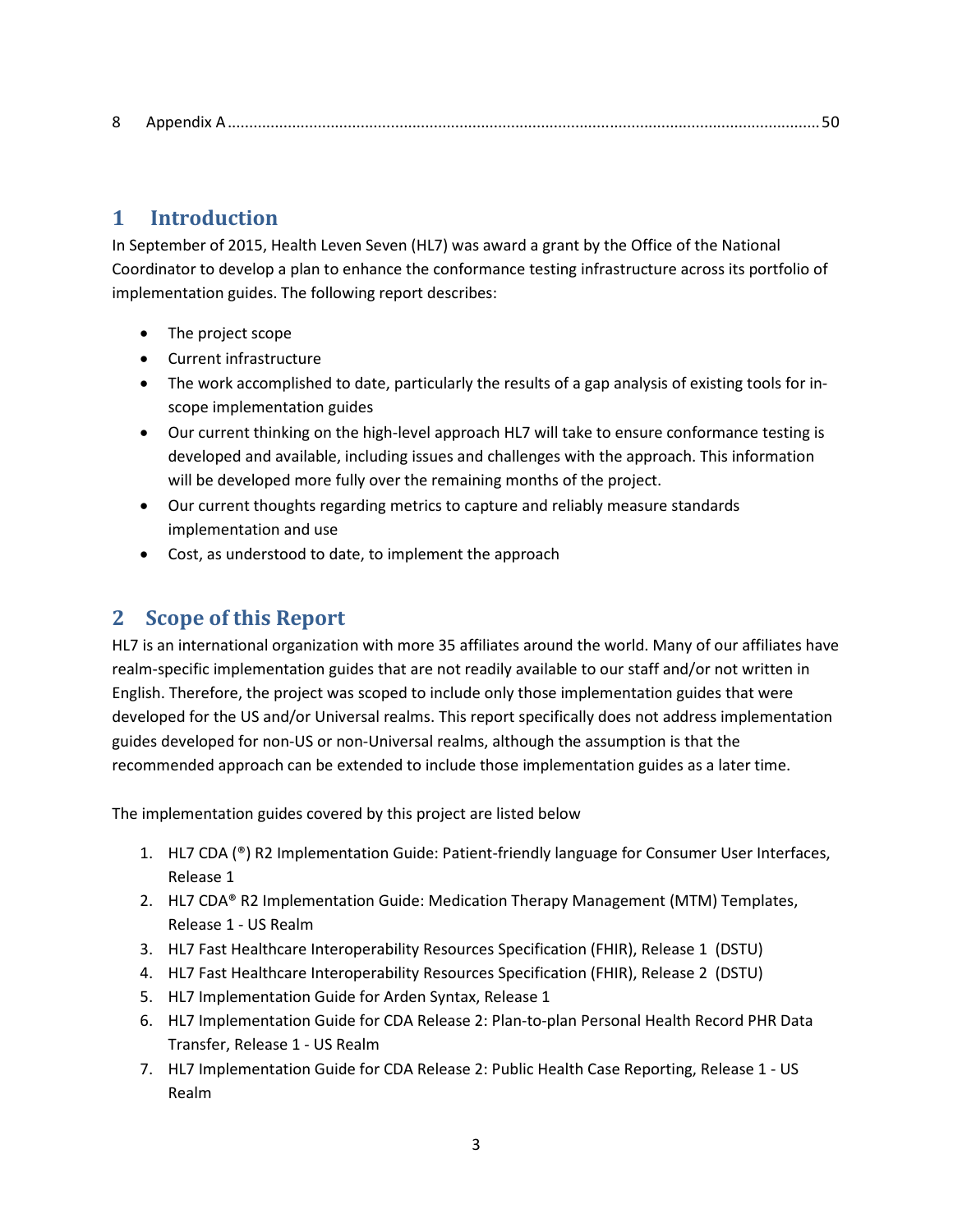8 Appendix A ........................................................................................................................................ 50

# 1 Introduction

In September of 2015, Health Leven Seven (HL7) was award a grant by the Office of the National Coordinator to develop a plan to enhance the conformance testing infrastructure across its portfolio of implementation guides. The following report describes:

- The project scope
- Current infrastructure
- The work accomplished to date, particularly the results of a gap analysis of existing tools for in-scope implementation guides
- Our current thinking on the high-level approach HL7 will take to ensure conformance testing is developed and available, including issues and challenges with the approach. This information will be developed more fully over the remaining months of the project.
- Our current thoughts regarding metrics to capture and reliably measure standards implementation and use
- Cost, as understood to date, to implement the approach

# 2 Scope of this Report

HL7 is an international organization with more 35 affiliates around the world. Many of our affiliates have realm-specific implementation guides that are not readily available to our staff and/or not written in English. Therefore, the project was scoped to include only those implementation guides that were developed for the US and/or Universal realms. This report specifically does not address implementation guides developed for non-US or non-Universal realms, although the assumption is that the recommended approach can be extended to include those implementation guides as a later time.

The implementation guides covered by this project are listed below

1. HL7 CDA (®) R2 Implementation Guide: Patient-friendly language for Consumer User Interfaces, Release 1
2. HL7 CDA® R2 Implementation Guide: Medication Therapy Management (MTM) Templates, Release 1 - US Realm
3. HL7 Fast Healthcare Interoperability Resources Specification (FHIR), Release 1 (DSTU)
4. HL7 Fast Healthcare Interoperability Resources Specification (FHIR), Release 2 (DSTU)
5. HL7 Implementation Guide for Arden Syntax, Release 1
6. HL7 Implementation Guide for CDA Release 2: Plan-to-plan Personal Health Record PHR Data Transfer, Release 1 - US Realm
7. HL7 Implementation Guide for CDA Release 2: Public Health Case Reporting, Release 1 - US Realm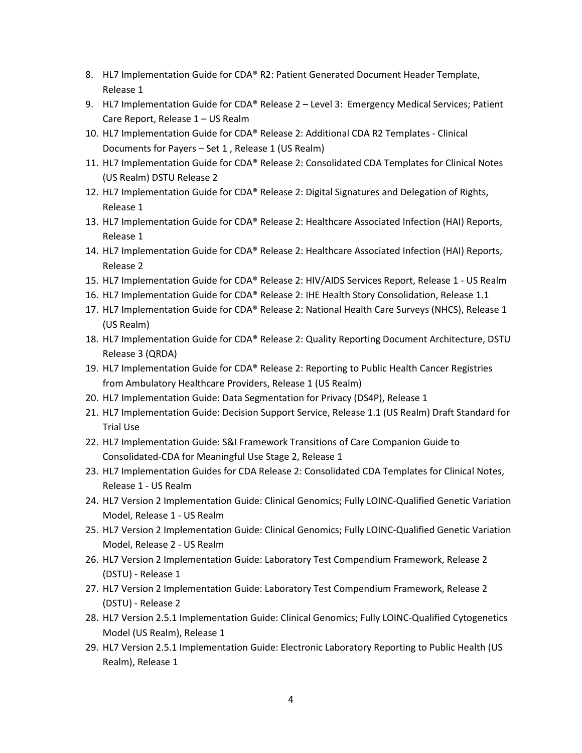8. HL7 Implementation Guide for CDA® R2: Patient Generated Document Header Template, Release 1
9. HL7 Implementation Guide for CDA® Release 2 – Level 3: Emergency Medical Services; Patient Care Report, Release 1 – US Realm
10. HL7 Implementation Guide for CDA® Release 2: Additional CDA R2 Templates - Clinical Documents for Payers – Set 1 , Release 1 (US Realm)
11. HL7 Implementation Guide for CDA® Release 2: Consolidated CDA Templates for Clinical Notes (US Realm) DSTU Release 2
12. HL7 Implementation Guide for CDA® Release 2: Digital Signatures and Delegation of Rights, Release 1
13. HL7 Implementation Guide for CDA® Release 2: Healthcare Associated Infection (HAI) Reports, Release 1
14. HL7 Implementation Guide for CDA® Release 2: Healthcare Associated Infection (HAI) Reports, Release 2
15. HL7 Implementation Guide for CDA® Release 2: HIV/AIDS Services Report, Release 1 - US Realm
16. HL7 Implementation Guide for CDA® Release 2: IHE Health Story Consolidation, Release 1.1
17. HL7 Implementation Guide for CDA® Release 2: National Health Care Surveys (NHCS), Release 1 (US Realm)
18. HL7 Implementation Guide for CDA® Release 2: Quality Reporting Document Architecture, DSTU Release 3 (QRDA)
19. HL7 Implementation Guide for CDA® Release 2: Reporting to Public Health Cancer Registries from Ambulatory Healthcare Providers, Release 1 (US Realm)
20. HL7 Implementation Guide: Data Segmentation for Privacy (DS4P), Release 1
21. HL7 Implementation Guide: Decision Support Service, Release 1.1 (US Realm) Draft Standard for Trial Use
22. HL7 Implementation Guide: S&I Framework Transitions of Care Companion Guide to Consolidated-CDA for Meaningful Use Stage 2, Release 1
23. HL7 Implementation Guides for CDA Release 2: Consolidated CDA Templates for Clinical Notes, Release 1 - US Realm
24. HL7 Version 2 Implementation Guide: Clinical Genomics; Fully LOINC-Qualified Genetic Variation Model, Release 1 - US Realm
25. HL7 Version 2 Implementation Guide: Clinical Genomics; Fully LOINC-Qualified Genetic Variation Model, Release 2 - US Realm
26. HL7 Version 2 Implementation Guide: Laboratory Test Compendium Framework, Release 2 (DSTU) - Release 1
27. HL7 Version 2 Implementation Guide: Laboratory Test Compendium Framework, Release 2 (DSTU) - Release 2
28. HL7 Version 2.5.1 Implementation Guide: Clinical Genomics; Fully LOINC-Qualified Cytogenetics Model (US Realm), Release 1
29. HL7 Version 2.5.1 Implementation Guide: Electronic Laboratory Reporting to Public Health (US Realm), Release 1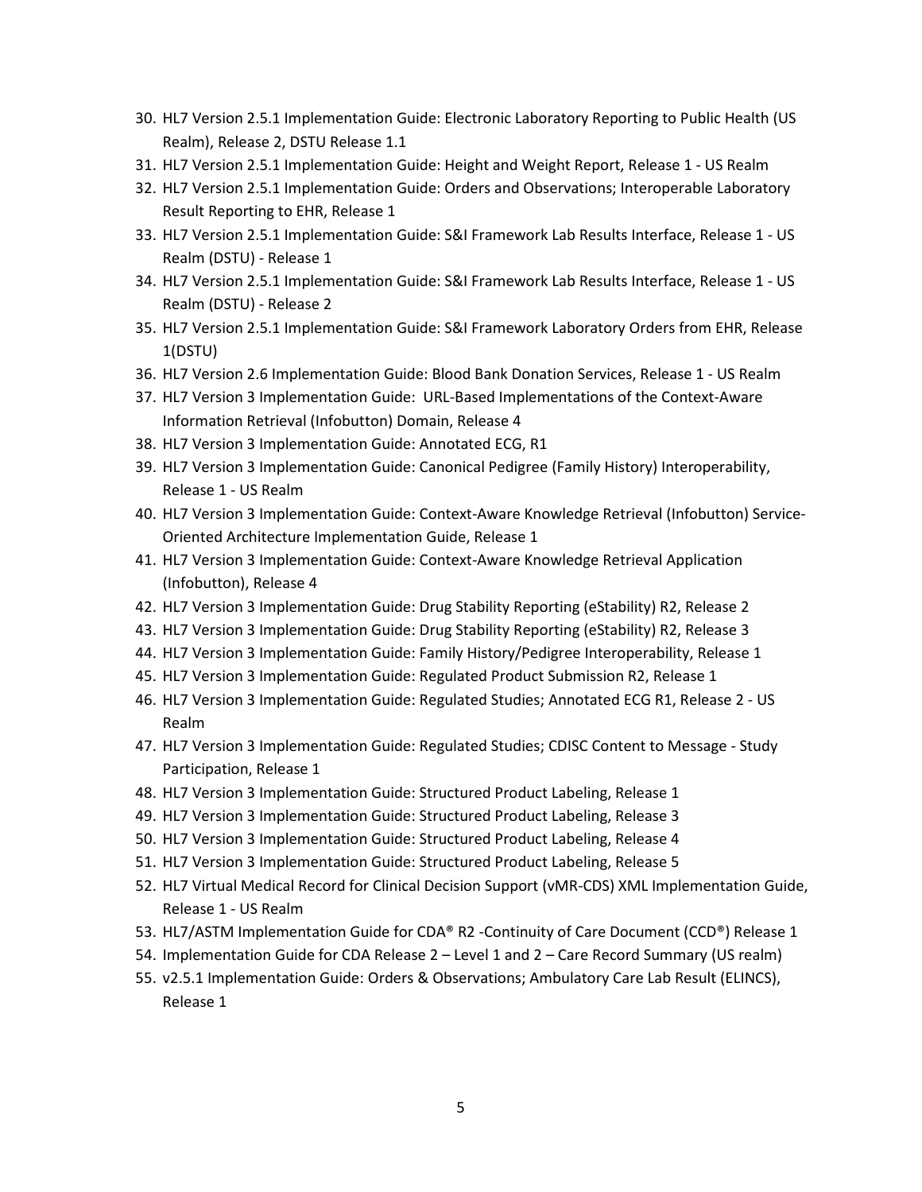30. HL7 Version 2.5.1 Implementation Guide: Electronic Laboratory Reporting to Public Health (US Realm), Release 2, DSTU Release 1.1
31. HL7 Version 2.5.1 Implementation Guide: Height and Weight Report, Release 1 - US Realm
32. HL7 Version 2.5.1 Implementation Guide: Orders and Observations; Interoperable Laboratory Result Reporting to EHR, Release 1
33. HL7 Version 2.5.1 Implementation Guide: S&I Framework Lab Results Interface, Release 1 - US Realm (DSTU) - Release 1
34. HL7 Version 2.5.1 Implementation Guide: S&I Framework Lab Results Interface, Release 1 - US Realm (DSTU) - Release 2
35. HL7 Version 2.5.1 Implementation Guide: S&I Framework Laboratory Orders from EHR, Release 1(DSTU)
36. HL7 Version 2.6 Implementation Guide: Blood Bank Donation Services, Release 1 - US Realm
37. HL7 Version 3 Implementation Guide: URL-Based Implementations of the Context-Aware Information Retrieval (Infobutton) Domain, Release 4
38. HL7 Version 3 Implementation Guide: Annotated ECG, R1
39. HL7 Version 3 Implementation Guide: Canonical Pedigree (Family History) Interoperability, Release 1 - US Realm
40. HL7 Version 3 Implementation Guide: Context-Aware Knowledge Retrieval (Infobutton) Service-Oriented Architecture Implementation Guide, Release 1
41. HL7 Version 3 Implementation Guide: Context-Aware Knowledge Retrieval Application (Infobutton), Release 4
42. HL7 Version 3 Implementation Guide: Drug Stability Reporting (eStability) R2, Release 2
43. HL7 Version 3 Implementation Guide: Drug Stability Reporting (eStability) R2, Release 3
44. HL7 Version 3 Implementation Guide: Family History/Pedigree Interoperability, Release 1
45. HL7 Version 3 Implementation Guide: Regulated Product Submission R2, Release 1
46. HL7 Version 3 Implementation Guide: Regulated Studies; Annotated ECG R1, Release 2 - US Realm
47. HL7 Version 3 Implementation Guide: Regulated Studies; CDISC Content to Message - Study Participation, Release 1
48. HL7 Version 3 Implementation Guide: Structured Product Labeling, Release 1
49. HL7 Version 3 Implementation Guide: Structured Product Labeling, Release 3
50. HL7 Version 3 Implementation Guide: Structured Product Labeling, Release 4
51. HL7 Version 3 Implementation Guide: Structured Product Labeling, Release 5
52. HL7 Virtual Medical Record for Clinical Decision Support (vMR-CDS) XML Implementation Guide, Release 1 - US Realm
53. HL7/ASTM Implementation Guide for CDA® R2 -Continuity of Care Document (CCD®) Release 1
54. Implementation Guide for CDA Release 2 – Level 1 and 2 – Care Record Summary (US realm)
55. v2.5.1 Implementation Guide: Orders & Observations; Ambulatory Care Lab Result (ELINCS), Release 1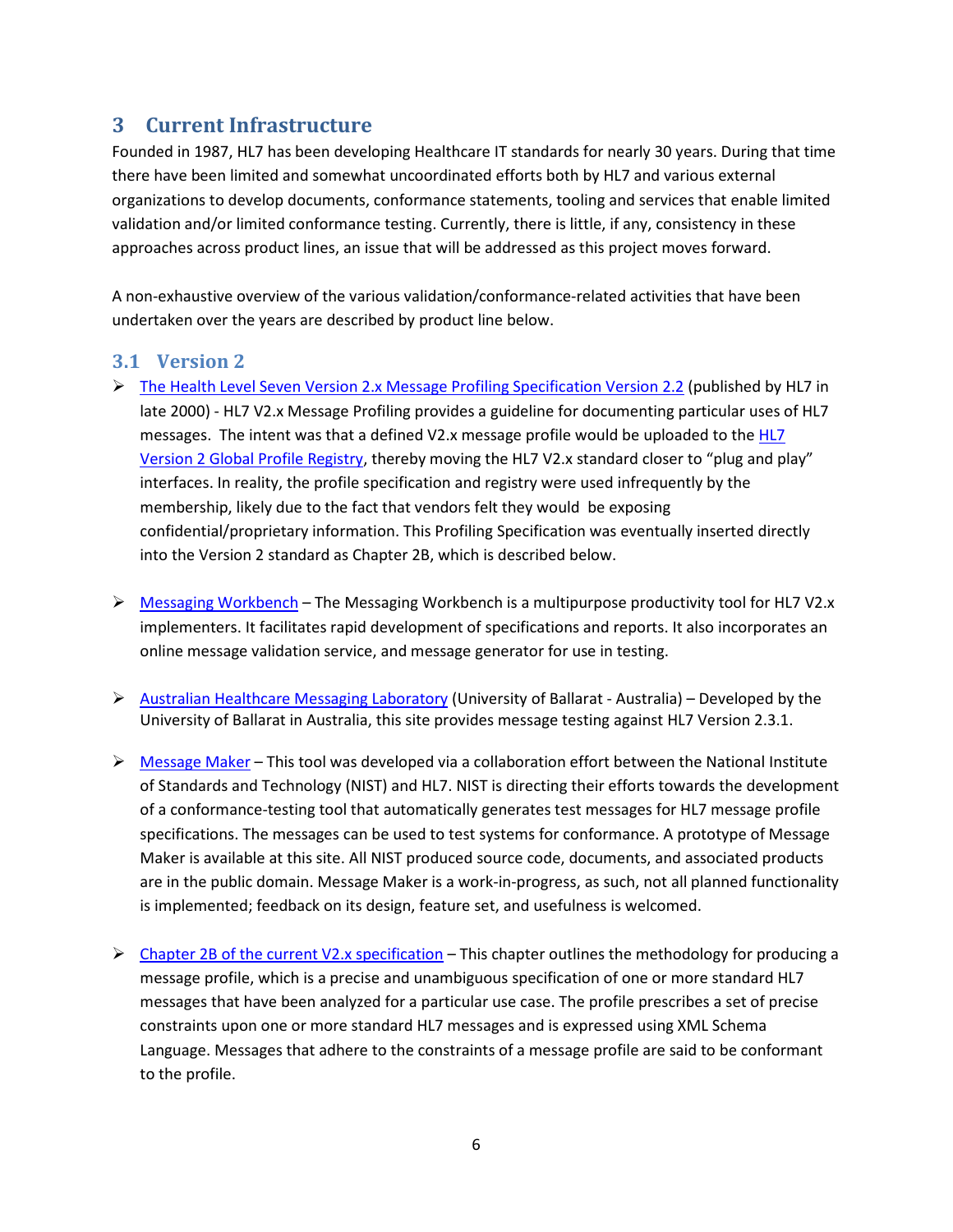## 3 Current Infrastructure

Founded in 1987, HL7 has been developing Healthcare IT standards for nearly 30 years. During that time there have been limited and somewhat uncoordinated efforts both by HL7 and various external organizations to develop documents, conformance statements, tooling and services that enable limited validation and/or limited conformance testing. Currently, there is little, if any, consistency in these approaches across product lines, an issue that will be addressed as this project moves forward.

A non-exhaustive overview of the various validation/conformance-related activities that have been undertaken over the years are described by product line below.

### 3.1 Version 2

- The Health Level Seven Version 2.x Message Profiling Specification Version 2.2 (published by HL7 in late 2000) - HL7 V2.x Message Profiling provides a guideline for documenting particular uses of HL7 messages. The intent was that a defined V2.x message profile would be uploaded to the HL7 Version 2 Global Profile Registry, thereby moving the HL7 V2.x standard closer to "plug and play" interfaces. In reality, the profile specification and registry were used infrequently by the membership, likely due to the fact that vendors felt they would be exposing confidential/proprietary information. This Profiling Specification was eventually inserted directly into the Version 2 standard as Chapter 2B, which is described below.

- Messaging Workbench – The Messaging Workbench is a multipurpose productivity tool for HL7 V2.x implementers. It facilitates rapid development of specifications and reports. It also incorporates an online message validation service, and message generator for use in testing.

- Australian Healthcare Messaging Laboratory (University of Ballarat - Australia) – Developed by the University of Ballarat in Australia, this site provides message testing against HL7 Version 2.3.1.

- Message Maker – This tool was developed via a collaboration effort between the National Institute of Standards and Technology (NIST) and HL7. NIST is directing their efforts towards the development of a conformance-testing tool that automatically generates test messages for HL7 message profile specifications. The messages can be used to test systems for conformance. A prototype of Message Maker is available at this site. All NIST produced source code, documents, and associated products are in the public domain. Message Maker is a work-in-progress, as such, not all planned functionality is implemented; feedback on its design, feature set, and usefulness is welcomed.

- Chapter 2B of the current V2.x specification – This chapter outlines the methodology for producing a message profile, which is a precise and unambiguous specification of one or more standard HL7 messages that have been analyzed for a particular use case. The profile prescribes a set of precise constraints upon one or more standard HL7 messages and is expressed using XML Schema Language. Messages that adhere to the constraints of a message profile are said to be conformant to the profile.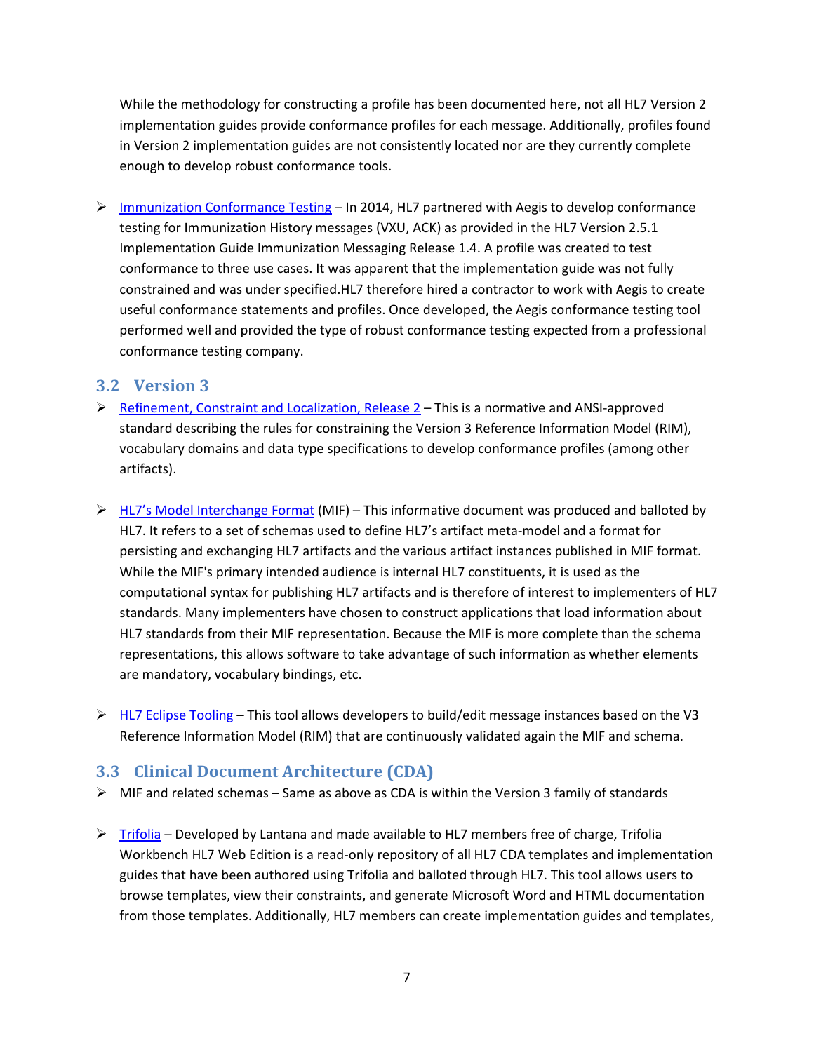While the methodology for constructing a profile has been documented here, not all HL7 Version 2 implementation guides provide conformance profiles for each message. Additionally, profiles found in Version 2 implementation guides are not consistently located nor are they currently complete enough to develop robust conformance tools.

- Immunization Conformance Testing – In 2014, HL7 partnered with Aegis to develop conformance testing for Immunization History messages (VXU, ACK) as provided in the HL7 Version 2.5.1 Implementation Guide Immunization Messaging Release 1.4. A profile was created to test conformance to three use cases. It was apparent that the implementation guide was not fully constrained and was under specified.HL7 therefore hired a contractor to work with Aegis to create useful conformance statements and profiles. Once developed, the Aegis conformance testing tool performed well and provided the type of robust conformance testing expected from a professional conformance testing company.

## 3.2 Version 3

- Refinement, Constraint and Localization, Release 2 – This is a normative and ANSI-approved standard describing the rules for constraining the Version 3 Reference Information Model (RIM), vocabulary domains and data type specifications to develop conformance profiles (among other artifacts).

- HL7's Model Interchange Format (MIF) – This informative document was produced and balloted by HL7. It refers to a set of schemas used to define HL7's artifact meta-model and a format for persisting and exchanging HL7 artifacts and the various artifact instances published in MIF format. While the MIF's primary intended audience is internal HL7 constituents, it is used as the computational syntax for publishing HL7 artifacts and is therefore of interest to implementers of HL7 standards. Many implementers have chosen to construct applications that load information about HL7 standards from their MIF representation. Because the MIF is more complete than the schema representations, this allows software to take advantage of such information as whether elements are mandatory, vocabulary bindings, etc.

- HL7 Eclipse Tooling – This tool allows developers to build/edit message instances based on the V3 Reference Information Model (RIM) that are continuously validated again the MIF and schema.

## 3.3 Clinical Document Architecture (CDA)

- MIF and related schemas – Same as above as CDA is within the Version 3 family of standards

- Trifolia – Developed by Lantana and made available to HL7 members free of charge, Trifolia Workbench HL7 Web Edition is a read-only repository of all HL7 CDA templates and implementation guides that have been authored using Trifolia and balloted through HL7. This tool allows users to browse templates, view their constraints, and generate Microsoft Word and HTML documentation from those templates. Additionally, HL7 members can create implementation guides and templates,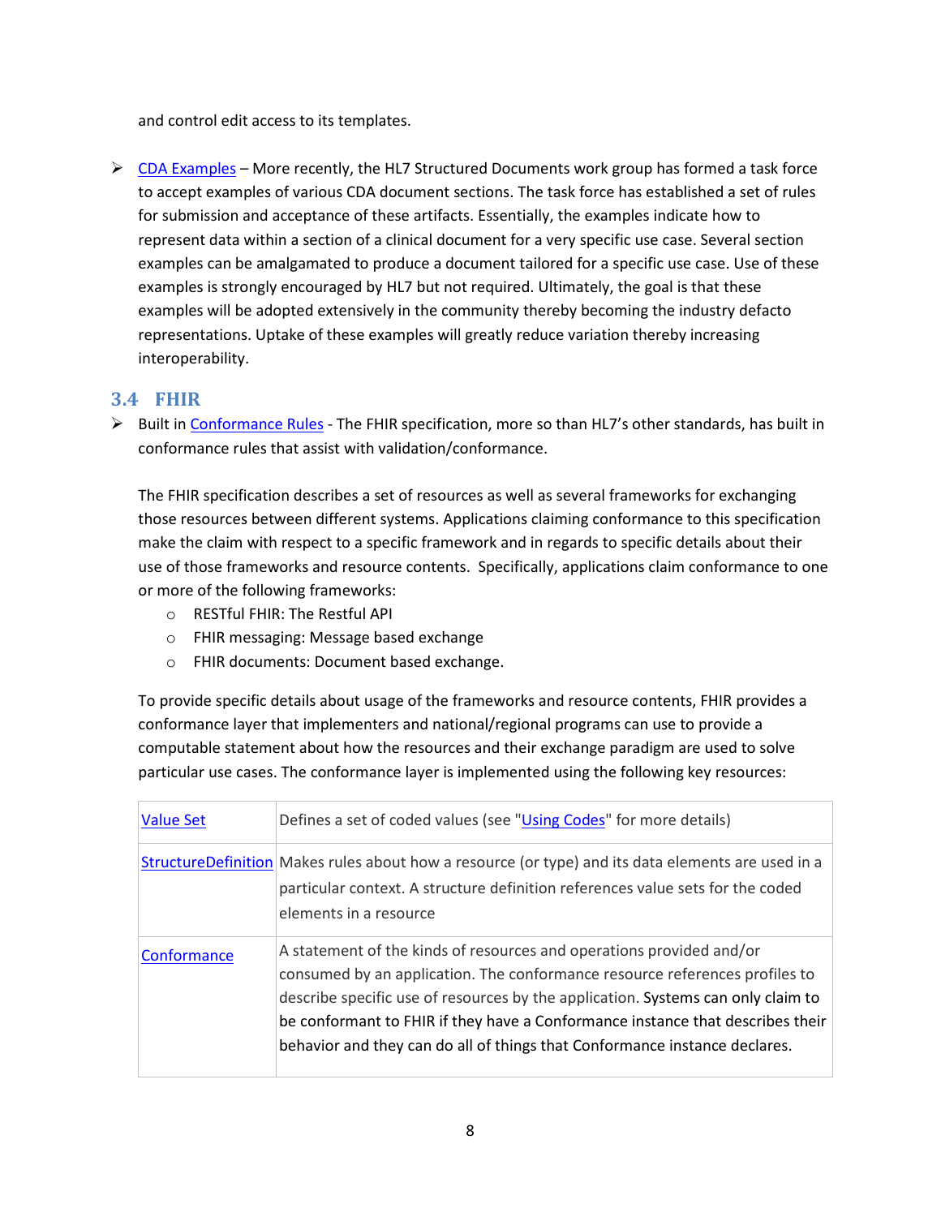and control edit access to its templates.

- CDA Examples – More recently, the HL7 Structured Documents work group has formed a task force to accept examples of various CDA document sections. The task force has established a set of rules for submission and acceptance of these artifacts. Essentially, the examples indicate how to represent data within a section of a clinical document for a very specific use case. Several section examples can be amalgamated to produce a document tailored for a specific use case. Use of these examples is strongly encouraged by HL7 but not required. Ultimately, the goal is that these examples will be adopted extensively in the community thereby becoming the industry defacto representations. Uptake of these examples will greatly reduce variation thereby increasing interoperability.

## 3.4 FHIR

- Built in Conformance Rules - The FHIR specification, more so than HL7's other standards, has built in conformance rules that assist with validation/conformance.

  The FHIR specification describes a set of resources as well as several frameworks for exchanging those resources between different systems. Applications claiming conformance to this specification make the claim with respect to a specific framework and in regards to specific details about their use of those frameworks and resource contents. Specifically, applications claim conformance to one or more of the following frameworks:
  - RESTful FHIR: The Restful API
  - FHIR messaging: Message based exchange
  - FHIR documents: Document based exchange.

  To provide specific details about usage of the frameworks and resource contents, FHIR provides a conformance layer that implementers and national/regional programs can use to provide a computable statement about how the resources and their exchange paradigm are used to solve particular use cases. The conformance layer is implemented using the following key resources:

| | |
|---|---|
| Value Set | Defines a set of coded values (see "Using Codes" for more details) |
| StructureDefinition | Makes rules about how a resource (or type) and its data elements are used in a particular context. A structure definition references value sets for the coded elements in a resource |
| Conformance | A statement of the kinds of resources and operations provided and/or consumed by an application. The conformance resource references profiles to describe specific use of resources by the application. Systems can only claim to be conformant to FHIR if they have a Conformance instance that describes their behavior and they can do all of things that Conformance instance declares. |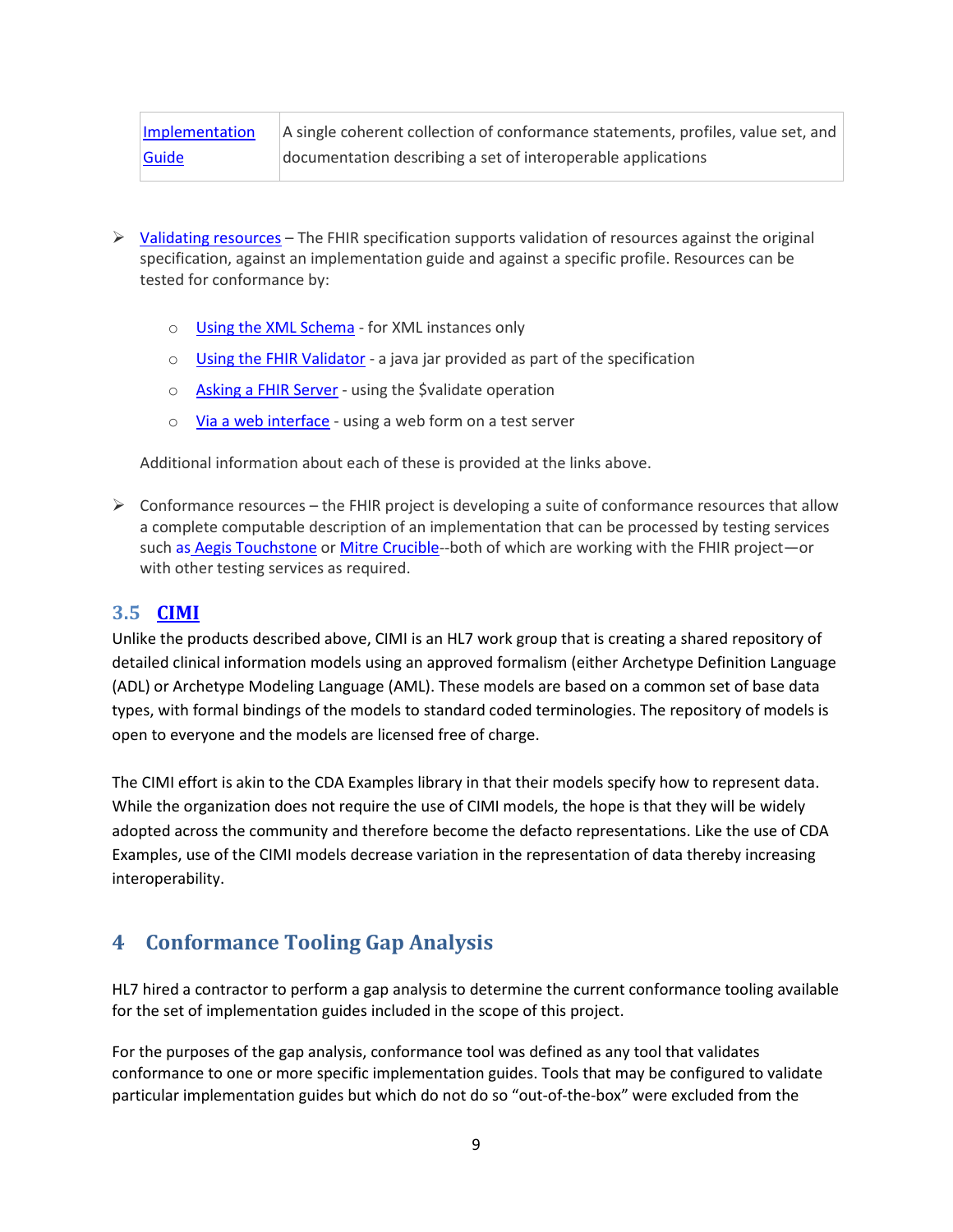| Implementation Guide | A single coherent collection of conformance statements, profiles, value set, and documentation describing a set of interoperable applications |
|---|---|

- Validating resources – The FHIR specification supports validation of resources against the original specification, against an implementation guide and against a specific profile. Resources can be tested for conformance by:

  - Using the XML Schema - for XML instances only
  - Using the FHIR Validator - a java jar provided as part of the specification
  - Asking a FHIR Server - using the $validate operation
  - Via a web interface - using a web form on a test server

  Additional information about each of these is provided at the links above.

- Conformance resources – the FHIR project is developing a suite of conformance resources that allow a complete computable description of an implementation that can be processed by testing services such as Aegis Touchstone or Mitre Crucible--both of which are working with the FHIR project—or with other testing services as required.

### 3.5 CIMI

Unlike the products described above, CIMI is an HL7 work group that is creating a shared repository of detailed clinical information models using an approved formalism (either Archetype Definition Language (ADL) or Archetype Modeling Language (AML). These models are based on a common set of base data types, with formal bindings of the models to standard coded terminologies. The repository of models is open to everyone and the models are licensed free of charge.

The CIMI effort is akin to the CDA Examples library in that their models specify how to represent data. While the organization does not require the use of CIMI models, the hope is that they will be widely adopted across the community and therefore become the defacto representations. Like the use of CDA Examples, use of the CIMI models decrease variation in the representation of data thereby increasing interoperability.

## 4 Conformance Tooling Gap Analysis

HL7 hired a contractor to perform a gap analysis to determine the current conformance tooling available for the set of implementation guides included in the scope of this project.

For the purposes of the gap analysis, conformance tool was defined as any tool that validates conformance to one or more specific implementation guides. Tools that may be configured to validate particular implementation guides but which do not do so "out-of-the-box" were excluded from the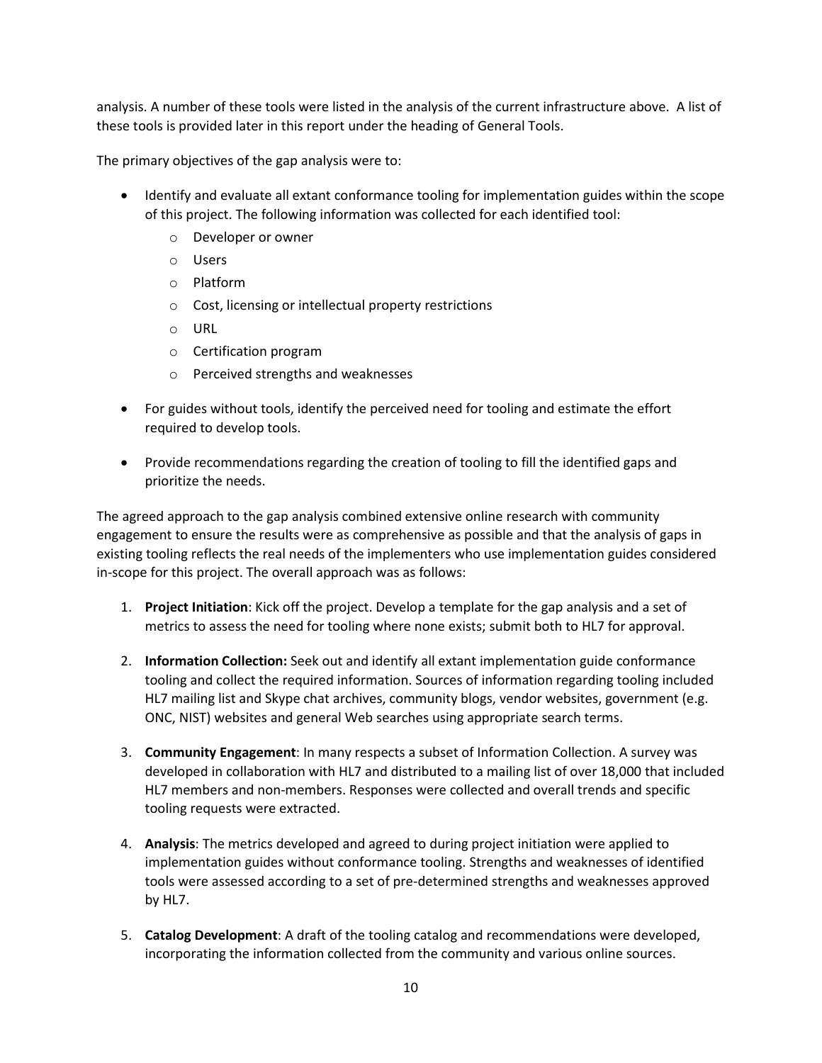analysis. A number of these tools were listed in the analysis of the current infrastructure above. A list of these tools is provided later in this report under the heading of General Tools.

The primary objectives of the gap analysis were to:

- Identify and evaluate all extant conformance tooling for implementation guides within the scope of this project. The following information was collected for each identified tool:
  - Developer or owner
  - Users
  - Platform
  - Cost, licensing or intellectual property restrictions
  - URL
  - Certification program
  - Perceived strengths and weaknesses
- For guides without tools, identify the perceived need for tooling and estimate the effort required to develop tools.
- Provide recommendations regarding the creation of tooling to fill the identified gaps and prioritize the needs.

The agreed approach to the gap analysis combined extensive online research with community engagement to ensure the results were as comprehensive as possible and that the analysis of gaps in existing tooling reflects the real needs of the implementers who use implementation guides considered in-scope for this project. The overall approach was as follows:

1. **Project Initiation**: Kick off the project. Develop a template for the gap analysis and a set of metrics to assess the need for tooling where none exists; submit both to HL7 for approval.
2. **Information Collection:** Seek out and identify all extant implementation guide conformance tooling and collect the required information. Sources of information regarding tooling included HL7 mailing list and Skype chat archives, community blogs, vendor websites, government (e.g. ONC, NIST) websites and general Web searches using appropriate search terms.
3. **Community Engagement**: In many respects a subset of Information Collection. A survey was developed in collaboration with HL7 and distributed to a mailing list of over 18,000 that included HL7 members and non-members. Responses were collected and overall trends and specific tooling requests were extracted.
4. **Analysis**: The metrics developed and agreed to during project initiation were applied to implementation guides without conformance tooling. Strengths and weaknesses of identified tools were assessed according to a set of pre-determined strengths and weaknesses approved by HL7.
5. **Catalog Development**: A draft of the tooling catalog and recommendations were developed, incorporating the information collected from the community and various online sources.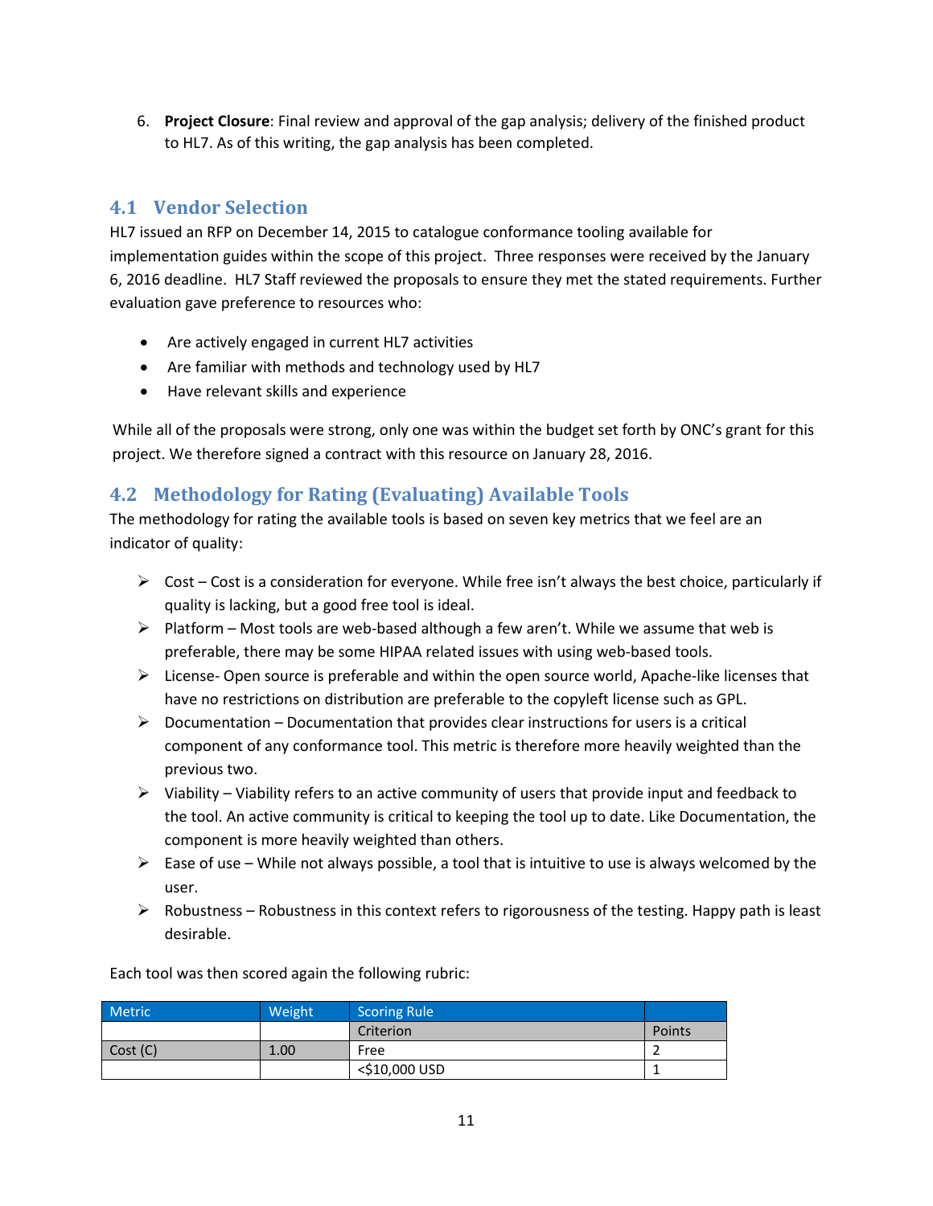6. **Project Closure**: Final review and approval of the gap analysis; delivery of the finished product to HL7. As of this writing, the gap analysis has been completed.

## 4.1 Vendor Selection

HL7 issued an RFP on December 14, 2015 to catalogue conformance tooling available for implementation guides within the scope of this project. Three responses were received by the January 6, 2016 deadline. HL7 Staff reviewed the proposals to ensure they met the stated requirements. Further evaluation gave preference to resources who:

- Are actively engaged in current HL7 activities
- Are familiar with methods and technology used by HL7
- Have relevant skills and experience

While all of the proposals were strong, only one was within the budget set forth by ONC's grant for this project. We therefore signed a contract with this resource on January 28, 2016.

## 4.2 Methodology for Rating (Evaluating) Available Tools

The methodology for rating the available tools is based on seven key metrics that we feel are an indicator of quality:

- Cost – Cost is a consideration for everyone. While free isn't always the best choice, particularly if quality is lacking, but a good free tool is ideal.
- Platform – Most tools are web-based although a few aren't. While we assume that web is preferable, there may be some HIPAA related issues with using web-based tools.
- License- Open source is preferable and within the open source world, Apache-like licenses that have no restrictions on distribution are preferable to the copyleft license such as GPL.
- Documentation – Documentation that provides clear instructions for users is a critical component of any conformance tool. This metric is therefore more heavily weighted than the previous two.
- Viability – Viability refers to an active community of users that provide input and feedback to the tool. An active community is critical to keeping the tool up to date. Like Documentation, the component is more heavily weighted than others.
- Ease of use – While not always possible, a tool that is intuitive to use is always welcomed by the user.
- Robustness – Robustness in this context refers to rigorousness of the testing. Happy path is least desirable.

Each tool was then scored again the following rubric:

| Metric | Weight | Scoring Rule | |
|---|---|---|---|
| | | Criterion | Points |
| Cost (C) | 1.00 | Free | 2 |
| | | <$10,000 USD | 1 |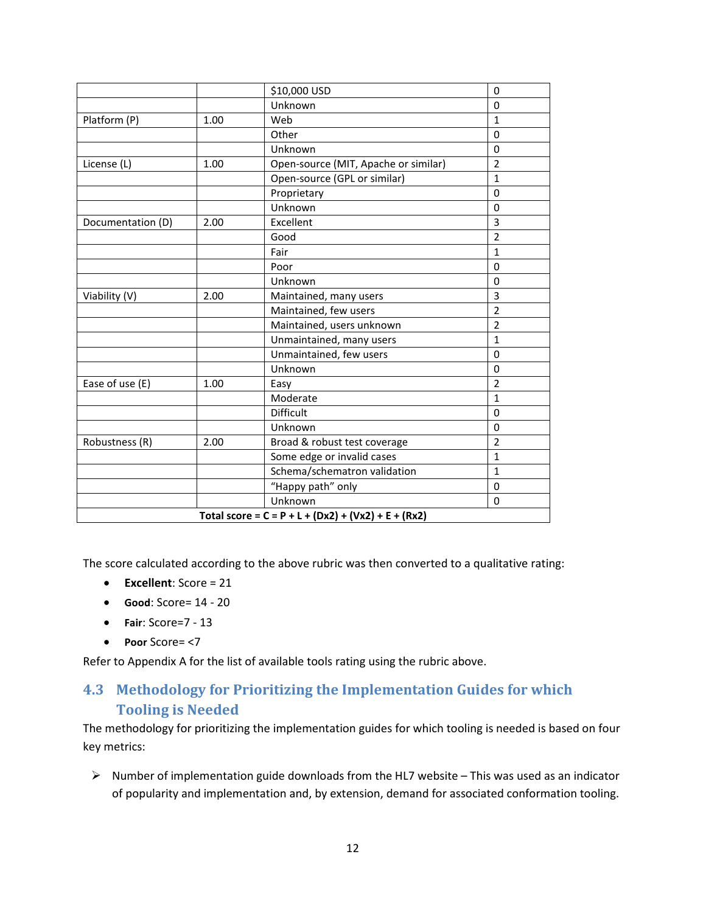| | | | |
|---|---|---|---|
| | | $10,000 USD | 0 |
| | | Unknown | 0 |
| Platform (P) | 1.00 | Web | 1 |
| | | Other | 0 |
| | | Unknown | 0 |
| License (L) | 1.00 | Open-source (MIT, Apache or similar) | 2 |
| | | Open-source (GPL or similar) | 1 |
| | | Proprietary | 0 |
| | | Unknown | 0 |
| Documentation (D) | 2.00 | Excellent | 3 |
| | | Good | 2 |
| | | Fair | 1 |
| | | Poor | 0 |
| | | Unknown | 0 |
| Viability (V) | 2.00 | Maintained, many users | 3 |
| | | Maintained, few users | 2 |
| | | Maintained, users unknown | 2 |
| | | Unmaintained, many users | 1 |
| | | Unmaintained, few users | 0 |
| | | Unknown | 0 |
| Ease of use (E) | 1.00 | Easy | 2 |
| | | Moderate | 1 |
| | | Difficult | 0 |
| | | Unknown | 0 |
| Robustness (R) | 2.00 | Broad & robust test coverage | 2 |
| | | Some edge or invalid cases | 1 |
| | | Schema/schematron validation | 1 |
| | | "Happy path" only | 0 |
| | | Unknown | 0 |
| **Total score = C = P + L + (Dx2) + (Vx2) + E + (Rx2)** | | | |

The score calculated according to the above rubric was then converted to a qualitative rating:

- **Excellent**: Score = 21
- **Good**: Score= 14 - 20
- **Fair**: Score=7 - 13
- **Poor** Score= <7

Refer to Appendix A for the list of available tools rating using the rubric above.

## 4.3 Methodology for Prioritizing the Implementation Guides for which Tooling is Needed

The methodology for prioritizing the implementation guides for which tooling is needed is based on four key metrics:

- Number of implementation guide downloads from the HL7 website – This was used as an indicator of popularity and implementation and, by extension, demand for associated conformation tooling.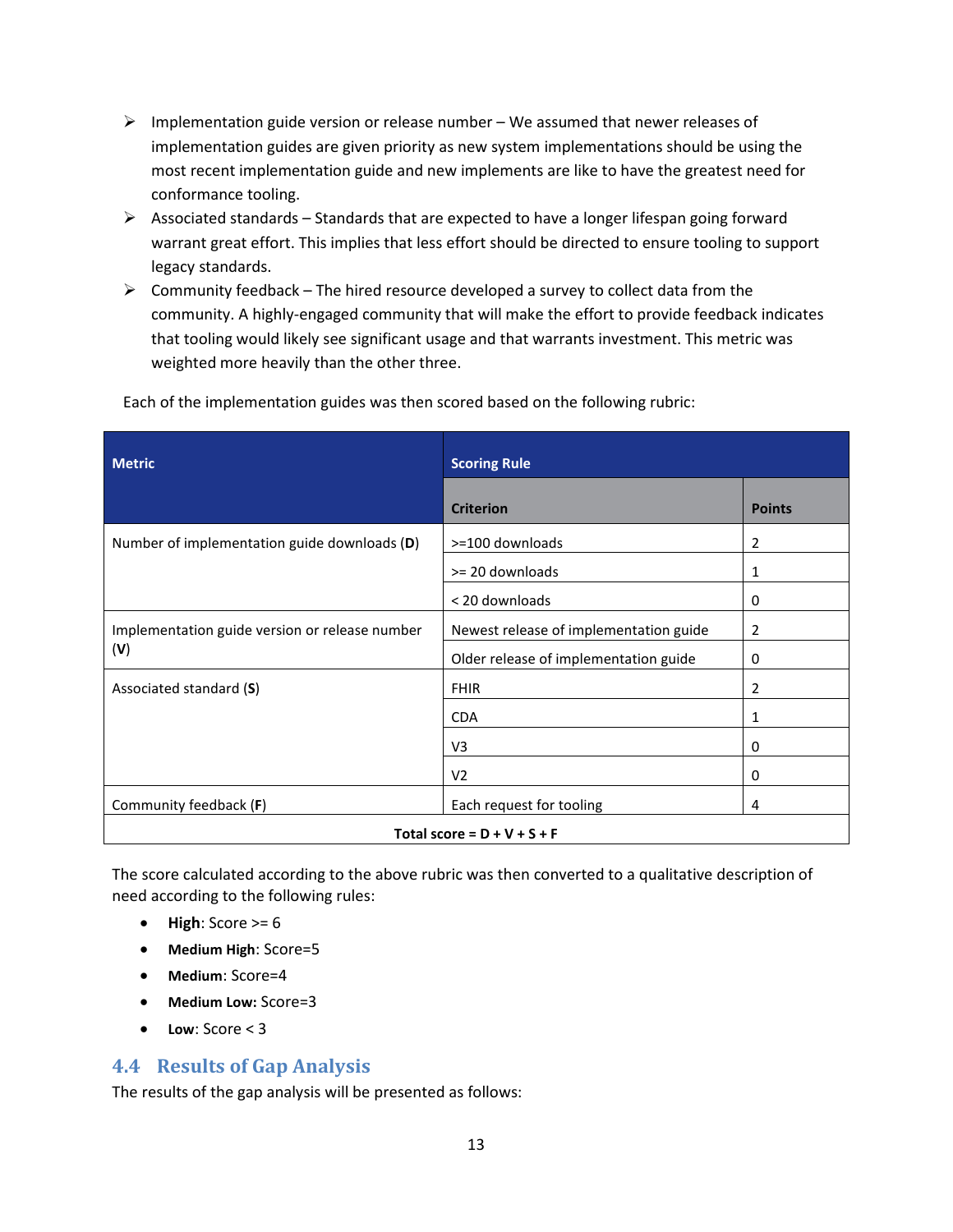- Implementation guide version or release number – We assumed that newer releases of implementation guides are given priority as new system implementations should be using the most recent implementation guide and new implements are like to have the greatest need for conformance tooling.
- Associated standards – Standards that are expected to have a longer lifespan going forward warrant great effort. This implies that less effort should be directed to ensure tooling to support legacy standards.
- Community feedback – The hired resource developed a survey to collect data from the community. A highly-engaged community that will make the effort to provide feedback indicates that tooling would likely see significant usage and that warrants investment. This metric was weighted more heavily than the other three.

Each of the implementation guides was then scored based on the following rubric:

| Metric | Scoring Rule | |
|---|---|---|
| | **Criterion** | **Points** |
| Number of implementation guide downloads (**D**) | >=100 downloads | 2 |
| | >= 20 downloads | 1 |
| | < 20 downloads | 0 |
| Implementation guide version or release number (**V**) | Newest release of implementation guide | 2 |
| | Older release of implementation guide | 0 |
| Associated standard (**S**) | FHIR | 2 |
| | CDA | 1 |
| | V3 | 0 |
| | V2 | 0 |
| Community feedback (**F**) | Each request for tooling | 4 |
| **Total score = D + V + S + F** | | |

The score calculated according to the above rubric was then converted to a qualitative description of need according to the following rules:

- **High**: Score >= 6
- **Medium High**: Score=5
- **Medium**: Score=4
- **Medium Low:** Score=3
- **Low**: Score < 3

## 4.4 Results of Gap Analysis

The results of the gap analysis will be presented as follows: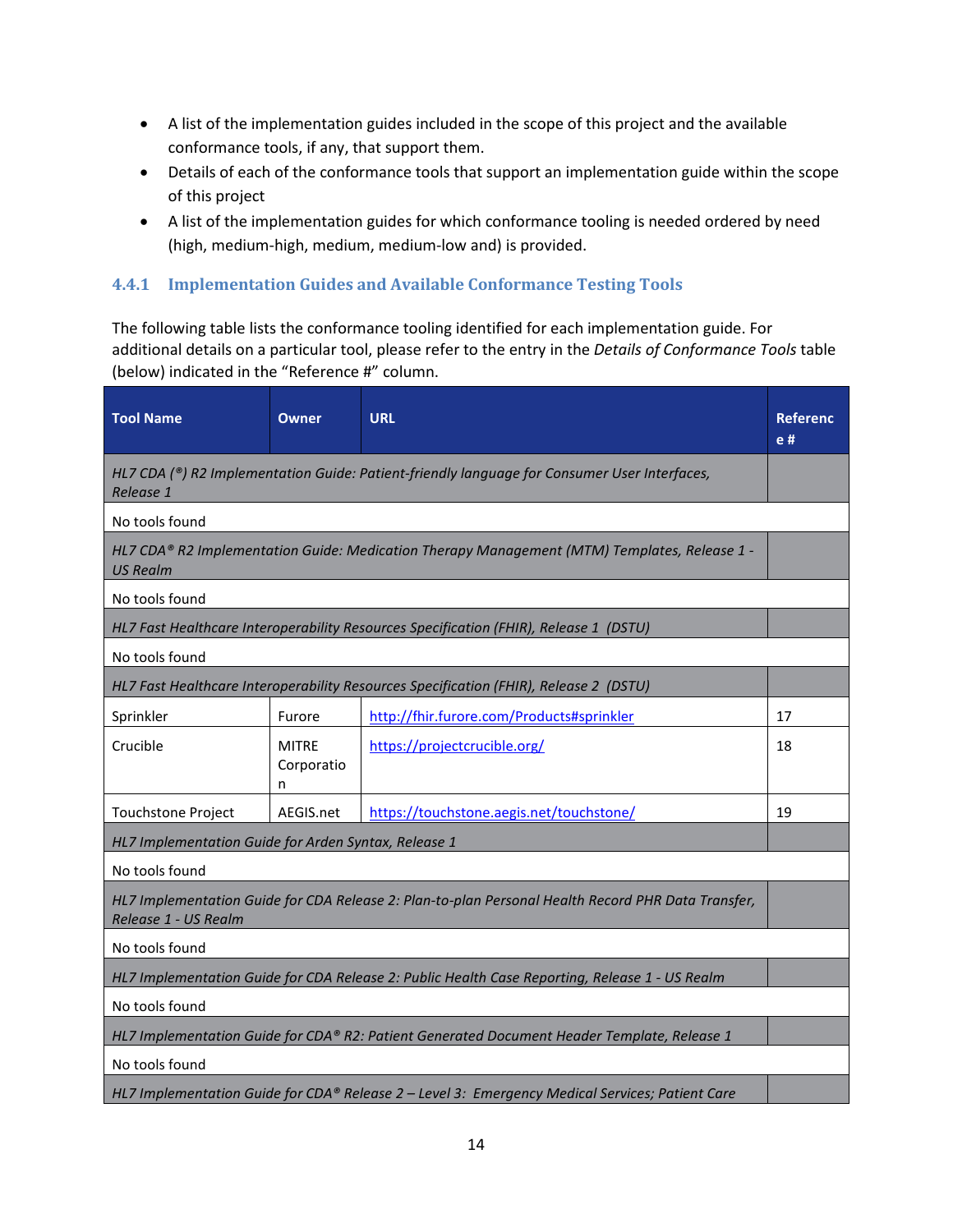- A list of the implementation guides included in the scope of this project and the available conformance tools, if any, that support them.
- Details of each of the conformance tools that support an implementation guide within the scope of this project
- A list of the implementation guides for which conformance tooling is needed ordered by need (high, medium-high, medium, medium-low and) is provided.

### 4.4.1 Implementation Guides and Available Conformance Testing Tools

The following table lists the conformance tooling identified for each implementation guide. For additional details on a particular tool, please refer to the entry in the *Details of Conformance Tools* table (below) indicated in the "Reference #" column.

| Tool Name | Owner | URL | Reference # |
|---|---|---|---|
| *HL7 CDA (®) R2 Implementation Guide: Patient-friendly language for Consumer User Interfaces, Release 1* | | | |
| No tools found | | | |
| *HL7 CDA® R2 Implementation Guide: Medication Therapy Management (MTM) Templates, Release 1 - US Realm* | | | |
| No tools found | | | |
| *HL7 Fast Healthcare Interoperability Resources Specification (FHIR), Release 1 (DSTU)* | | | |
| No tools found | | | |
| *HL7 Fast Healthcare Interoperability Resources Specification (FHIR), Release 2 (DSTU)* | | | |
| Sprinkler | Furore | http://fhir.furore.com/Products#sprinkler | 17 |
| Crucible | MITRE Corporation | https://projectcrucible.org/ | 18 |
| Touchstone Project | AEGIS.net | https://touchstone.aegis.net/touchstone/ | 19 |
| *HL7 Implementation Guide for Arden Syntax, Release 1* | | | |
| No tools found | | | |
| *HL7 Implementation Guide for CDA Release 2: Plan-to-plan Personal Health Record PHR Data Transfer, Release 1 - US Realm* | | | |
| No tools found | | | |
| *HL7 Implementation Guide for CDA Release 2: Public Health Case Reporting, Release 1 - US Realm* | | | |
| No tools found | | | |
| *HL7 Implementation Guide for CDA® R2: Patient Generated Document Header Template, Release 1* | | | |
| No tools found | | | |
| *HL7 Implementation Guide for CDA® Release 2 – Level 3: Emergency Medical Services; Patient Care* | | | |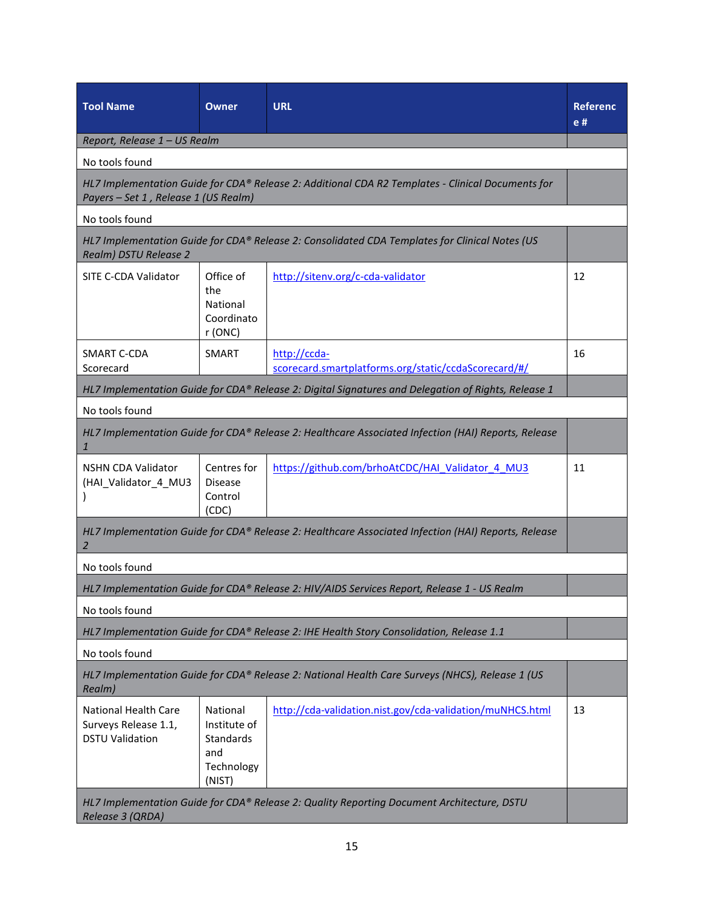| Tool Name | Owner | URL | Reference # |
|---|---|---|---|
| *Report, Release 1 – US Realm* | | | |
| No tools found | | | |
| *HL7 Implementation Guide for CDA® Release 2: Additional CDA R2 Templates - Clinical Documents for Payers – Set 1 , Release 1 (US Realm)* | | | |
| No tools found | | | |
| *HL7 Implementation Guide for CDA® Release 2: Consolidated CDA Templates for Clinical Notes (US Realm) DSTU Release 2* | | | |
| SITE C-CDA Validator | Office of the National Coordinator (ONC) | http://sitenv.org/c-cda-validator | 12 |
| SMART C-CDA Scorecard | SMART | http://ccda-scorecard.smartplatforms.org/static/ccdaScorecard/#/ | 16 |
| *HL7 Implementation Guide for CDA® Release 2: Digital Signatures and Delegation of Rights, Release 1* | | | |
| No tools found | | | |
| *HL7 Implementation Guide for CDA® Release 2: Healthcare Associated Infection (HAI) Reports, Release 1* | | | |
| NSHN CDA Validator (HAI_Validator_4_MU3) | Centres for Disease Control (CDC) | https://github.com/brhoAtCDC/HAI_Validator_4_MU3 | 11 |
| *HL7 Implementation Guide for CDA® Release 2: Healthcare Associated Infection (HAI) Reports, Release 2* | | | |
| No tools found | | | |
| *HL7 Implementation Guide for CDA® Release 2: HIV/AIDS Services Report, Release 1 - US Realm* | | | |
| No tools found | | | |
| *HL7 Implementation Guide for CDA® Release 2: IHE Health Story Consolidation, Release 1.1* | | | |
| No tools found | | | |
| *HL7 Implementation Guide for CDA® Release 2: National Health Care Surveys (NHCS), Release 1 (US Realm)* | | | |
| National Health Care Surveys Release 1.1, DSTU Validation | National Institute of Standards and Technology (NIST) | http://cda-validation.nist.gov/cda-validation/muNHCS.html | 13 |
| *HL7 Implementation Guide for CDA® Release 2: Quality Reporting Document Architecture, DSTU Release 3 (QRDA)* | | | |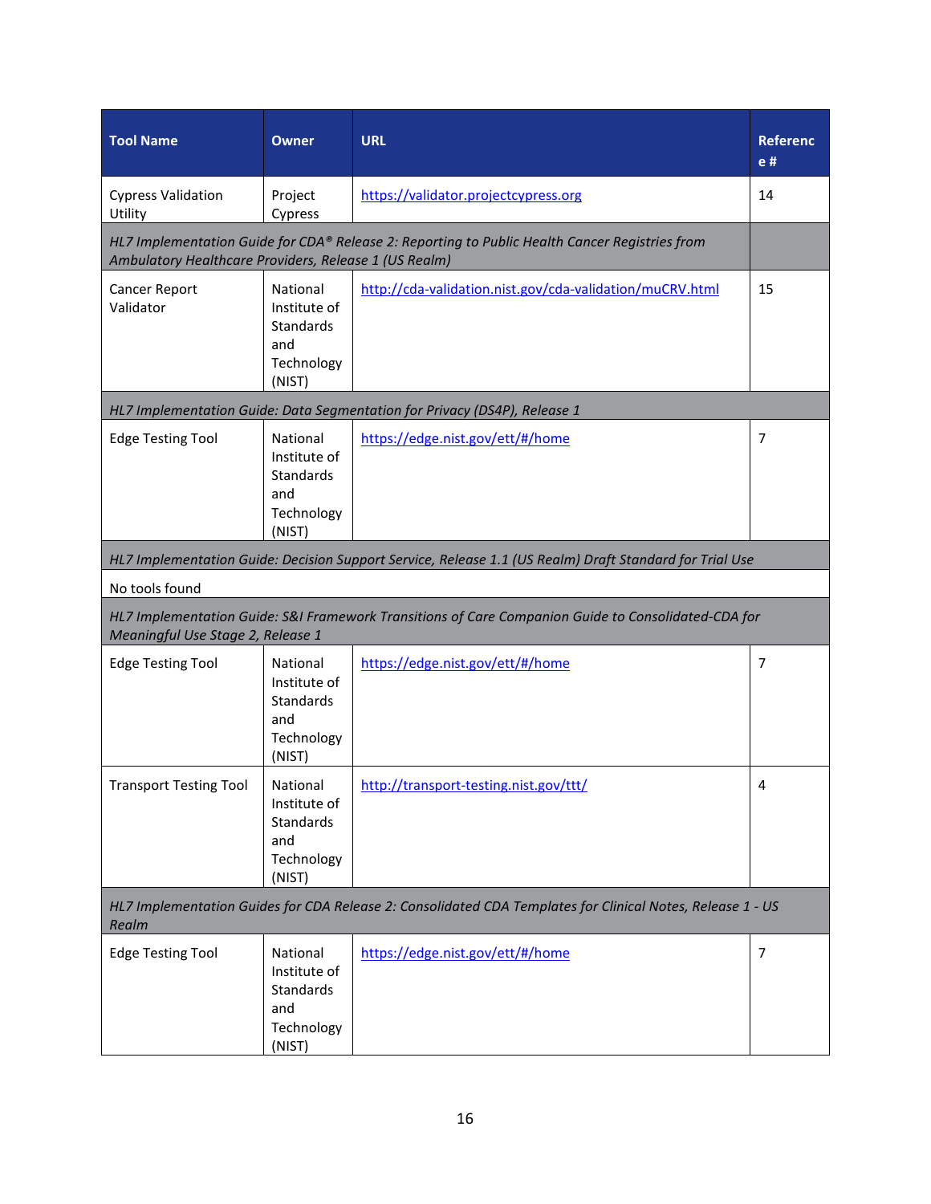| Tool Name | Owner | URL | Reference # |
|---|---|---|---|
| Cypress Validation Utility | Project Cypress | https://validator.projectcypress.org | 14 |
| *HL7 Implementation Guide for CDA® Release 2: Reporting to Public Health Cancer Registries from Ambulatory Healthcare Providers, Release 1 (US Realm)* | | | |
| Cancer Report Validator | National Institute of Standards and Technology (NIST) | http://cda-validation.nist.gov/cda-validation/muCRV.html | 15 |
| *HL7 Implementation Guide: Data Segmentation for Privacy (DS4P), Release 1* | | | |
| Edge Testing Tool | National Institute of Standards and Technology (NIST) | https://edge.nist.gov/ett/#/home | 7 |
| *HL7 Implementation Guide: Decision Support Service, Release 1.1 (US Realm) Draft Standard for Trial Use* | | | |
| No tools found | | | |
| *HL7 Implementation Guide: S&I Framework Transitions of Care Companion Guide to Consolidated-CDA for Meaningful Use Stage 2, Release 1* | | | |
| Edge Testing Tool | National Institute of Standards and Technology (NIST) | https://edge.nist.gov/ett/#/home | 7 |
| Transport Testing Tool | National Institute of Standards and Technology (NIST) | http://transport-testing.nist.gov/ttt/ | 4 |
| *HL7 Implementation Guides for CDA Release 2: Consolidated CDA Templates for Clinical Notes, Release 1 - US Realm* | | | |
| Edge Testing Tool | National Institute of Standards and Technology (NIST) | https://edge.nist.gov/ett/#/home | 7 |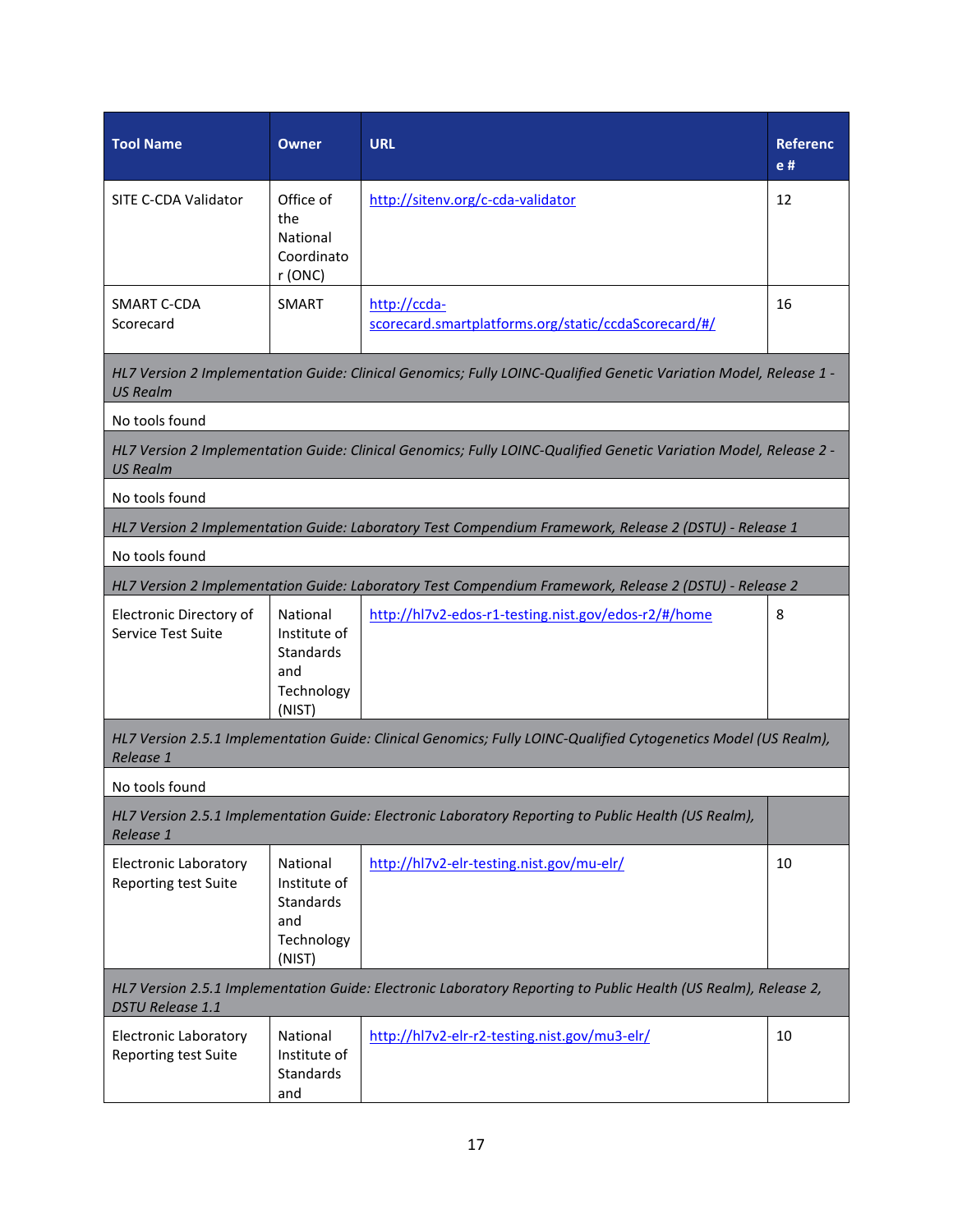| Tool Name | Owner | URL | Reference # |
|---|---|---|---|
| SITE C-CDA Validator | Office of the National Coordinator (ONC) | http://sitenv.org/c-cda-validator | 12 |
| SMART C-CDA Scorecard | SMART | http://ccda-scorecard.smartplatforms.org/static/ccdaScorecard/#/ | 16 |
| *HL7 Version 2 Implementation Guide: Clinical Genomics; Fully LOINC-Qualified Genetic Variation Model, Release 1 - US Realm* | | | |
| No tools found | | | |
| *HL7 Version 2 Implementation Guide: Clinical Genomics; Fully LOINC-Qualified Genetic Variation Model, Release 2 - US Realm* | | | |
| No tools found | | | |
| *HL7 Version 2 Implementation Guide: Laboratory Test Compendium Framework, Release 2 (DSTU) - Release 1* | | | |
| No tools found | | | |
| *HL7 Version 2 Implementation Guide: Laboratory Test Compendium Framework, Release 2 (DSTU) - Release 2* | | | |
| Electronic Directory of Service Test Suite | National Institute of Standards and Technology (NIST) | http://hl7v2-edos-r1-testing.nist.gov/edos-r2/#/home | 8 |
| *HL7 Version 2.5.1 Implementation Guide: Clinical Genomics; Fully LOINC-Qualified Cytogenetics Model (US Realm), Release 1* | | | |
| No tools found | | | |
| *HL7 Version 2.5.1 Implementation Guide: Electronic Laboratory Reporting to Public Health (US Realm), Release 1* | | | |
| Electronic Laboratory Reporting test Suite | National Institute of Standards and Technology (NIST) | http://hl7v2-elr-testing.nist.gov/mu-elr/ | 10 |
| *HL7 Version 2.5.1 Implementation Guide: Electronic Laboratory Reporting to Public Health (US Realm), Release 2, DSTU Release 1.1* | | | |
| Electronic Laboratory Reporting test Suite | National Institute of Standards and | http://hl7v2-elr-r2-testing.nist.gov/mu3-elr/ | 10 |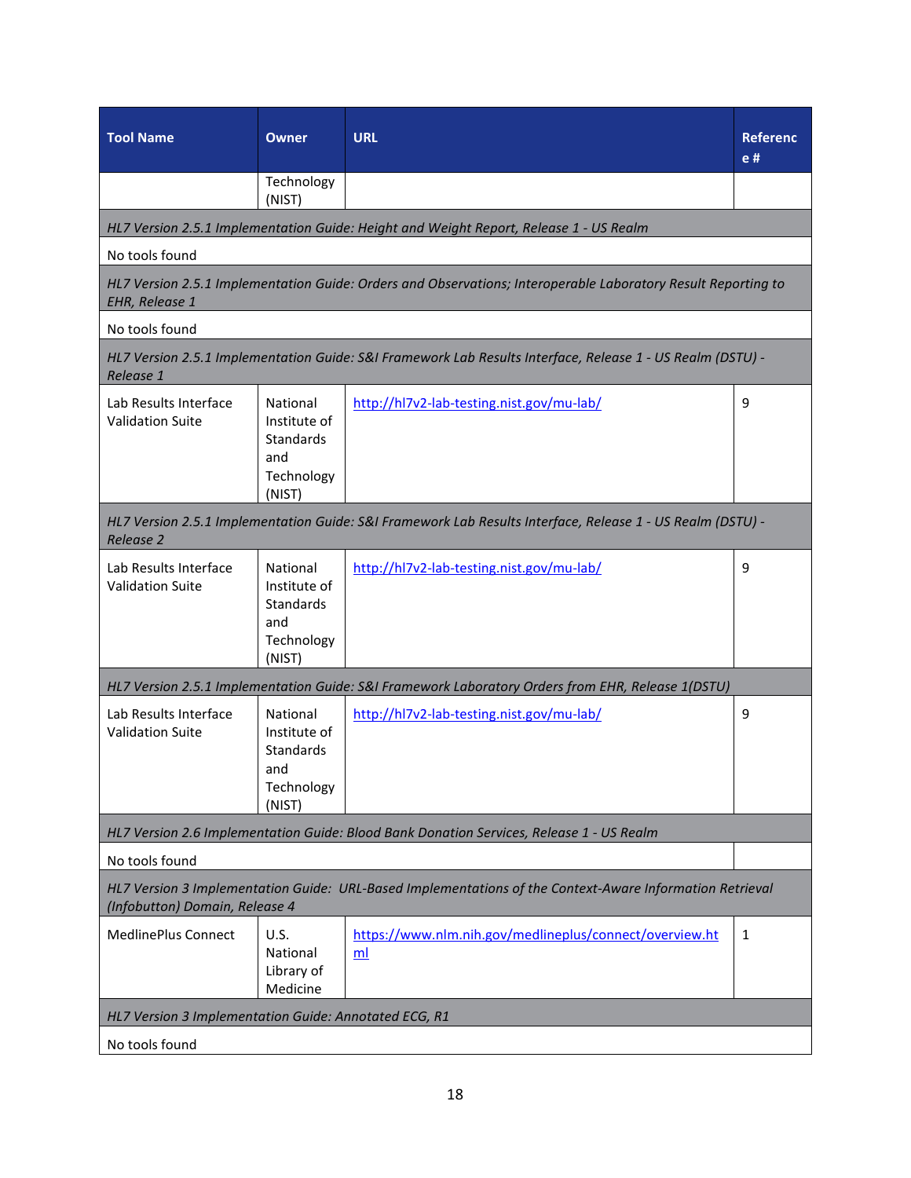| Tool Name | Owner | URL | Reference # |
|---|---|---|---|
| | Technology (NIST) | | |
| *HL7 Version 2.5.1 Implementation Guide: Height and Weight Report, Release 1 - US Realm* | | | |
| No tools found | | | |
| *HL7 Version 2.5.1 Implementation Guide: Orders and Observations; Interoperable Laboratory Result Reporting to EHR, Release 1* | | | |
| No tools found | | | |
| *HL7 Version 2.5.1 Implementation Guide: S&I Framework Lab Results Interface, Release 1 - US Realm (DSTU) - Release 1* | | | |
| Lab Results Interface Validation Suite | National Institute of Standards and Technology (NIST) | http://hl7v2-lab-testing.nist.gov/mu-lab/ | 9 |
| *HL7 Version 2.5.1 Implementation Guide: S&I Framework Lab Results Interface, Release 1 - US Realm (DSTU) - Release 2* | | | |
| Lab Results Interface Validation Suite | National Institute of Standards and Technology (NIST) | http://hl7v2-lab-testing.nist.gov/mu-lab/ | 9 |
| *HL7 Version 2.5.1 Implementation Guide: S&I Framework Laboratory Orders from EHR, Release 1(DSTU)* | | | |
| Lab Results Interface Validation Suite | National Institute of Standards and Technology (NIST) | http://hl7v2-lab-testing.nist.gov/mu-lab/ | 9 |
| *HL7 Version 2.6 Implementation Guide: Blood Bank Donation Services, Release 1 - US Realm* | | | |
| No tools found | | | |
| *HL7 Version 3 Implementation Guide: URL-Based Implementations of the Context-Aware Information Retrieval (Infobutton) Domain, Release 4* | | | |
| MedlinePlus Connect | U.S. National Library of Medicine | https://www.nlm.nih.gov/medlineplus/connect/overview.html | 1 |
| *HL7 Version 3 Implementation Guide: Annotated ECG, R1* | | | |
| No tools found | | | |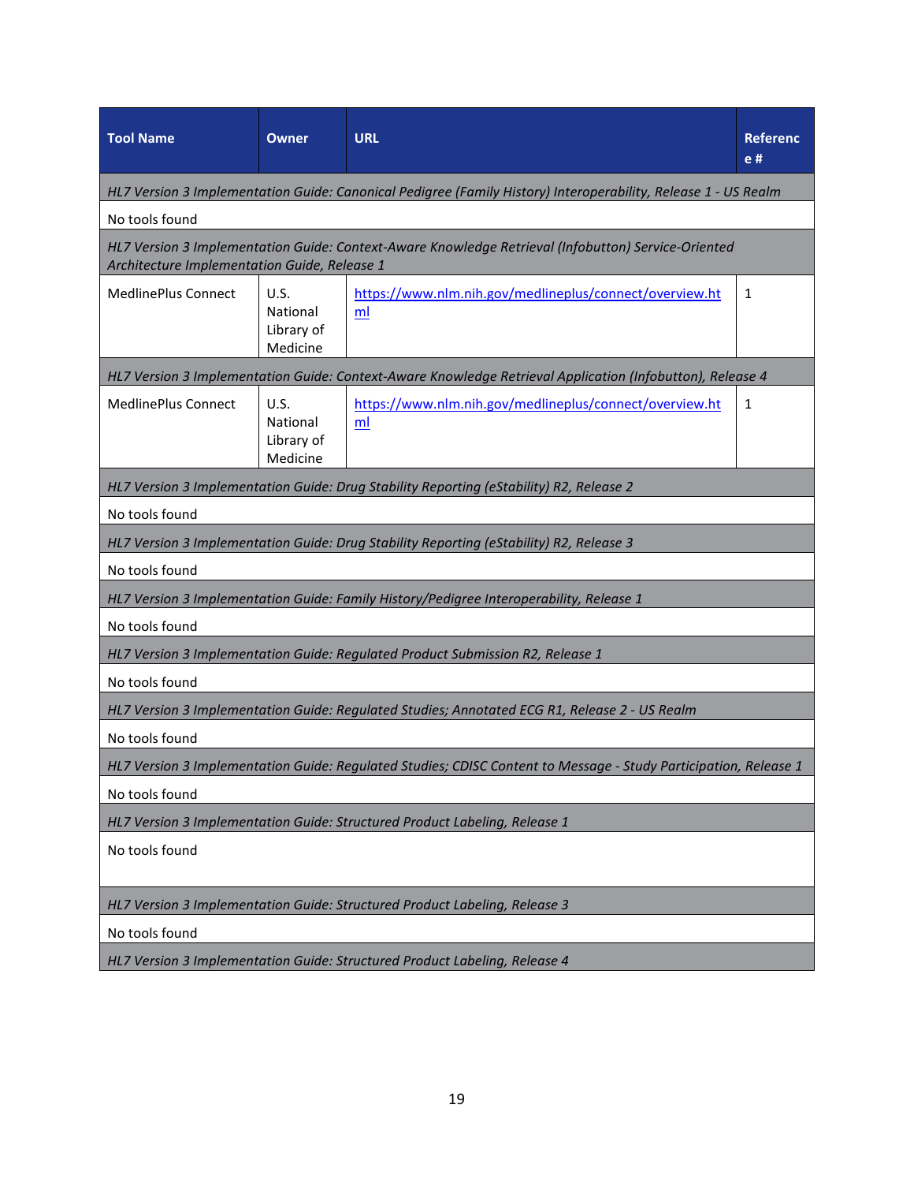| Tool Name | Owner | URL | Reference # |
|---|---|---|---|
| *HL7 Version 3 Implementation Guide: Canonical Pedigree (Family History) Interoperability, Release 1 - US Realm* | | | |
| No tools found | | | |
| *HL7 Version 3 Implementation Guide: Context-Aware Knowledge Retrieval (Infobutton) Service-Oriented Architecture Implementation Guide, Release 1* | | | |
| MedlinePlus Connect | U.S. National Library of Medicine | https://www.nlm.nih.gov/medlineplus/connect/overview.html | 1 |
| *HL7 Version 3 Implementation Guide: Context-Aware Knowledge Retrieval Application (Infobutton), Release 4* | | | |
| MedlinePlus Connect | U.S. National Library of Medicine | https://www.nlm.nih.gov/medlineplus/connect/overview.html | 1 |
| *HL7 Version 3 Implementation Guide: Drug Stability Reporting (eStability) R2, Release 2* | | | |
| No tools found | | | |
| *HL7 Version 3 Implementation Guide: Drug Stability Reporting (eStability) R2, Release 3* | | | |
| No tools found | | | |
| *HL7 Version 3 Implementation Guide: Family History/Pedigree Interoperability, Release 1* | | | |
| No tools found | | | |
| *HL7 Version 3 Implementation Guide: Regulated Product Submission R2, Release 1* | | | |
| No tools found | | | |
| *HL7 Version 3 Implementation Guide: Regulated Studies; Annotated ECG R1, Release 2 - US Realm* | | | |
| No tools found | | | |
| *HL7 Version 3 Implementation Guide: Regulated Studies; CDISC Content to Message - Study Participation, Release 1* | | | |
| No tools found | | | |
| *HL7 Version 3 Implementation Guide: Structured Product Labeling, Release 1* | | | |
| No tools found | | | |
| *HL7 Version 3 Implementation Guide: Structured Product Labeling, Release 3* | | | |
| No tools found | | | |
| *HL7 Version 3 Implementation Guide: Structured Product Labeling, Release 4* | | | |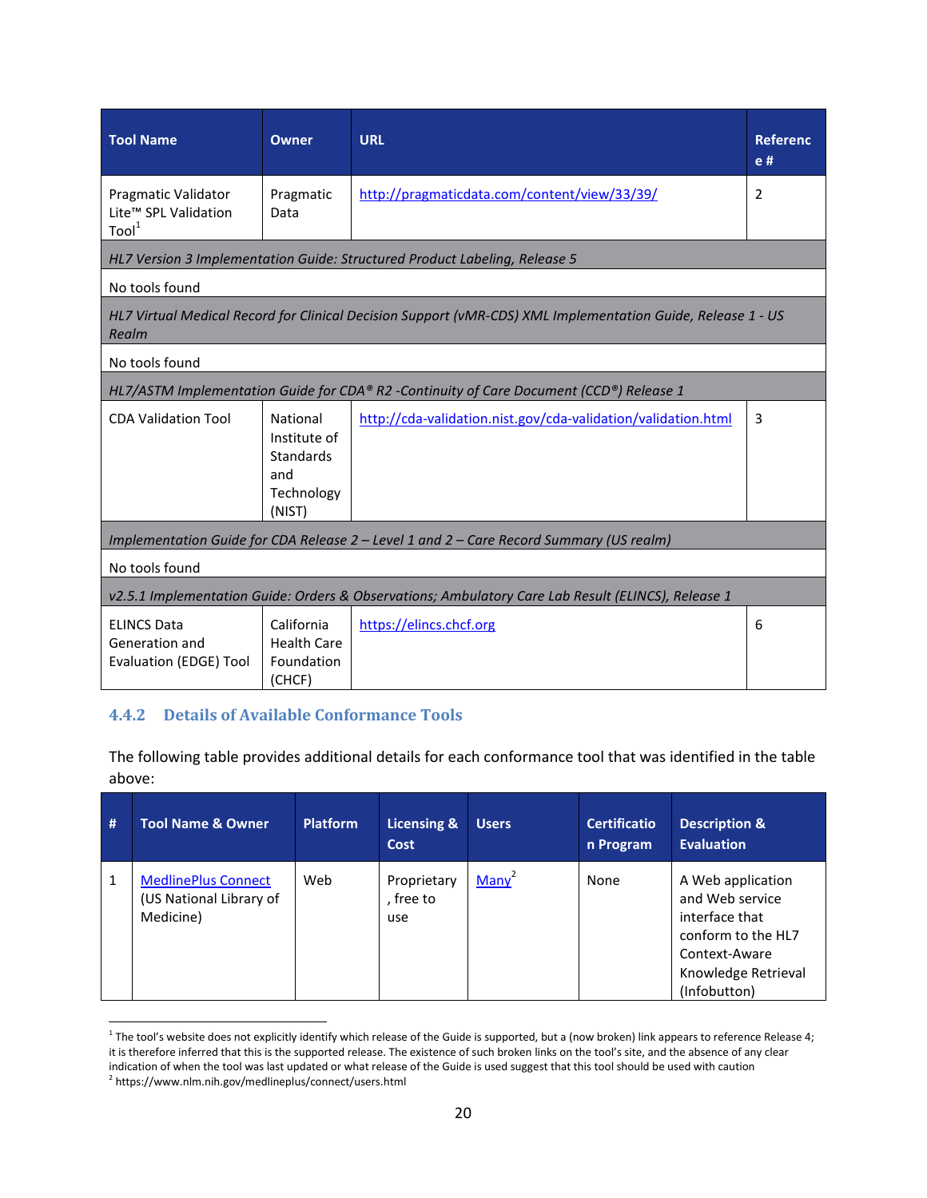| Tool Name | Owner | URL | Reference # |
|---|---|---|---|
| Pragmatic Validator Lite™ SPL Validation Tool[1] | Pragmatic Data | http://pragmaticdata.com/content/view/33/39/ | 2 |
| *HL7 Version 3 Implementation Guide: Structured Product Labeling, Release 5* | | | |
| No tools found | | | |
| *HL7 Virtual Medical Record for Clinical Decision Support (vMR-CDS) XML Implementation Guide, Release 1 - US Realm* | | | |
| No tools found | | | |
| *HL7/ASTM Implementation Guide for CDA® R2 -Continuity of Care Document (CCD®) Release 1* | | | |
| CDA Validation Tool | National Institute of Standards and Technology (NIST) | http://cda-validation.nist.gov/cda-validation/validation.html | 3 |
| *Implementation Guide for CDA Release 2 – Level 1 and 2 – Care Record Summary (US realm)* | | | |
| No tools found | | | |
| *v2.5.1 Implementation Guide: Orders & Observations; Ambulatory Care Lab Result (ELINCS), Release 1* | | | |
| ELINCS Data Generation and Evaluation (EDGE) Tool | California Health Care Foundation (CHCF) | https://elincs.chcf.org | 6 |

### 4.4.2 Details of Available Conformance Tools

The following table provides additional details for each conformance tool that was identified in the table above:

| # | Tool Name & Owner | Platform | Licensing & Cost | Users | Certification Program | Description & Evaluation |
|---|---|---|---|---|---|---|
| 1 | MedlinePlus Connect (US National Library of Medicine) | Web | Proprietary, free to use | Many[2] | None | A Web application and Web service interface that conform to the HL7 Context-Aware Knowledge Retrieval (Infobutton) |

[1] The tool's website does not explicitly identify which release of the Guide is supported, but a (now broken) link appears to reference Release 4; it is therefore inferred that this is the supported release. The existence of such broken links on the tool's site, and the absence of any clear indication of when the tool was last updated or what release of the Guide is used suggest that this tool should be used with caution

[2] https://www.nlm.nih.gov/medlineplus/connect/users.html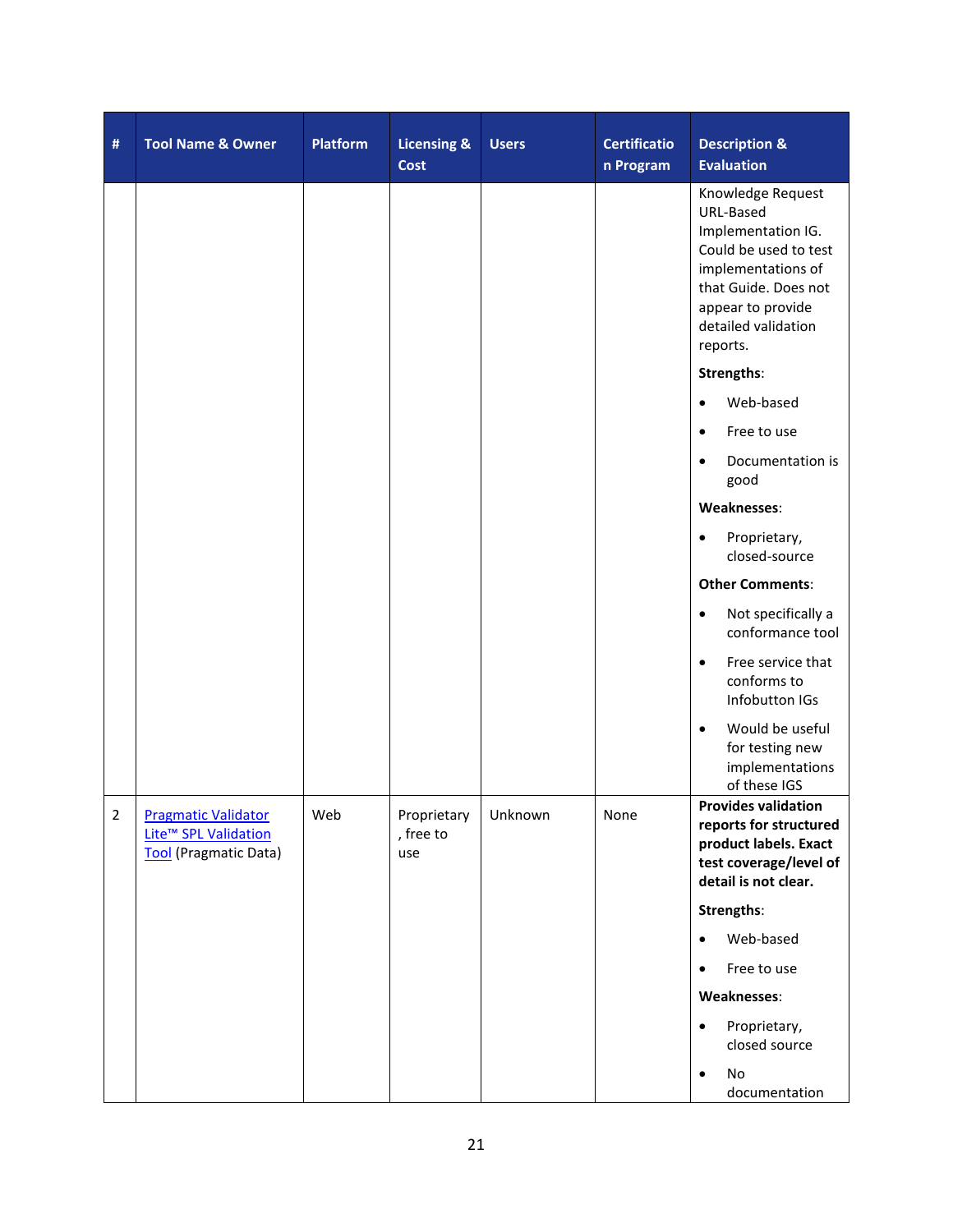| # | Tool Name & Owner | Platform | Licensing & Cost | Users | Certification Program | Description & Evaluation |
|---|---|---|---|---|---|---|
| | | | | | | Knowledge Request URL-Based Implementation IG. Could be used to test implementations of that Guide. Does not appear to provide detailed validation reports.<br><br>**Strengths**:<br>• Web-based<br>• Free to use<br>• Documentation is good<br><br>**Weaknesses**:<br>• Proprietary, closed-source<br><br>**Other Comments**:<br>• Not specifically a conformance tool<br>• Free service that conforms to Infobutton IGs<br>• Would be useful for testing new implementations of these IGS |
| 2 | [Pragmatic Validator Lite™ SPL Validation Tool] (Pragmatic Data) | Web | Proprietary, free to use | Unknown | None | **Provides validation reports for structured product labels. Exact test coverage/level of detail is not clear.**<br><br>**Strengths**:<br>• Web-based<br>• Free to use<br><br>**Weaknesses**:<br>• Proprietary, closed source<br>• No documentation |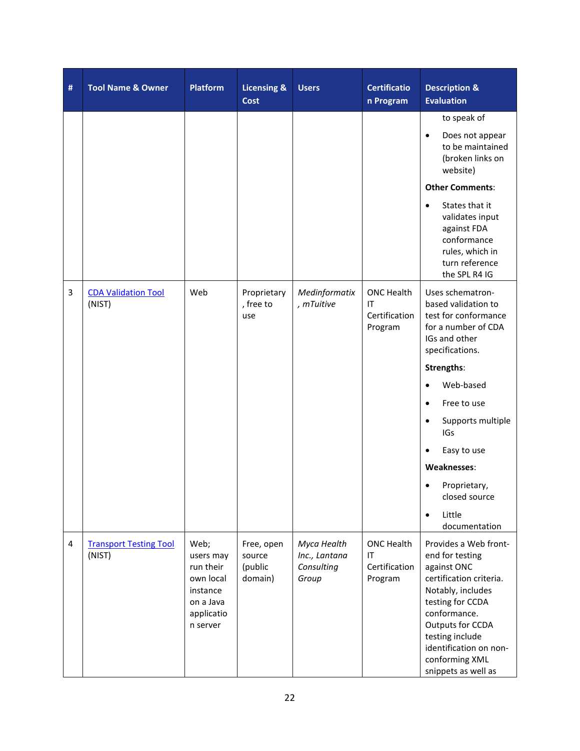| # | Tool Name & Owner | Platform | Licensing & Cost | Users | Certification Program | Description & Evaluation |
|---|---|---|---|---|---|---|
| | | | | | | to speak of<br>• Does not appear to be maintained (broken links on website)<br>**Other Comments**:<br>• States that it validates input against FDA conformance rules, which in turn reference the SPL R4 IG |
| 3 | [CDA Validation Tool](CDA Validation Tool) (NIST) | Web | Proprietary, free to use | *Medinformatix, mTuitive* | ONC Health IT Certification Program | Uses schematron-based validation to test for conformance for a number of CDA IGs and other specifications.<br>**Strengths**:<br>• Web-based<br>• Free to use<br>• Supports multiple IGs<br>• Easy to use<br>**Weaknesses**:<br>• Proprietary, closed source<br>• Little documentation |
| 4 | [Transport Testing Tool](Transport Testing Tool) (NIST) | Web; users may run their own local instance on a Java application server | Free, open source (public domain) | *Myca Health Inc., Lantana Consulting Group* | ONC Health IT Certification Program | Provides a Web front-end for testing against ONC certification criteria. Notably, includes testing for CCDA conformance. Outputs for CCDA testing include identification on non-conforming XML snippets as well as |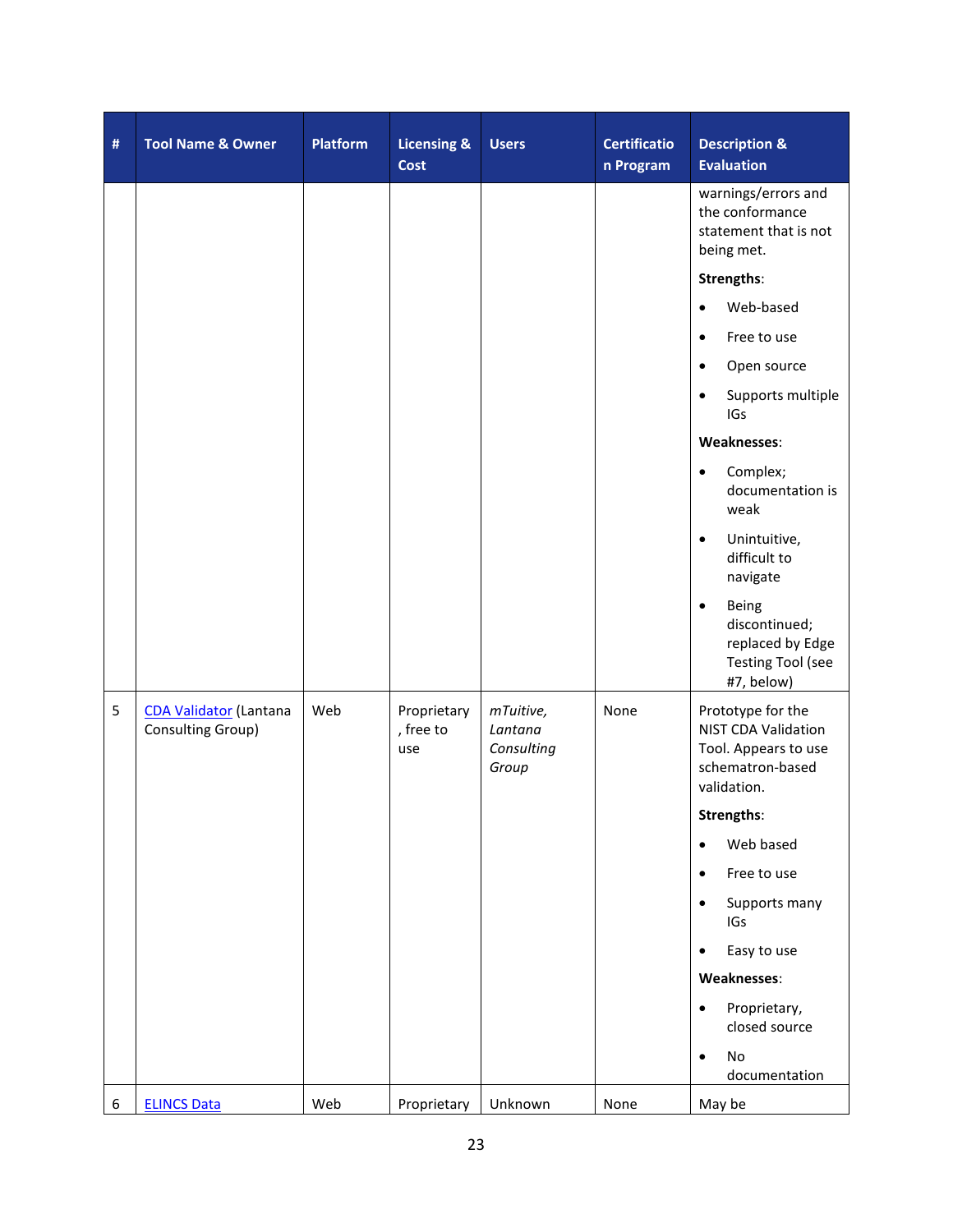| # | Tool Name & Owner | Platform | Licensing & Cost | Users | Certification Program | Description & Evaluation |
|---|---|---|---|---|---|---|
| | | | | | | warnings/errors and the conformance statement that is not being met. **Strengths**: • Web-based • Free to use • Open source • Supports multiple IGs **Weaknesses**: • Complex; documentation is weak • Unintuitive, difficult to navigate • Being discontinued; replaced by Edge Testing Tool (see #7, below) |
| 5 | CDA Validator (Lantana Consulting Group) | Web | Proprietary, free to use | *mTuitive, Lantana Consulting Group* | None | Prototype for the NIST CDA Validation Tool. Appears to use schematron-based validation. **Strengths**: • Web based • Free to use • Supports many IGs • Easy to use **Weaknesses**: • Proprietary, closed source • No documentation |
| 6 | ELINCS Data | Web | Proprietary | Unknown | None | May be |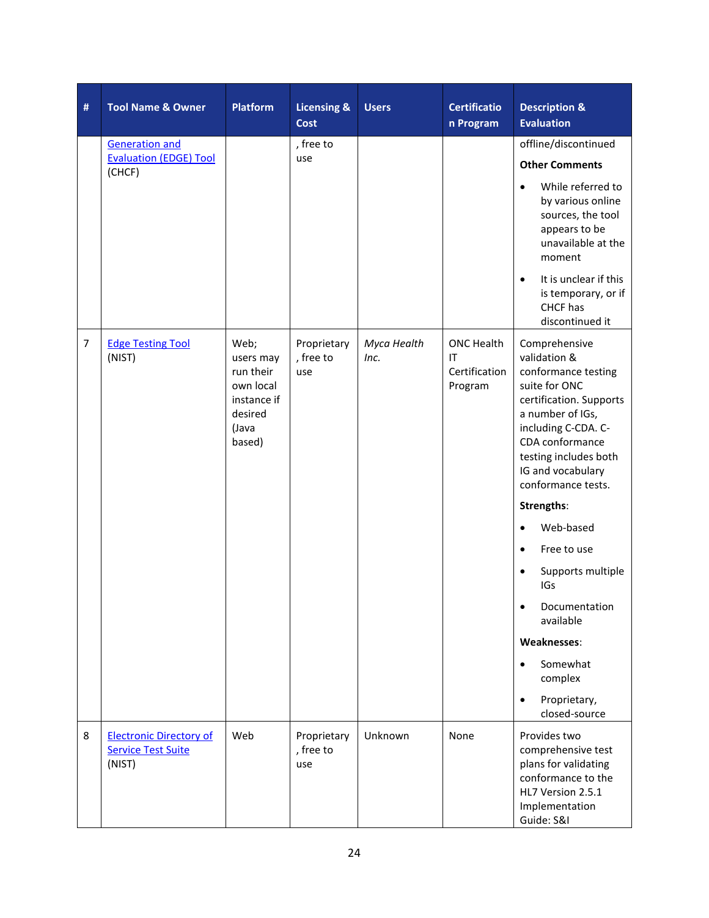| # | Tool Name & Owner | Platform | Licensing & Cost | Users | Certification Program | Description & Evaluation |
|---|---|---|---|---|---|---|
| | Generation and Evaluation (EDGE) Tool (CHCF) | | , free to use | | | offline/discontinued<br>**Other Comments**<br>• While referred to by various online sources, the tool appears to be unavailable at the moment<br>• It is unclear if this is temporary, or if CHCF has discontinued it |
| 7 | Edge Testing Tool (NIST) | Web; users may run their own local instance if desired (Java based) | Proprietary, free to use | *Myca Health Inc.* | ONC Health IT Certification Program | Comprehensive validation & conformance testing suite for ONC certification. Supports a number of IGs, including C-CDA. C-CDA conformance testing includes both IG and vocabulary conformance tests.<br>**Strengths**:<br>• Web-based<br>• Free to use<br>• Supports multiple IGs<br>• Documentation available<br>**Weaknesses**:<br>• Somewhat complex<br>• Proprietary, closed-source |
| 8 | Electronic Directory of Service Test Suite (NIST) | Web | Proprietary, free to use | Unknown | None | Provides two comprehensive test plans for validating conformance to the HL7 Version 2.5.1 Implementation Guide: S&I |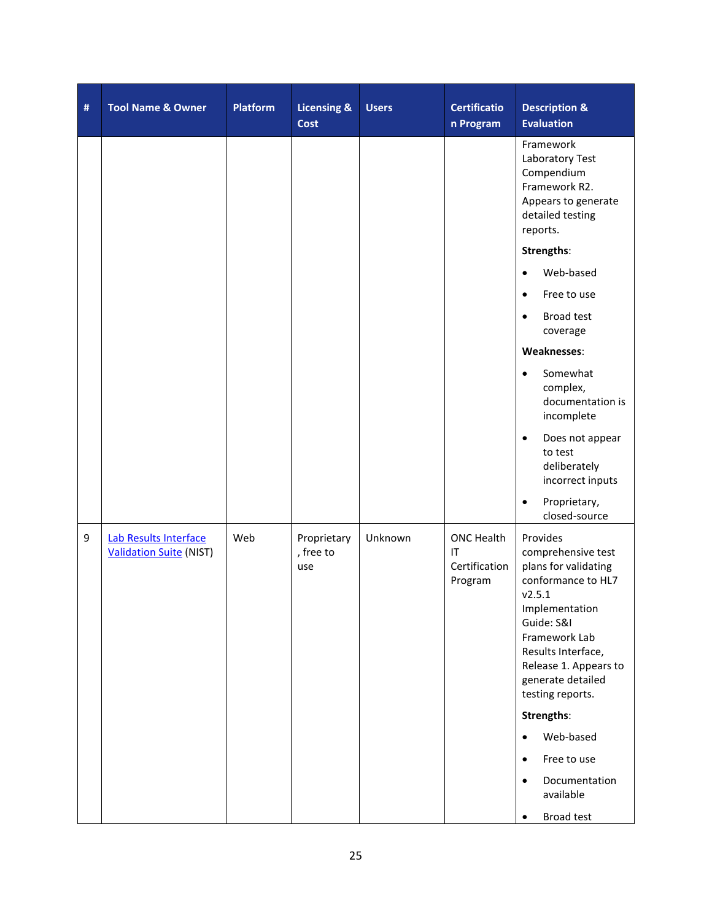| # | Tool Name & Owner | Platform | Licensing & Cost | Users | Certification Program | Description & Evaluation |
|---|---|---|---|---|---|---|
| | | | | | | Framework Laboratory Test Compendium Framework R2. Appears to generate detailed testing reports.<br><br>**Strengths**:<br>• Web-based<br>• Free to use<br>• Broad test coverage<br><br>**Weaknesses**:<br>• Somewhat complex, documentation is incomplete<br>• Does not appear to test deliberately incorrect inputs<br>• Proprietary, closed-source |
| 9 | [Lab Results Interface Validation Suite] (NIST) | Web | Proprietary, free to use | Unknown | ONC Health IT Certification Program | Provides comprehensive test plans for validating conformance to HL7 v2.5.1 Implementation Guide: S&I Framework Lab Results Interface, Release 1. Appears to generate detailed testing reports.<br><br>**Strengths**:<br>• Web-based<br>• Free to use<br>• Documentation available<br>• Broad test |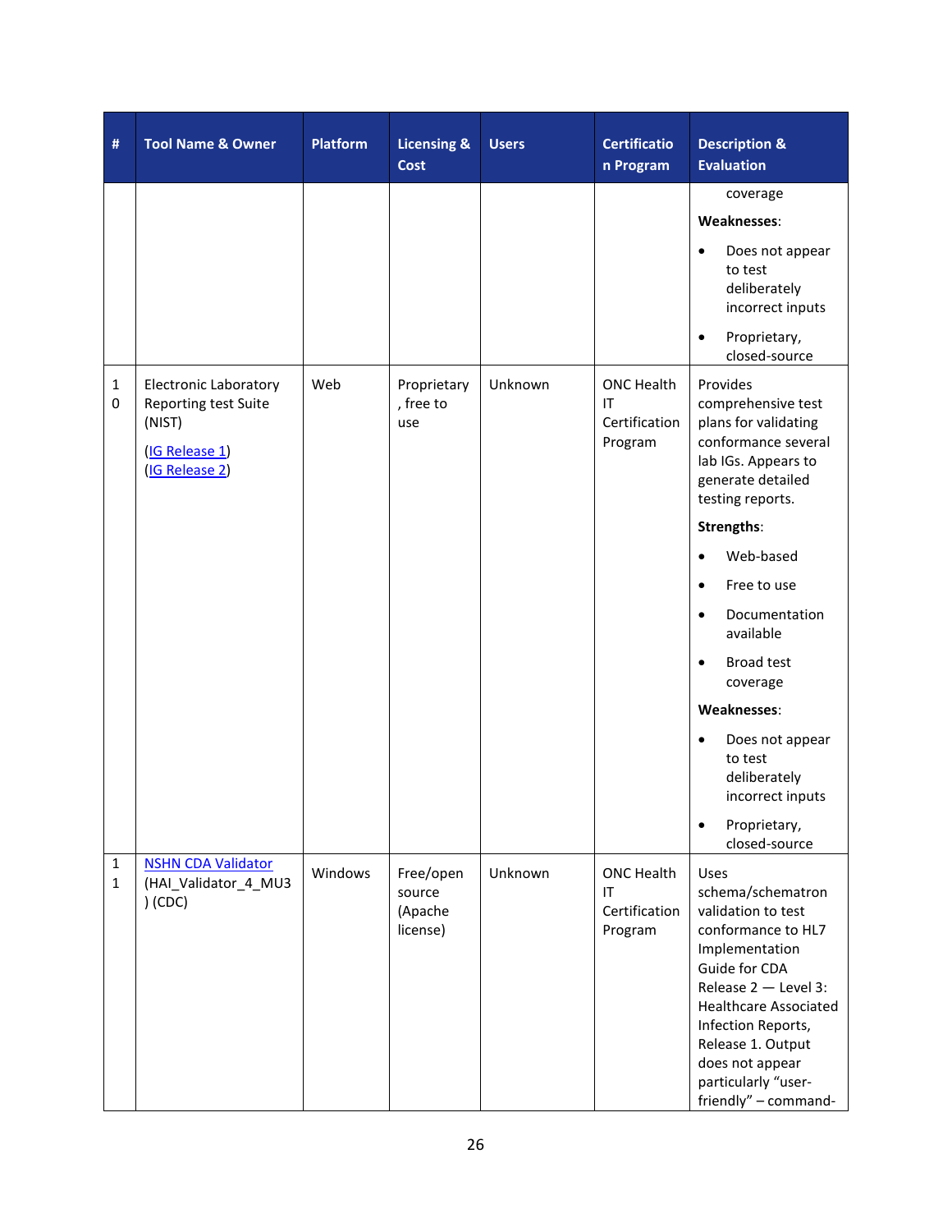| # | Tool Name & Owner | Platform | Licensing & Cost | Users | Certification Program | Description & Evaluation |
|---|---|---|---|---|---|---|
| | | | | | | coverage<br>**Weaknesses**:<br>• Does not appear to test deliberately incorrect inputs<br>• Proprietary, closed-source |
| 10 | Electronic Laboratory Reporting test Suite (NIST)<br>(IG Release 1)<br>(IG Release 2) | Web | Proprietary, free to use | Unknown | ONC Health IT Certification Program | Provides comprehensive test plans for validating conformance several lab IGs. Appears to generate detailed testing reports.<br>**Strengths**:<br>• Web-based<br>• Free to use<br>• Documentation available<br>• Broad test coverage<br>**Weaknesses**:<br>• Does not appear to test deliberately incorrect inputs<br>• Proprietary, closed-source |
| 11 | NSHN CDA Validator (HAI_Validator_4_MU3) (CDC) | Windows | Free/open source (Apache license) | Unknown | ONC Health IT Certification Program | Uses schema/schematron validation to test conformance to HL7 Implementation Guide for CDA Release 2 — Level 3: Healthcare Associated Infection Reports, Release 1. Output does not appear particularly "user-friendly" – command- |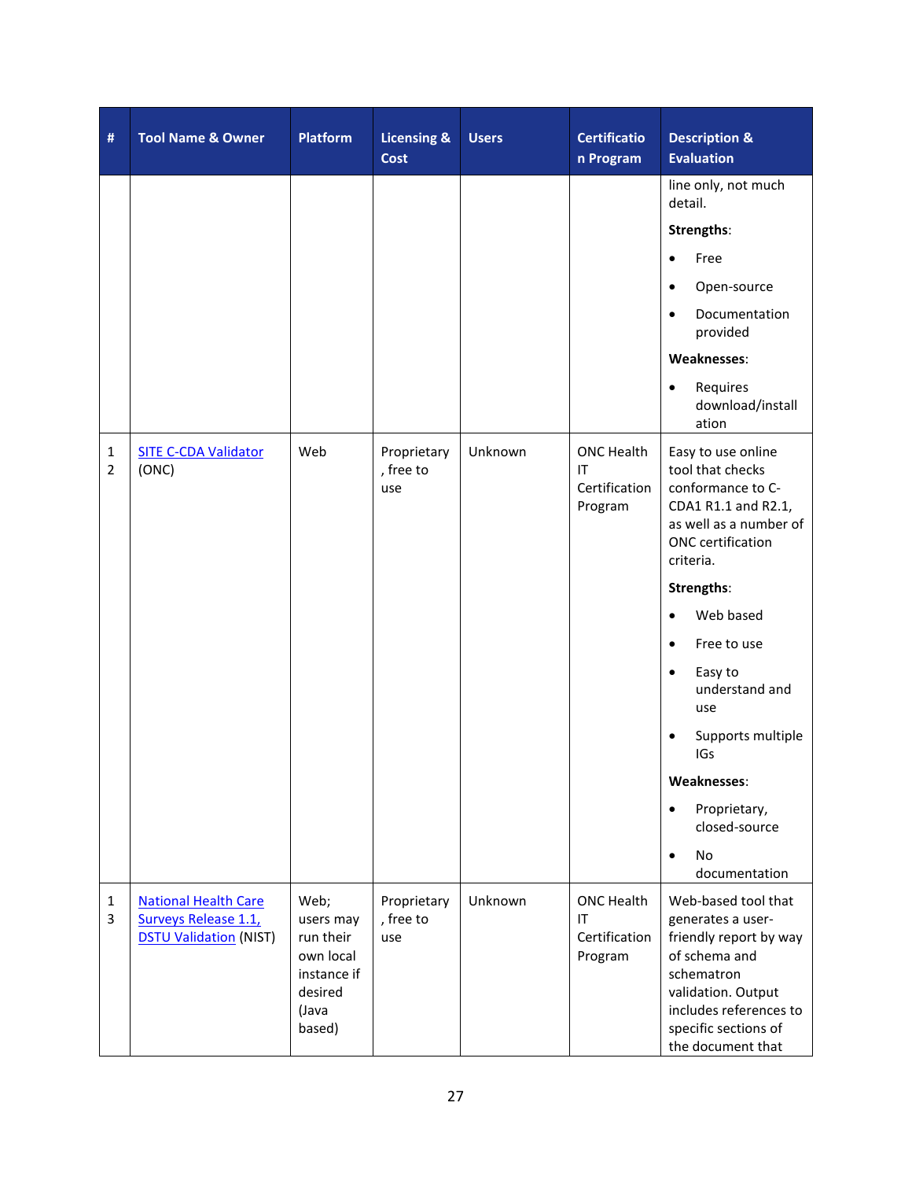| # | Tool Name & Owner | Platform | Licensing & Cost | Users | Certification Program | Description & Evaluation |
|---|---|---|---|---|---|---|
| | | | | | | line only, not much detail. **Strengths**: • Free • Open-source • Documentation provided **Weaknesses**: • Requires download/installation |
| 12 | SITE C-CDA Validator (ONC) | Web | Proprietary, free to use | Unknown | ONC Health IT Certification Program | Easy to use online tool that checks conformance to C-CDA1 R1.1 and R2.1, as well as a number of ONC certification criteria. **Strengths**: • Web based • Free to use • Easy to understand and use • Supports multiple IGs **Weaknesses**: • Proprietary, closed-source • No documentation |
| 13 | National Health Care Surveys Release 1.1, DSTU Validation (NIST) | Web; users may run their own local instance if desired (Java based) | Proprietary, free to use | Unknown | ONC Health IT Certification Program | Web-based tool that generates a user-friendly report by way of schema and schematron validation. Output includes references to specific sections of the document that |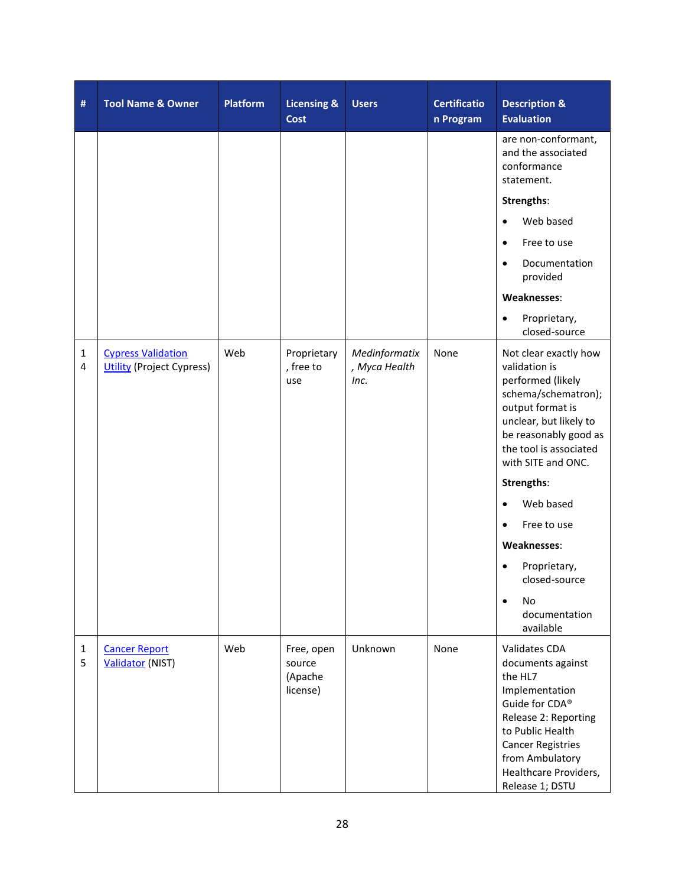| # | Tool Name & Owner | Platform | Licensing & Cost | Users | Certification Program | Description & Evaluation |
|---|---|---|---|---|---|---|
| | | | | | | are non-conformant, and the associated conformance statement.<br><br>**Strengths**:<br>• Web based<br>• Free to use<br>• Documentation provided<br><br>**Weaknesses**:<br>• Proprietary, closed-source |
| 14 | [Cypress Validation Utility]() (Project Cypress) | Web | Proprietary, free to use | *Medinformatix, Myca Health Inc.* | None | Not clear exactly how validation is performed (likely schema/schematron); output format is unclear, but likely to be reasonably good as the tool is associated with SITE and ONC.<br><br>**Strengths**:<br>• Web based<br>• Free to use<br><br>**Weaknesses**:<br>• Proprietary, closed-source<br>• No documentation available |
| 15 | [Cancer Report Validator]() (NIST) | Web | Free, open source (Apache license) | Unknown | None | Validates CDA documents against the HL7 Implementation Guide for CDA® Release 2: Reporting to Public Health Cancer Registries from Ambulatory Healthcare Providers, Release 1; DSTU |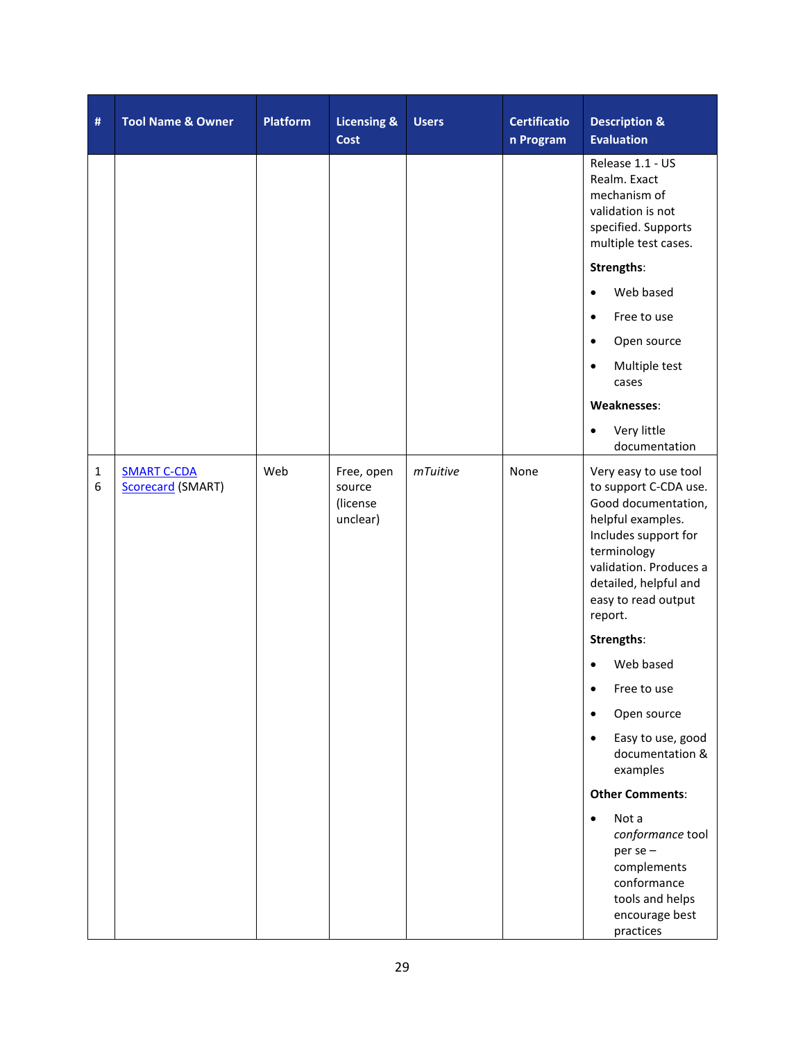| # | Tool Name & Owner | Platform | Licensing & Cost | Users | Certification Program | Description & Evaluation |
|---|---|---|---|---|---|---|
| | | | | | | Release 1.1 - US Realm. Exact mechanism of validation is not specified. Supports multiple test cases.<br><br>**Strengths**:<br>• Web based<br>• Free to use<br>• Open source<br>• Multiple test cases<br><br>**Weaknesses**:<br>• Very little documentation |
| 16 | [SMART C-CDA Scorecard]() (SMART) | Web | Free, open source (license unclear) | *mTuitive* | None | Very easy to use tool to support C-CDA use. Good documentation, helpful examples. Includes support for terminology validation. Produces a detailed, helpful and easy to read output report.<br><br>**Strengths**:<br>• Web based<br>• Free to use<br>• Open source<br>• Easy to use, good documentation & examples<br><br>**Other Comments**:<br>• Not a *conformance* tool per se – complements conformance tools and helps encourage best practices |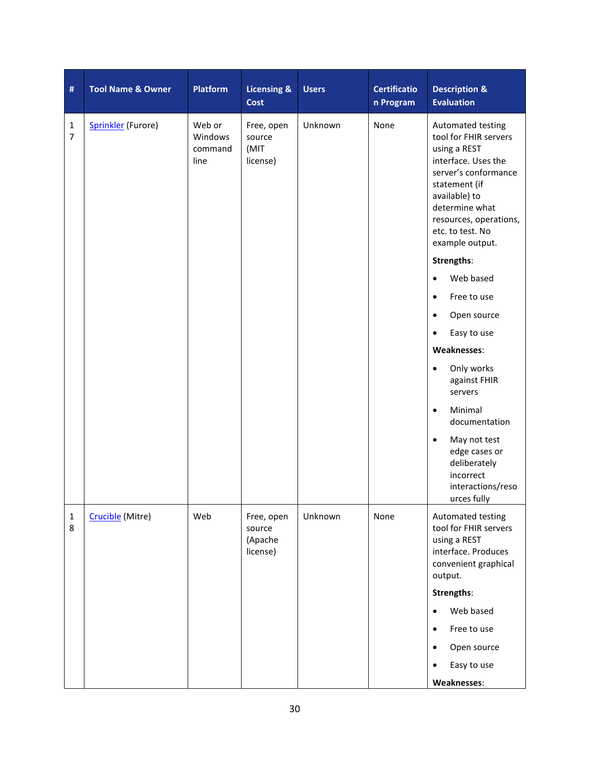| # | Tool Name & Owner | Platform | Licensing & Cost | Users | Certification Program | Description & Evaluation |
|---|---|---|---|---|---|---|
| 17 | [Sprinkler](#) (Furore) | Web or Windows command line | Free, open source (MIT license) | Unknown | None | Automated testing tool for FHIR servers using a REST interface. Uses the server's conformance statement (if available) to determine what resources, operations, etc. to test. No example output. **Strengths**: • Web based • Free to use • Open source • Easy to use **Weaknesses**: • Only works against FHIR servers • Minimal documentation • May not test edge cases or deliberately incorrect interactions/resources fully |
| 18 | [Crucible](#) (Mitre) | Web | Free, open source (Apache license) | Unknown | None | Automated testing tool for FHIR servers using a REST interface. Produces convenient graphical output. **Strengths**: • Web based • Free to use • Open source • Easy to use **Weaknesses**: |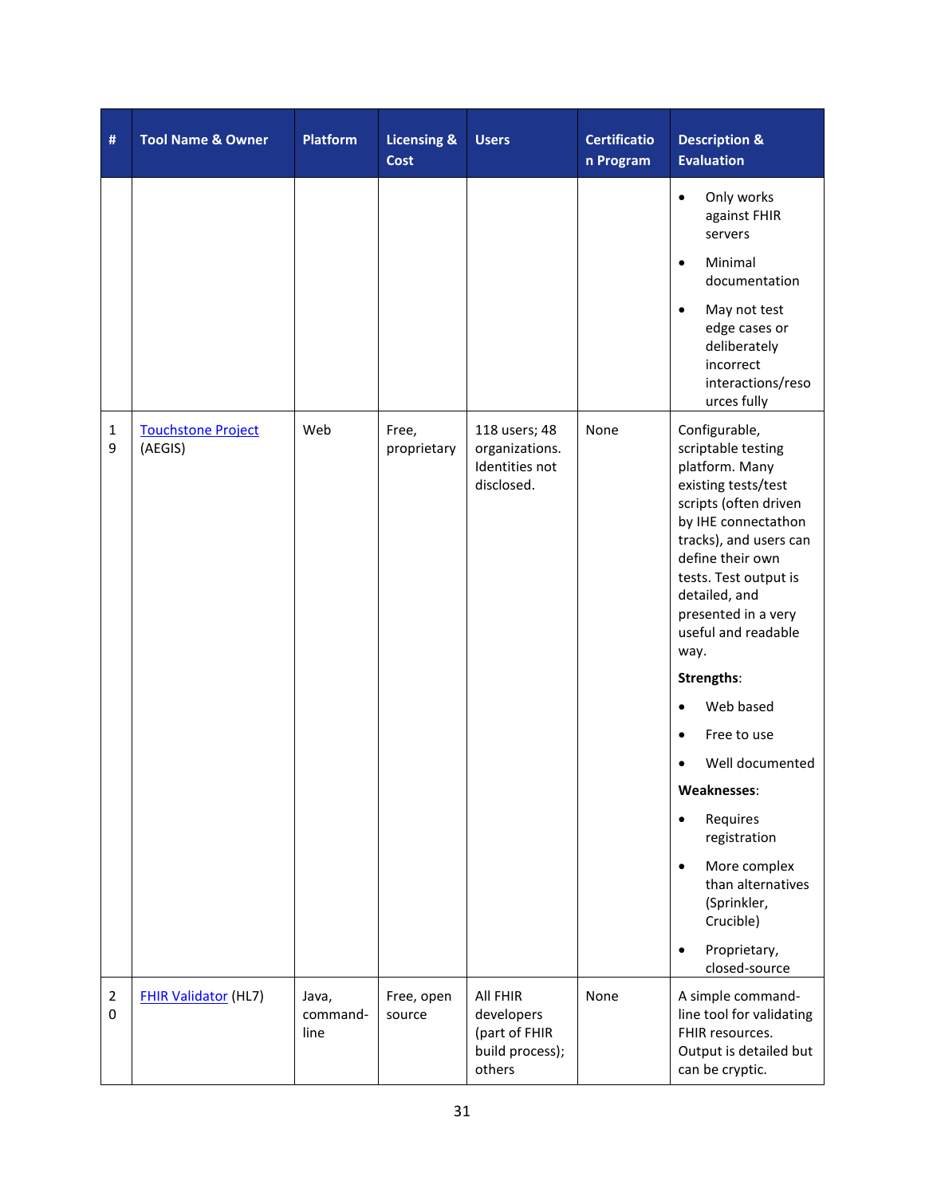| # | Tool Name & Owner | Platform | Licensing & Cost | Users | Certification Program | Description & Evaluation |
|---|---|---|---|---|---|---|
| | | | | | | • Only works against FHIR servers<br>• Minimal documentation<br>• May not test edge cases or deliberately incorrect interactions/resources fully |
| 19 | [Touchstone Project](#) (AEGIS) | Web | Free, proprietary | 118 users; 48 organizations. Identities not disclosed. | None | Configurable, scriptable testing platform. Many existing tests/test scripts (often driven by IHE connectathon tracks), and users can define their own tests. Test output is detailed, and presented in a very useful and readable way.<br>**Strengths**:<br>• Web based<br>• Free to use<br>• Well documented<br>**Weaknesses**:<br>• Requires registration<br>• More complex than alternatives (Sprinkler, Crucible)<br>• Proprietary, closed-source |
| 20 | [FHIR Validator](#) (HL7) | Java, command-line | Free, open source | All FHIR developers (part of FHIR build process); others | None | A simple command-line tool for validating FHIR resources. Output is detailed but can be cryptic. |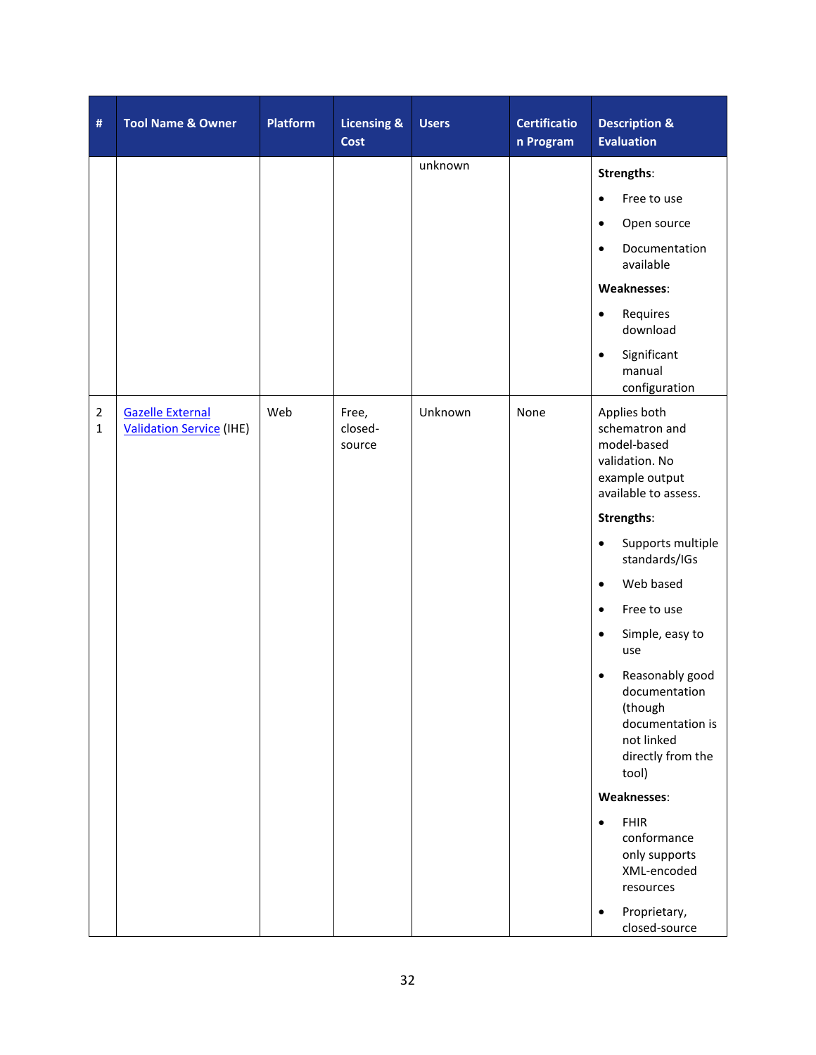| # | Tool Name & Owner | Platform | Licensing & Cost | Users | Certification Program | Description & Evaluation |
|---|---|---|---|---|---|---|
| | | | | unknown | | **Strengths**:<br>• Free to use<br>• Open source<br>• Documentation available<br>**Weaknesses**:<br>• Requires download<br>• Significant manual configuration |
| 21 | Gazelle External Validation Service (IHE) | Web | Free, closed-source | Unknown | None | Applies both schematron and model-based validation. No example output available to assess.<br>**Strengths**:<br>• Supports multiple standards/IGs<br>• Web based<br>• Free to use<br>• Simple, easy to use<br>• Reasonably good documentation (though documentation is not linked directly from the tool)<br>**Weaknesses**:<br>• FHIR conformance only supports XML-encoded resources<br>• Proprietary, closed-source |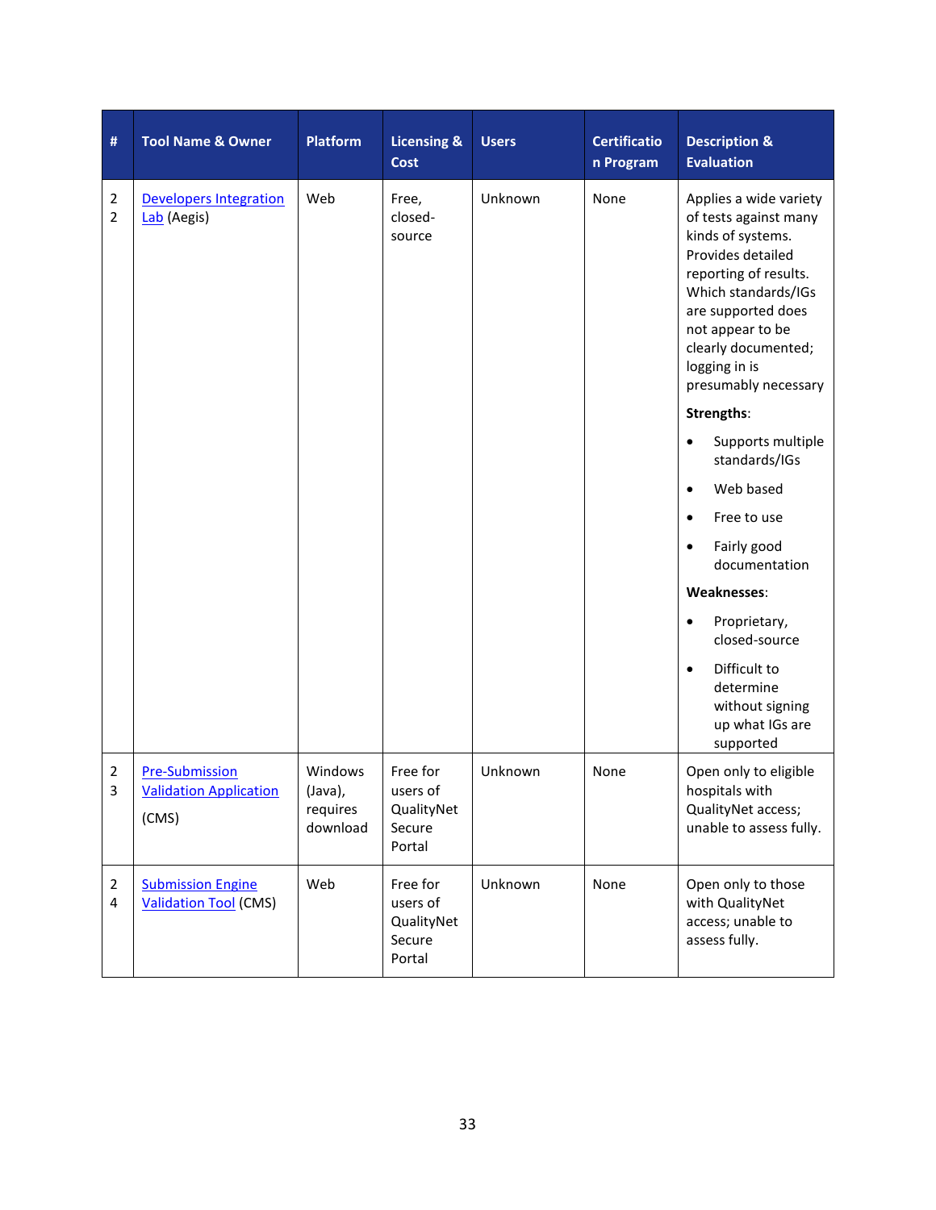| # | Tool Name & Owner | Platform | Licensing & Cost | Users | Certification Program | Description & Evaluation |
|---|---|---|---|---|---|---|
| 22 | Developers Integration Lab (Aegis) | Web | Free, closed-source | Unknown | None | Applies a wide variety of tests against many kinds of systems. Provides detailed reporting of results. Which standards/IGs are supported does not appear to be clearly documented; logging in is presumably necessary<br>**Strengths**:<br>• Supports multiple standards/IGs<br>• Web based<br>• Free to use<br>• Fairly good documentation<br>**Weaknesses**:<br>• Proprietary, closed-source<br>• Difficult to determine without signing up what IGs are supported |
| 23 | Pre-Submission Validation Application (CMS) | Windows (Java), requires download | Free for users of QualityNet Secure Portal | Unknown | None | Open only to eligible hospitals with QualityNet access; unable to assess fully. |
| 24 | Submission Engine Validation Tool (CMS) | Web | Free for users of QualityNet Secure Portal | Unknown | None | Open only to those with QualityNet access; unable to assess fully. |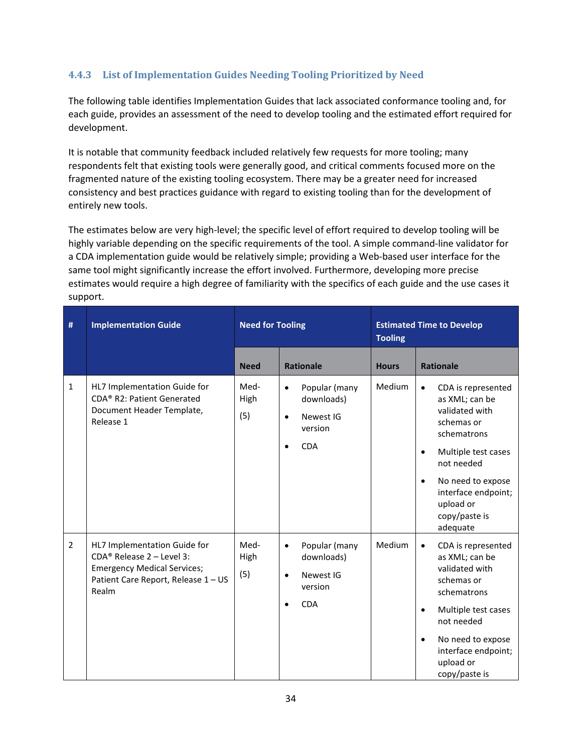### 4.4.3 List of Implementation Guides Needing Tooling Prioritized by Need

The following table identifies Implementation Guides that lack associated conformance tooling and, for each guide, provides an assessment of the need to develop tooling and the estimated effort required for development.

It is notable that community feedback included relatively few requests for more tooling; many respondents felt that existing tools were generally good, and critical comments focused more on the fragmented nature of the existing tooling ecosystem. There may be a greater need for increased consistency and best practices guidance with regard to existing tooling than for the development of entirely new tools.

The estimates below are very high-level; the specific level of effort required to develop tooling will be highly variable depending on the specific requirements of the tool. A simple command-line validator for a CDA implementation guide would be relatively simple; providing a Web-based user interface for the same tool might significantly increase the effort involved. Furthermore, developing more precise estimates would require a high degree of familiarity with the specifics of each guide and the use cases it support.

| # | Implementation Guide | Need for Tooling | | Estimated Time to Develop Tooling | |
|---|---|---|---|---|---|
| | | Need | Rationale | Hours | Rationale |
| 1 | HL7 Implementation Guide for CDA® R2: Patient Generated Document Header Template, Release 1 | Med-High (5) | • Popular (many downloads)<br>• Newest IG version<br>• CDA | Medium | • CDA is represented as XML; can be validated with schemas or schematrons<br>• Multiple test cases not needed<br>• No need to expose interface endpoint; upload or copy/paste is adequate |
| 2 | HL7 Implementation Guide for CDA® Release 2 – Level 3: Emergency Medical Services; Patient Care Report, Release 1 – US Realm | Med-High (5) | • Popular (many downloads)<br>• Newest IG version<br>• CDA | Medium | • CDA is represented as XML; can be validated with schemas or schematrons<br>• Multiple test cases not needed<br>• No need to expose interface endpoint; upload or copy/paste is |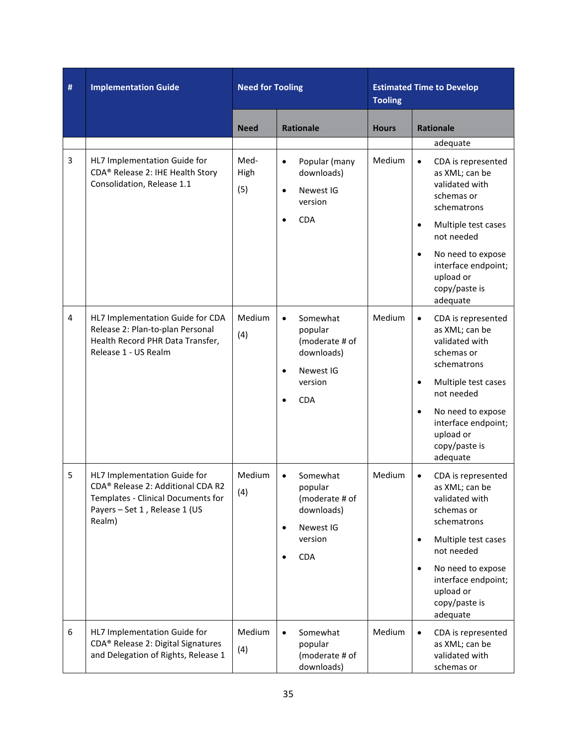| # | Implementation Guide | Need for Tooling | | Estimated Time to Develop Tooling | |
|---|---|---|---|---|---|
| | | Need | Rationale | Hours | Rationale |
| | | | | | adequate |
| 3 | HL7 Implementation Guide for CDA® Release 2: IHE Health Story Consolidation, Release 1.1 | Med-High (5) | • Popular (many downloads) • Newest IG version • CDA | Medium | • CDA is represented as XML; can be validated with schemas or schematrons • Multiple test cases not needed • No need to expose interface endpoint; upload or copy/paste is adequate |
| 4 | HL7 Implementation Guide for CDA Release 2: Plan-to-plan Personal Health Record PHR Data Transfer, Release 1 - US Realm | Medium (4) | • Somewhat popular (moderate # of downloads) • Newest IG version • CDA | Medium | • CDA is represented as XML; can be validated with schemas or schematrons • Multiple test cases not needed • No need to expose interface endpoint; upload or copy/paste is adequate |
| 5 | HL7 Implementation Guide for CDA® Release 2: Additional CDA R2 Templates - Clinical Documents for Payers – Set 1 , Release 1 (US Realm) | Medium (4) | • Somewhat popular (moderate # of downloads) • Newest IG version • CDA | Medium | • CDA is represented as XML; can be validated with schemas or schematrons • Multiple test cases not needed • No need to expose interface endpoint; upload or copy/paste is adequate |
| 6 | HL7 Implementation Guide for CDA® Release 2: Digital Signatures and Delegation of Rights, Release 1 | Medium (4) | • Somewhat popular (moderate # of downloads) | Medium | • CDA is represented as XML; can be validated with schemas or |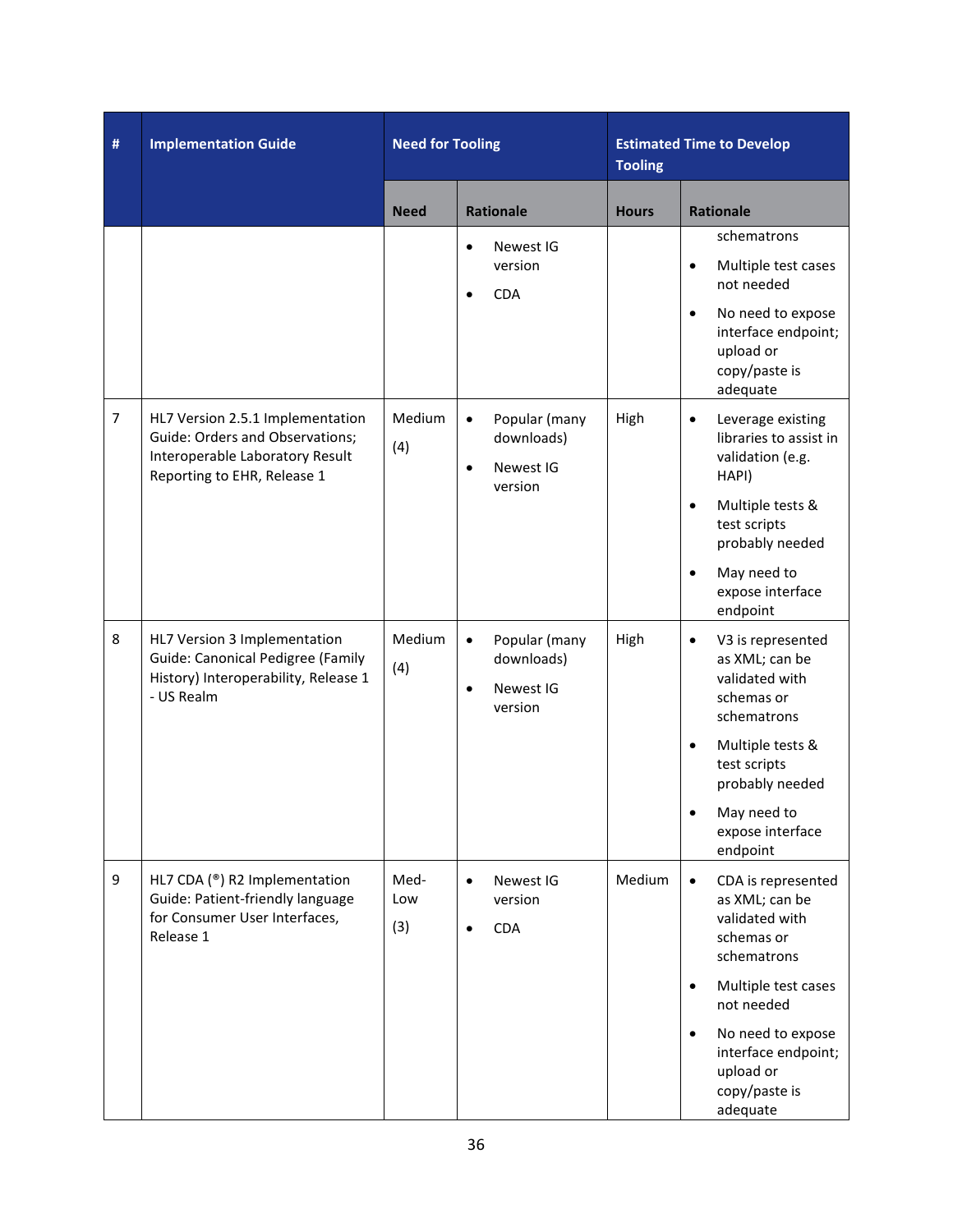| # | Implementation Guide | Need for Tooling | | Estimated Time to Develop Tooling | |
|---|---|---|---|---|---|
| | | Need | Rationale | Hours | Rationale |
| | | | • Newest IG version<br>• CDA | | schematrons<br>• Multiple test cases not needed<br>• No need to expose interface endpoint; upload or copy/paste is adequate |
| 7 | HL7 Version 2.5.1 Implementation Guide: Orders and Observations; Interoperable Laboratory Result Reporting to EHR, Release 1 | Medium (4) | • Popular (many downloads)<br>• Newest IG version | High | • Leverage existing libraries to assist in validation (e.g. HAPI)<br>• Multiple tests & test scripts probably needed<br>• May need to expose interface endpoint |
| 8 | HL7 Version 3 Implementation Guide: Canonical Pedigree (Family History) Interoperability, Release 1 - US Realm | Medium (4) | • Popular (many downloads)<br>• Newest IG version | High | • V3 is represented as XML; can be validated with schemas or schematrons<br>• Multiple tests & test scripts probably needed<br>• May need to expose interface endpoint |
| 9 | HL7 CDA (®) R2 Implementation Guide: Patient-friendly language for Consumer User Interfaces, Release 1 | Med-Low (3) | • Newest IG version<br>• CDA | Medium | • CDA is represented as XML; can be validated with schemas or schematrons<br>• Multiple test cases not needed<br>• No need to expose interface endpoint; upload or copy/paste is adequate |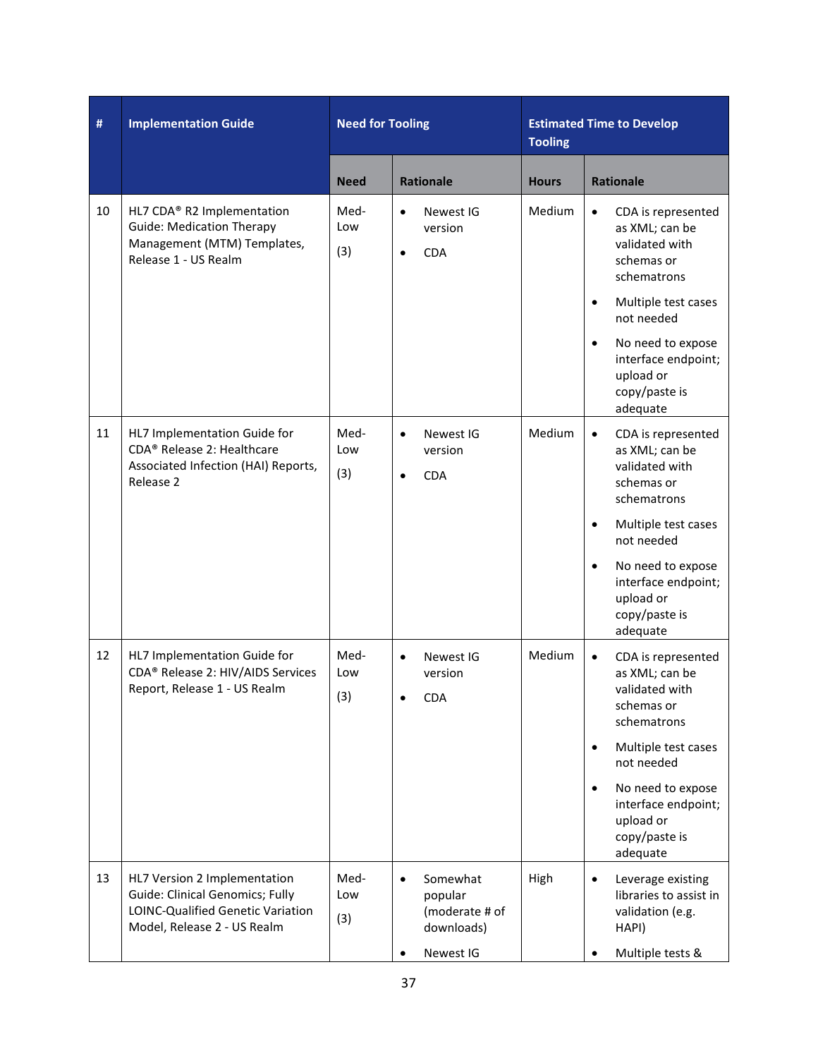| # | Implementation Guide | Need for Tooling | | Estimated Time to Develop Tooling | |
|---|---|---|---|---|---|
| | | Need | Rationale | Hours | Rationale |
| 10 | HL7 CDA® R2 Implementation Guide: Medication Therapy Management (MTM) Templates, Release 1 - US Realm | Med-Low (3) | • Newest IG version<br>• CDA | Medium | • CDA is represented as XML; can be validated with schemas or schematrons<br>• Multiple test cases not needed<br>• No need to expose interface endpoint; upload or copy/paste is adequate |
| 11 | HL7 Implementation Guide for CDA® Release 2: Healthcare Associated Infection (HAI) Reports, Release 2 | Med-Low (3) | • Newest IG version<br>• CDA | Medium | • CDA is represented as XML; can be validated with schemas or schematrons<br>• Multiple test cases not needed<br>• No need to expose interface endpoint; upload or copy/paste is adequate |
| 12 | HL7 Implementation Guide for CDA® Release 2: HIV/AIDS Services Report, Release 1 - US Realm | Med-Low (3) | • Newest IG version<br>• CDA | Medium | • CDA is represented as XML; can be validated with schemas or schematrons<br>• Multiple test cases not needed<br>• No need to expose interface endpoint; upload or copy/paste is adequate |
| 13 | HL7 Version 2 Implementation Guide: Clinical Genomics; Fully LOINC-Qualified Genetic Variation Model, Release 2 - US Realm | Med-Low (3) | • Somewhat popular (moderate # of downloads)<br>• Newest IG | High | • Leverage existing libraries to assist in validation (e.g. HAPI)<br>• Multiple tests & |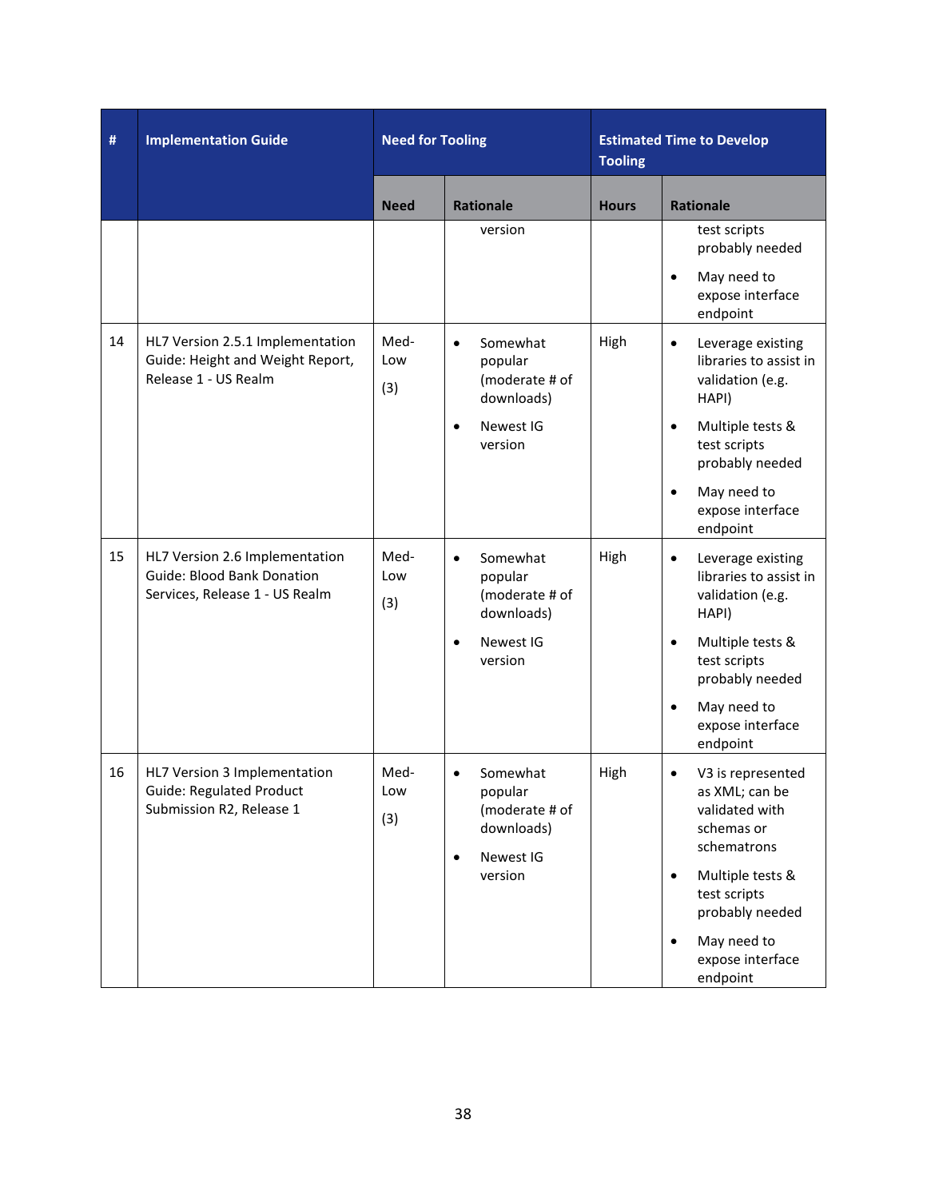| # | Implementation Guide | Need for Tooling | | Estimated Time to Develop Tooling | |
|---|---|---|---|---|---|
| | | Need | Rationale | Hours | Rationale |
| | | | version | | test scripts probably needed<br>• May need to expose interface endpoint |
| 14 | HL7 Version 2.5.1 Implementation Guide: Height and Weight Report, Release 1 - US Realm | Med-Low (3) | • Somewhat popular (moderate # of downloads)<br>• Newest IG version | High | • Leverage existing libraries to assist in validation (e.g. HAPI)<br>• Multiple tests & test scripts probably needed<br>• May need to expose interface endpoint |
| 15 | HL7 Version 2.6 Implementation Guide: Blood Bank Donation Services, Release 1 - US Realm | Med-Low (3) | • Somewhat popular (moderate # of downloads)<br>• Newest IG version | High | • Leverage existing libraries to assist in validation (e.g. HAPI)<br>• Multiple tests & test scripts probably needed<br>• May need to expose interface endpoint |
| 16 | HL7 Version 3 Implementation Guide: Regulated Product Submission R2, Release 1 | Med-Low (3) | • Somewhat popular (moderate # of downloads)<br>• Newest IG version | High | • V3 is represented as XML; can be validated with schemas or schematrons<br>• Multiple tests & test scripts probably needed<br>• May need to expose interface endpoint |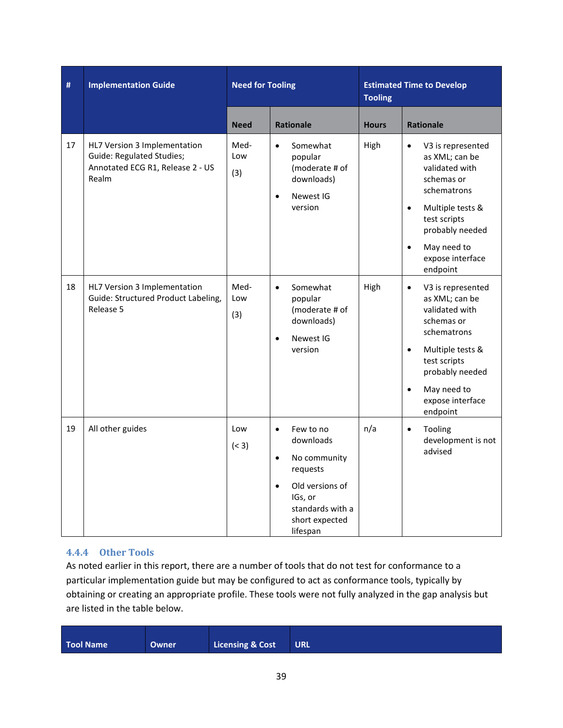| # | Implementation Guide | Need for Tooling | | Estimated Time to Develop Tooling | |
|---|---|---|---|---|---|
| | | Need | Rationale | Hours | Rationale |
| 17 | HL7 Version 3 Implementation Guide: Regulated Studies; Annotated ECG R1, Release 2 - US Realm | Med-Low (3) | • Somewhat popular (moderate # of downloads) • Newest IG version | High | • V3 is represented as XML; can be validated with schemas or schematrons • Multiple tests & test scripts probably needed • May need to expose interface endpoint |
| 18 | HL7 Version 3 Implementation Guide: Structured Product Labeling, Release 5 | Med-Low (3) | • Somewhat popular (moderate # of downloads) • Newest IG version | High | • V3 is represented as XML; can be validated with schemas or schematrons • Multiple tests & test scripts probably needed • May need to expose interface endpoint |
| 19 | All other guides | Low (< 3) | • Few to no downloads • No community requests • Old versions of IGs, or standards with a short expected lifespan | n/a | • Tooling development is not advised |

### 4.4.4 Other Tools

As noted earlier in this report, there are a number of tools that do not test for conformance to a particular implementation guide but may be configured to act as conformance tools, typically by obtaining or creating an appropriate profile. These tools were not fully analyzed in the gap analysis but are listed in the table below.

| Tool Name | Owner | Licensing & Cost | URL |
|---|---|---|---|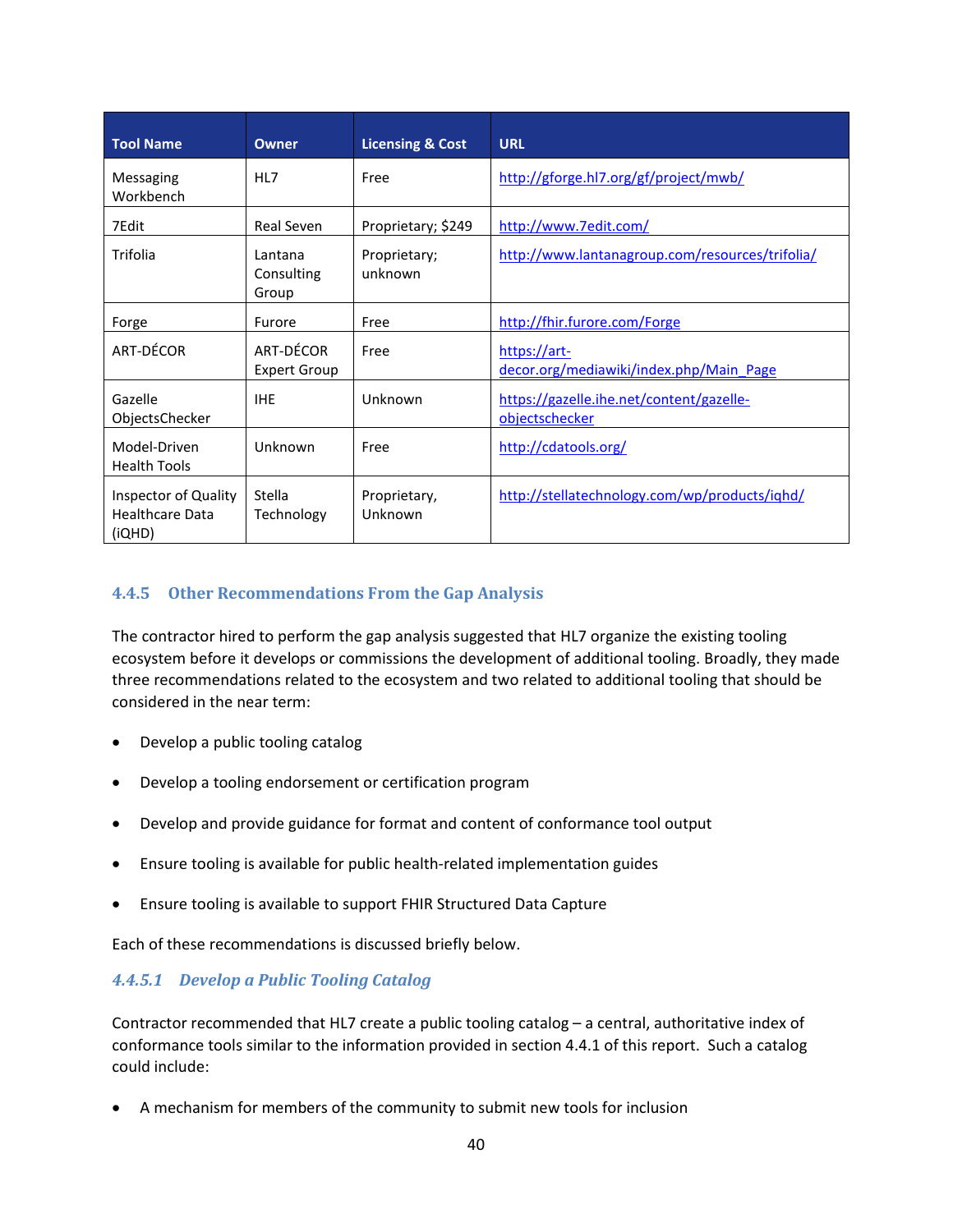| Tool Name | Owner | Licensing & Cost | URL |
| --- | --- | --- | --- |
| Messaging Workbench | HL7 | Free | http://gforge.hl7.org/gf/project/mwb/ |
| 7Edit | Real Seven | Proprietary; $249 | http://www.7edit.com/ |
| Trifolia | Lantana Consulting Group | Proprietary; unknown | http://www.lantanagroup.com/resources/trifolia/ |
| Forge | Furore | Free | http://fhir.furore.com/Forge |
| ART-DÉCOR | ART-DÉCOR Expert Group | Free | https://art-decor.org/mediawiki/index.php/Main_Page |
| Gazelle ObjectsChecker | IHE | Unknown | https://gazelle.ihe.net/content/gazelle-objectschecker |
| Model-Driven Health Tools | Unknown | Free | http://cdatools.org/ |
| Inspector of Quality Healthcare Data (iQHD) | Stella Technology | Proprietary, Unknown | http://stellatechnology.com/wp/products/iqhd/ |

### 4.4.5 Other Recommendations From the Gap Analysis

The contractor hired to perform the gap analysis suggested that HL7 organize the existing tooling ecosystem before it develops or commissions the development of additional tooling. Broadly, they made three recommendations related to the ecosystem and two related to additional tooling that should be considered in the near term:

- Develop a public tooling catalog
- Develop a tooling endorsement or certification program
- Develop and provide guidance for format and content of conformance tool output
- Ensure tooling is available for public health-related implementation guides
- Ensure tooling is available to support FHIR Structured Data Capture

Each of these recommendations is discussed briefly below.

#### *4.4.5.1 Develop a Public Tooling Catalog*

Contractor recommended that HL7 create a public tooling catalog – a central, authoritative index of conformance tools similar to the information provided in section 4.4.1 of this report. Such a catalog could include:

- A mechanism for members of the community to submit new tools for inclusion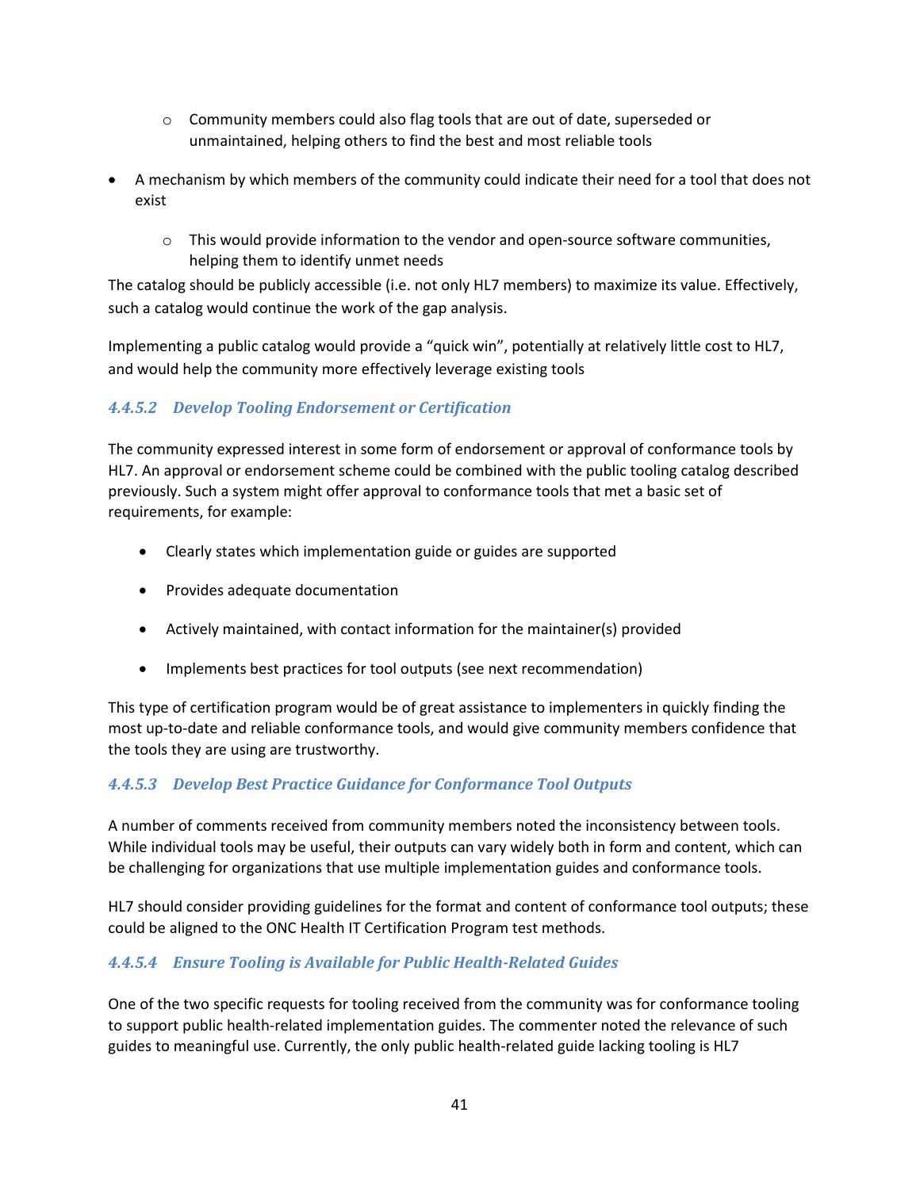- Community members could also flag tools that are out of date, superseded or unmaintained, helping others to find the best and most reliable tools
- A mechanism by which members of the community could indicate their need for a tool that does not exist
    - This would provide information to the vendor and open-source software communities, helping them to identify unmet needs

The catalog should be publicly accessible (i.e. not only HL7 members) to maximize its value. Effectively, such a catalog would continue the work of the gap analysis.

Implementing a public catalog would provide a "quick win", potentially at relatively little cost to HL7, and would help the community more effectively leverage existing tools

#### *4.4.5.2 Develop Tooling Endorsement or Certification*

The community expressed interest in some form of endorsement or approval of conformance tools by HL7. An approval or endorsement scheme could be combined with the public tooling catalog described previously. Such a system might offer approval to conformance tools that met a basic set of requirements, for example:

- Clearly states which implementation guide or guides are supported
- Provides adequate documentation
- Actively maintained, with contact information for the maintainer(s) provided
- Implements best practices for tool outputs (see next recommendation)

This type of certification program would be of great assistance to implementers in quickly finding the most up-to-date and reliable conformance tools, and would give community members confidence that the tools they are using are trustworthy.

#### *4.4.5.3 Develop Best Practice Guidance for Conformance Tool Outputs*

A number of comments received from community members noted the inconsistency between tools. While individual tools may be useful, their outputs can vary widely both in form and content, which can be challenging for organizations that use multiple implementation guides and conformance tools.

HL7 should consider providing guidelines for the format and content of conformance tool outputs; these could be aligned to the ONC Health IT Certification Program test methods.

#### *4.4.5.4 Ensure Tooling is Available for Public Health-Related Guides*

One of the two specific requests for tooling received from the community was for conformance tooling to support public health-related implementation guides. The commenter noted the relevance of such guides to meaningful use. Currently, the only public health-related guide lacking tooling is HL7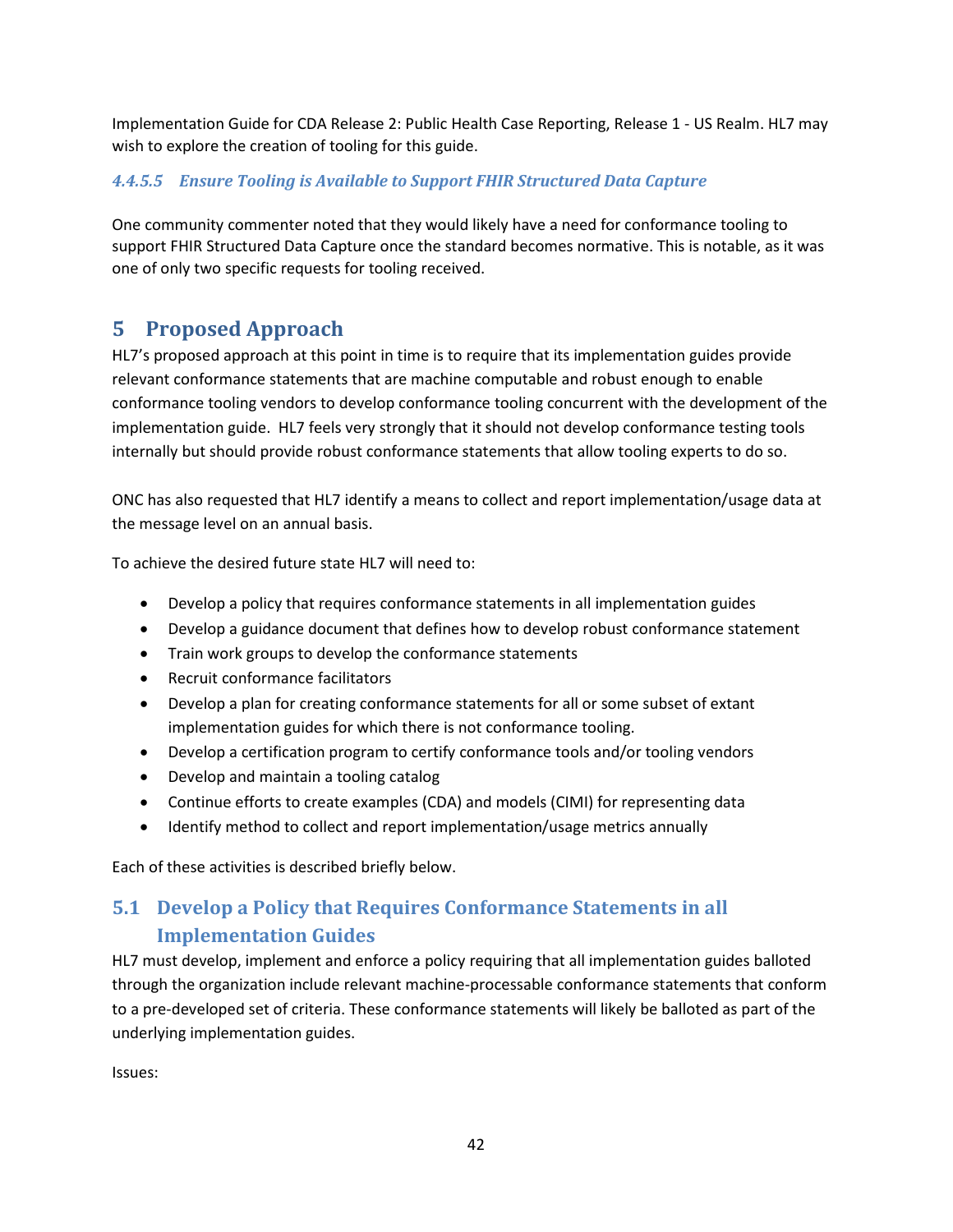Implementation Guide for CDA Release 2: Public Health Case Reporting, Release 1 - US Realm. HL7 may wish to explore the creation of tooling for this guide.

#### *4.4.5.5 Ensure Tooling is Available to Support FHIR Structured Data Capture*

One community commenter noted that they would likely have a need for conformance tooling to support FHIR Structured Data Capture once the standard becomes normative. This is notable, as it was one of only two specific requests for tooling received.

# 5 Proposed Approach

HL7's proposed approach at this point in time is to require that its implementation guides provide relevant conformance statements that are machine computable and robust enough to enable conformance tooling vendors to develop conformance tooling concurrent with the development of the implementation guide. HL7 feels very strongly that it should not develop conformance testing tools internally but should provide robust conformance statements that allow tooling experts to do so.

ONC has also requested that HL7 identify a means to collect and report implementation/usage data at the message level on an annual basis.

To achieve the desired future state HL7 will need to:

- Develop a policy that requires conformance statements in all implementation guides
- Develop a guidance document that defines how to develop robust conformance statement
- Train work groups to develop the conformance statements
- Recruit conformance facilitators
- Develop a plan for creating conformance statements for all or some subset of extant implementation guides for which there is not conformance tooling.
- Develop a certification program to certify conformance tools and/or tooling vendors
- Develop and maintain a tooling catalog
- Continue efforts to create examples (CDA) and models (CIMI) for representing data
- Identify method to collect and report implementation/usage metrics annually

Each of these activities is described briefly below.

## 5.1 Develop a Policy that Requires Conformance Statements in all Implementation Guides

HL7 must develop, implement and enforce a policy requiring that all implementation guides balloted through the organization include relevant machine-processable conformance statements that conform to a pre-developed set of criteria. These conformance statements will likely be balloted as part of the underlying implementation guides.

Issues: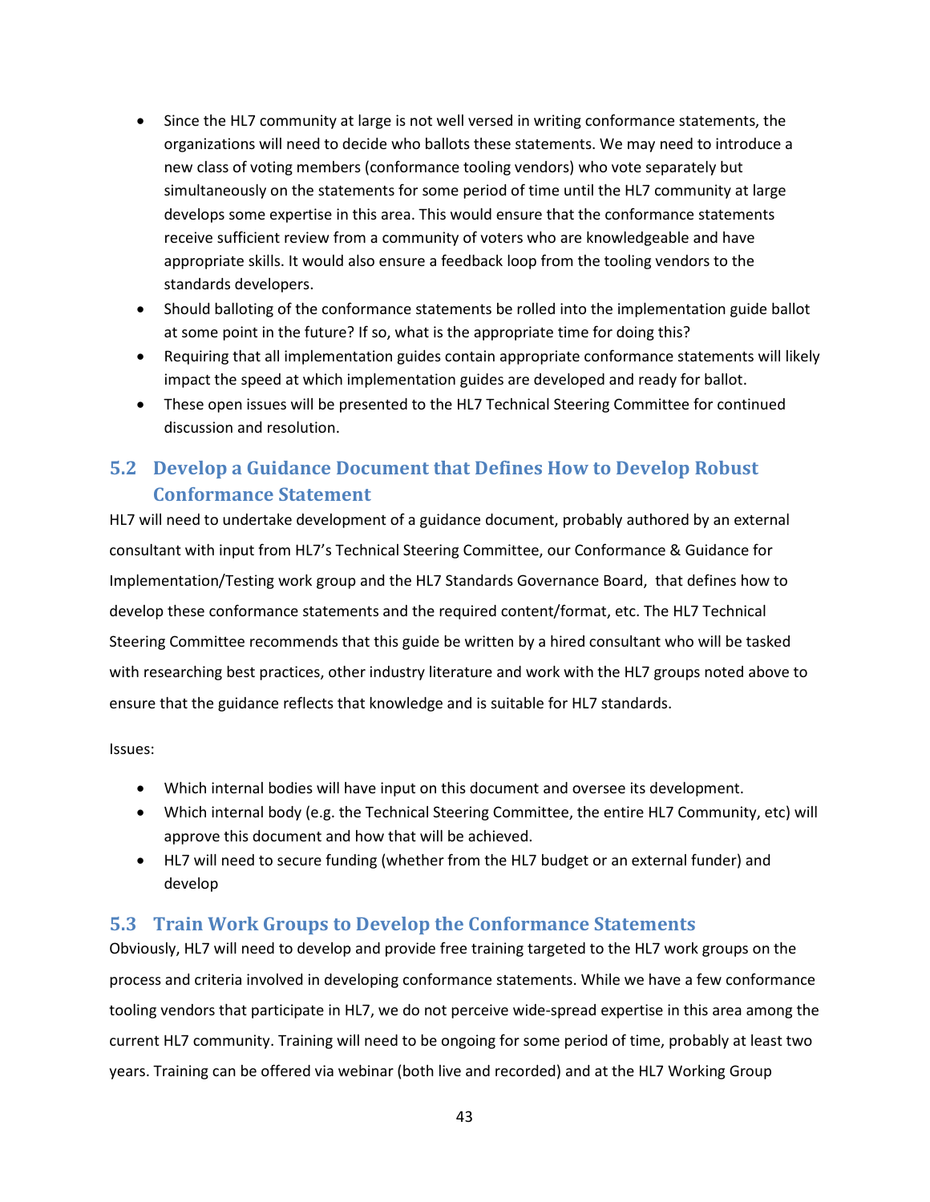- Since the HL7 community at large is not well versed in writing conformance statements, the organizations will need to decide who ballots these statements. We may need to introduce a new class of voting members (conformance tooling vendors) who vote separately but simultaneously on the statements for some period of time until the HL7 community at large develops some expertise in this area. This would ensure that the conformance statements receive sufficient review from a community of voters who are knowledgeable and have appropriate skills. It would also ensure a feedback loop from the tooling vendors to the standards developers.
- Should balloting of the conformance statements be rolled into the implementation guide ballot at some point in the future? If so, what is the appropriate time for doing this?
- Requiring that all implementation guides contain appropriate conformance statements will likely impact the speed at which implementation guides are developed and ready for ballot.
- These open issues will be presented to the HL7 Technical Steering Committee for continued discussion and resolution.

## 5.2 Develop a Guidance Document that Defines How to Develop Robust Conformance Statement

HL7 will need to undertake development of a guidance document, probably authored by an external consultant with input from HL7's Technical Steering Committee, our Conformance & Guidance for Implementation/Testing work group and the HL7 Standards Governance Board, that defines how to develop these conformance statements and the required content/format, etc. The HL7 Technical Steering Committee recommends that this guide be written by a hired consultant who will be tasked with researching best practices, other industry literature and work with the HL7 groups noted above to ensure that the guidance reflects that knowledge and is suitable for HL7 standards.

Issues:

- Which internal bodies will have input on this document and oversee its development.
- Which internal body (e.g. the Technical Steering Committee, the entire HL7 Community, etc) will approve this document and how that will be achieved.
- HL7 will need to secure funding (whether from the HL7 budget or an external funder) and develop

## 5.3 Train Work Groups to Develop the Conformance Statements

Obviously, HL7 will need to develop and provide free training targeted to the HL7 work groups on the process and criteria involved in developing conformance statements. While we have a few conformance tooling vendors that participate in HL7, we do not perceive wide-spread expertise in this area among the current HL7 community. Training will need to be ongoing for some period of time, probably at least two years. Training can be offered via webinar (both live and recorded) and at the HL7 Working Group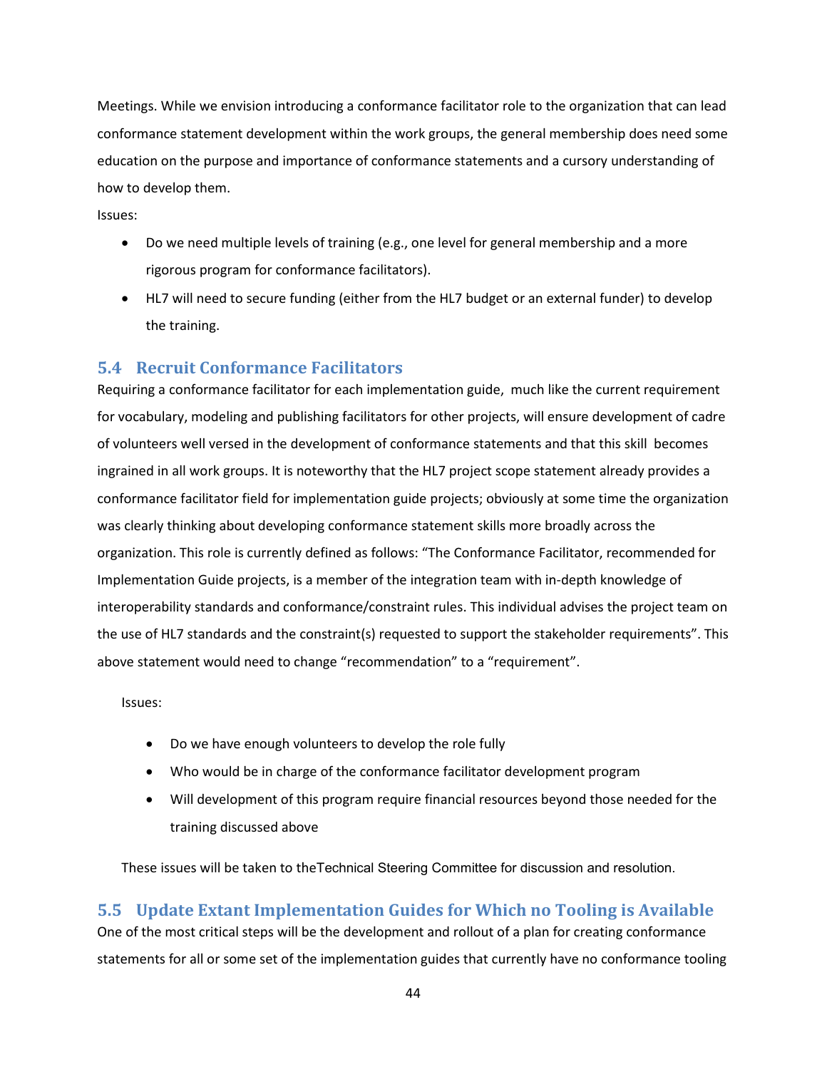Meetings. While we envision introducing a conformance facilitator role to the organization that can lead conformance statement development within the work groups, the general membership does need some education on the purpose and importance of conformance statements and a cursory understanding of how to develop them.

Issues:

- Do we need multiple levels of training (e.g., one level for general membership and a more rigorous program for conformance facilitators).
- HL7 will need to secure funding (either from the HL7 budget or an external funder) to develop the training.

## 5.4 Recruit Conformance Facilitators

Requiring a conformance facilitator for each implementation guide, much like the current requirement for vocabulary, modeling and publishing facilitators for other projects, will ensure development of cadre of volunteers well versed in the development of conformance statements and that this skill becomes ingrained in all work groups. It is noteworthy that the HL7 project scope statement already provides a conformance facilitator field for implementation guide projects; obviously at some time the organization was clearly thinking about developing conformance statement skills more broadly across the organization. This role is currently defined as follows: "The Conformance Facilitator, recommended for Implementation Guide projects, is a member of the integration team with in-depth knowledge of interoperability standards and conformance/constraint rules. This individual advises the project team on the use of HL7 standards and the constraint(s) requested to support the stakeholder requirements". This above statement would need to change "recommendation" to a "requirement".

Issues:

- Do we have enough volunteers to develop the role fully
- Who would be in charge of the conformance facilitator development program
- Will development of this program require financial resources beyond those needed for the training discussed above

These issues will be taken to theTechnical Steering Committee for discussion and resolution.

## 5.5 Update Extant Implementation Guides for Which no Tooling is Available

One of the most critical steps will be the development and rollout of a plan for creating conformance statements for all or some set of the implementation guides that currently have no conformance tooling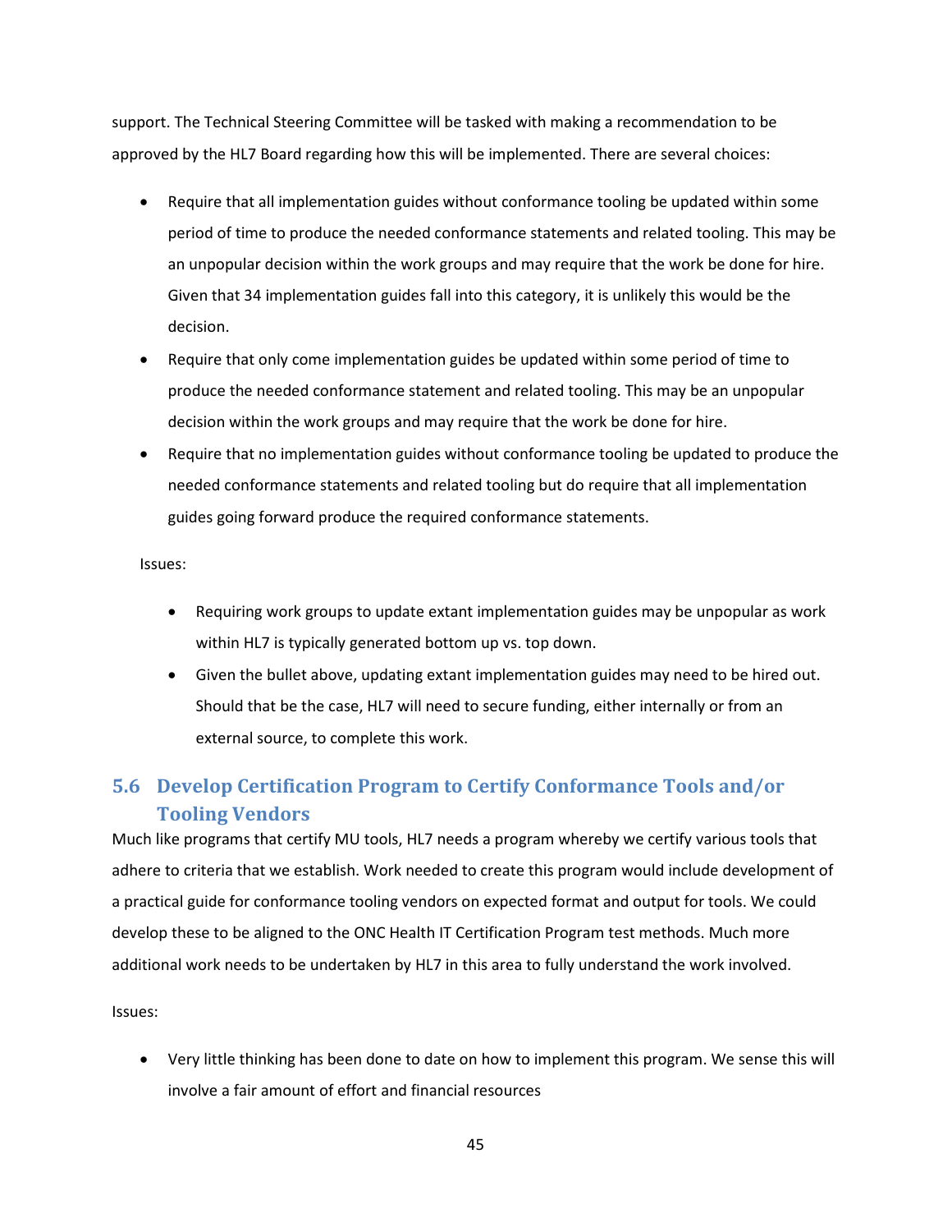support. The Technical Steering Committee will be tasked with making a recommendation to be approved by the HL7 Board regarding how this will be implemented. There are several choices:

- Require that all implementation guides without conformance tooling be updated within some period of time to produce the needed conformance statements and related tooling. This may be an unpopular decision within the work groups and may require that the work be done for hire. Given that 34 implementation guides fall into this category, it is unlikely this would be the decision.
- Require that only come implementation guides be updated within some period of time to produce the needed conformance statement and related tooling. This may be an unpopular decision within the work groups and may require that the work be done for hire.
- Require that no implementation guides without conformance tooling be updated to produce the needed conformance statements and related tooling but do require that all implementation guides going forward produce the required conformance statements.

Issues:

- Requiring work groups to update extant implementation guides may be unpopular as work within HL7 is typically generated bottom up vs. top down.
- Given the bullet above, updating extant implementation guides may need to be hired out. Should that be the case, HL7 will need to secure funding, either internally or from an external source, to complete this work.

## 5.6 Develop Certification Program to Certify Conformance Tools and/or Tooling Vendors

Much like programs that certify MU tools, HL7 needs a program whereby we certify various tools that adhere to criteria that we establish. Work needed to create this program would include development of a practical guide for conformance tooling vendors on expected format and output for tools. We could develop these to be aligned to the ONC Health IT Certification Program test methods. Much more additional work needs to be undertaken by HL7 in this area to fully understand the work involved.

Issues:

- Very little thinking has been done to date on how to implement this program. We sense this will involve a fair amount of effort and financial resources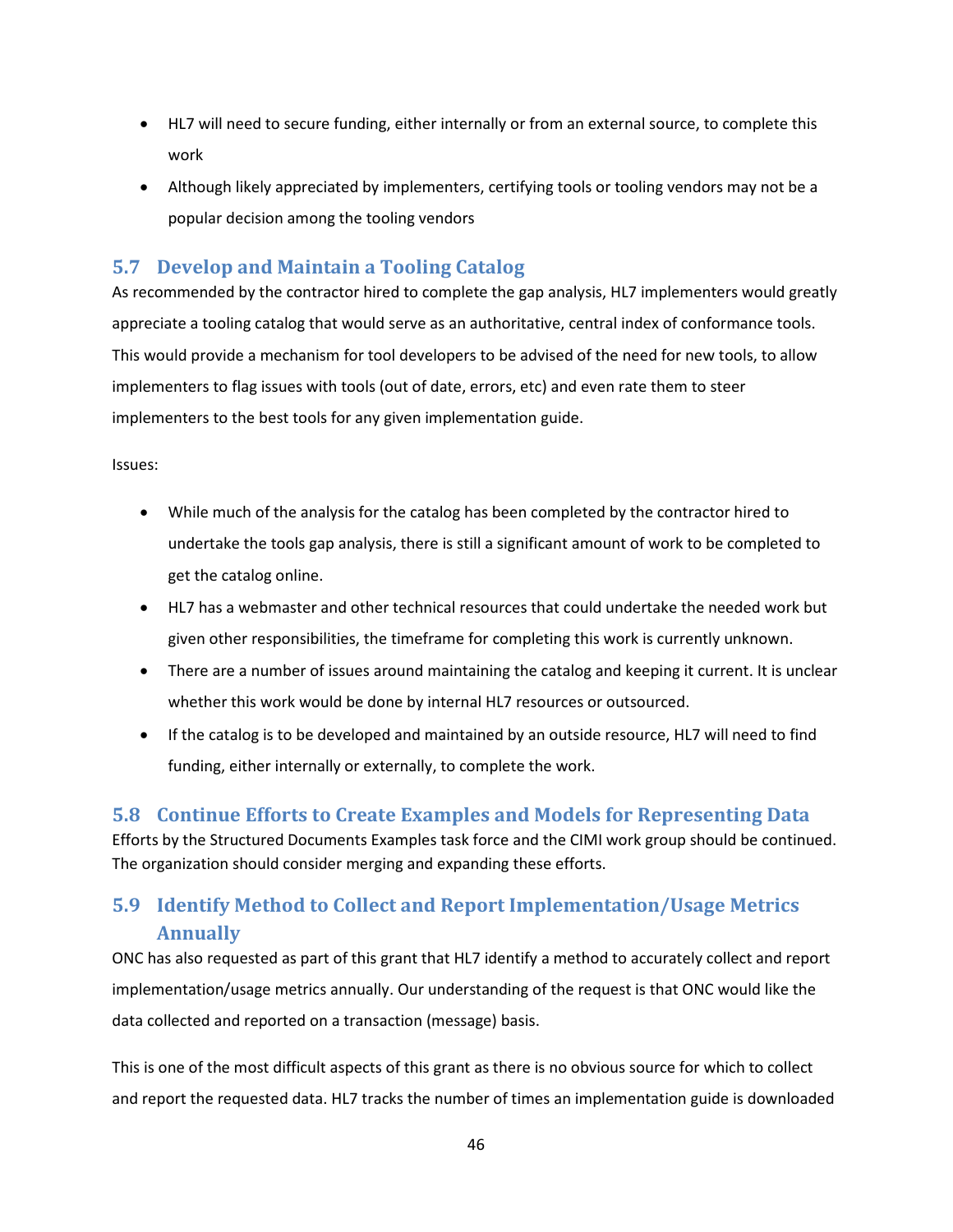- HL7 will need to secure funding, either internally or from an external source, to complete this work
- Although likely appreciated by implementers, certifying tools or tooling vendors may not be a popular decision among the tooling vendors

## 5.7 Develop and Maintain a Tooling Catalog

As recommended by the contractor hired to complete the gap analysis, HL7 implementers would greatly appreciate a tooling catalog that would serve as an authoritative, central index of conformance tools. This would provide a mechanism for tool developers to be advised of the need for new tools, to allow implementers to flag issues with tools (out of date, errors, etc) and even rate them to steer implementers to the best tools for any given implementation guide.

Issues:

- While much of the analysis for the catalog has been completed by the contractor hired to undertake the tools gap analysis, there is still a significant amount of work to be completed to get the catalog online.
- HL7 has a webmaster and other technical resources that could undertake the needed work but given other responsibilities, the timeframe for completing this work is currently unknown.
- There are a number of issues around maintaining the catalog and keeping it current. It is unclear whether this work would be done by internal HL7 resources or outsourced.
- If the catalog is to be developed and maintained by an outside resource, HL7 will need to find funding, either internally or externally, to complete the work.

## 5.8 Continue Efforts to Create Examples and Models for Representing Data

Efforts by the Structured Documents Examples task force and the CIMI work group should be continued. The organization should consider merging and expanding these efforts.

## 5.9 Identify Method to Collect and Report Implementation/Usage Metrics Annually

ONC has also requested as part of this grant that HL7 identify a method to accurately collect and report implementation/usage metrics annually. Our understanding of the request is that ONC would like the data collected and reported on a transaction (message) basis.

This is one of the most difficult aspects of this grant as there is no obvious source for which to collect and report the requested data. HL7 tracks the number of times an implementation guide is downloaded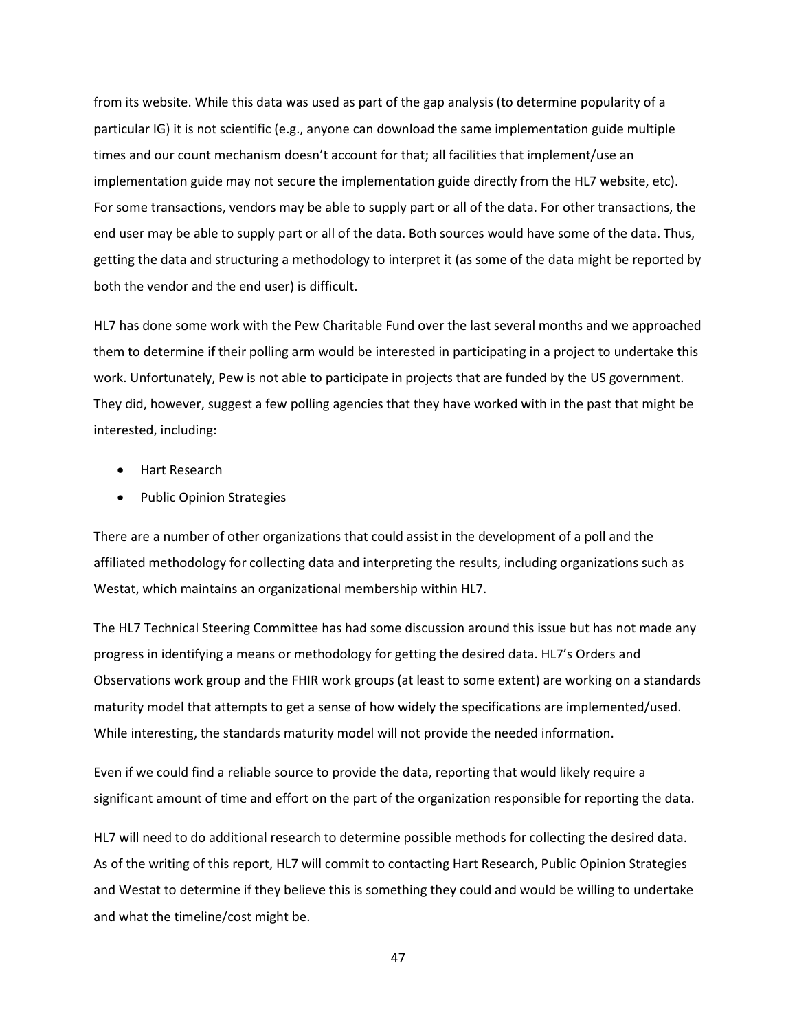from its website. While this data was used as part of the gap analysis (to determine popularity of a particular IG) it is not scientific (e.g., anyone can download the same implementation guide multiple times and our count mechanism doesn't account for that; all facilities that implement/use an implementation guide may not secure the implementation guide directly from the HL7 website, etc). For some transactions, vendors may be able to supply part or all of the data. For other transactions, the end user may be able to supply part or all of the data. Both sources would have some of the data. Thus, getting the data and structuring a methodology to interpret it (as some of the data might be reported by both the vendor and the end user) is difficult.

HL7 has done some work with the Pew Charitable Fund over the last several months and we approached them to determine if their polling arm would be interested in participating in a project to undertake this work. Unfortunately, Pew is not able to participate in projects that are funded by the US government. They did, however, suggest a few polling agencies that they have worked with in the past that might be interested, including:

- Hart Research
- Public Opinion Strategies

There are a number of other organizations that could assist in the development of a poll and the affiliated methodology for collecting data and interpreting the results, including organizations such as Westat, which maintains an organizational membership within HL7.

The HL7 Technical Steering Committee has had some discussion around this issue but has not made any progress in identifying a means or methodology for getting the desired data. HL7's Orders and Observations work group and the FHIR work groups (at least to some extent) are working on a standards maturity model that attempts to get a sense of how widely the specifications are implemented/used. While interesting, the standards maturity model will not provide the needed information.

Even if we could find a reliable source to provide the data, reporting that would likely require a significant amount of time and effort on the part of the organization responsible for reporting the data.

HL7 will need to do additional research to determine possible methods for collecting the desired data. As of the writing of this report, HL7 will commit to contacting Hart Research, Public Opinion Strategies and Westat to determine if they believe this is something they could and would be willing to undertake and what the timeline/cost might be.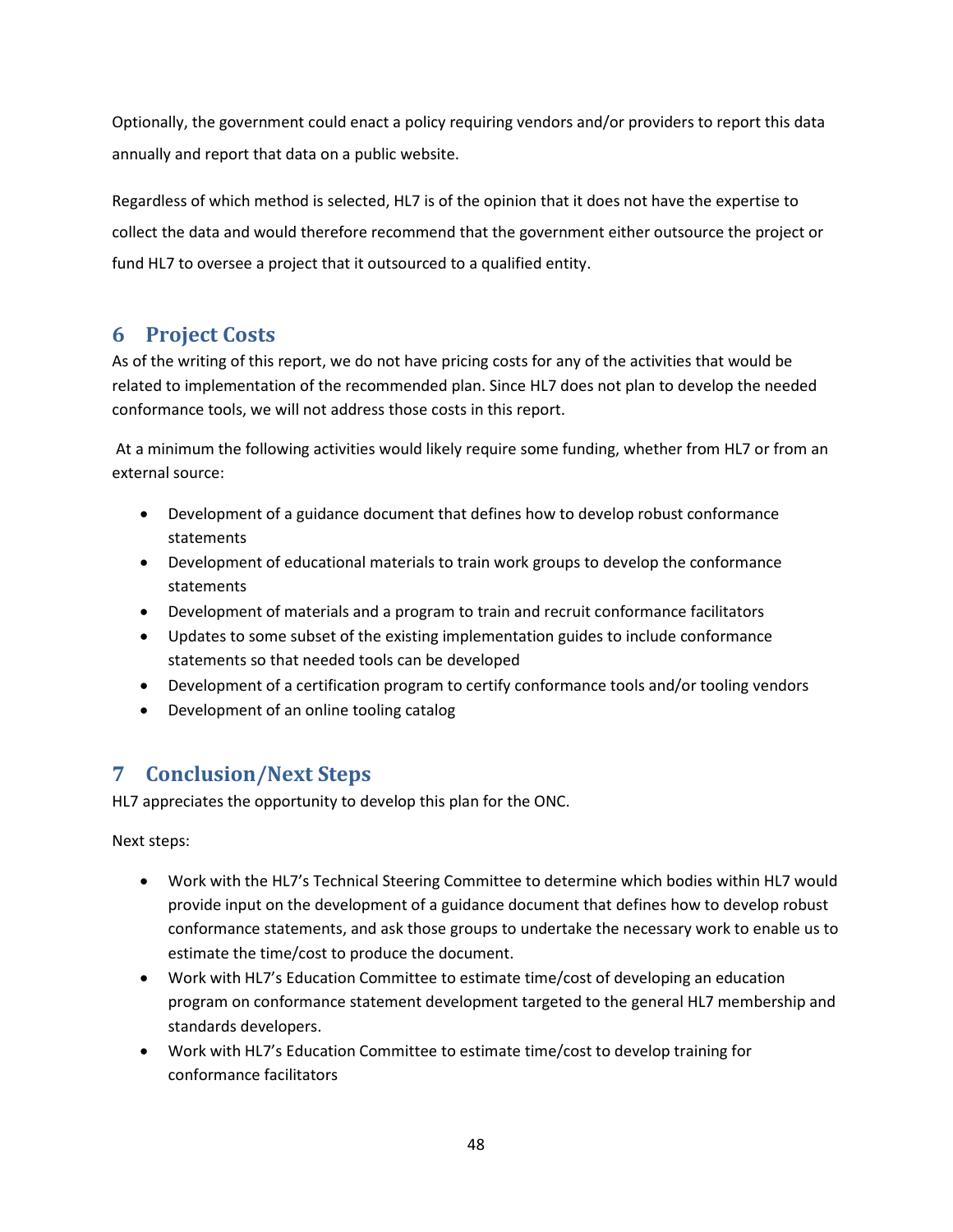Optionally, the government could enact a policy requiring vendors and/or providers to report this data annually and report that data on a public website.

Regardless of which method is selected, HL7 is of the opinion that it does not have the expertise to collect the data and would therefore recommend that the government either outsource the project or fund HL7 to oversee a project that it outsourced to a qualified entity.

# 6 Project Costs

As of the writing of this report, we do not have pricing costs for any of the activities that would be related to implementation of the recommended plan. Since HL7 does not plan to develop the needed conformance tools, we will not address those costs in this report.

At a minimum the following activities would likely require some funding, whether from HL7 or from an external source:

- Development of a guidance document that defines how to develop robust conformance statements
- Development of educational materials to train work groups to develop the conformance statements
- Development of materials and a program to train and recruit conformance facilitators
- Updates to some subset of the existing implementation guides to include conformance statements so that needed tools can be developed
- Development of a certification program to certify conformance tools and/or tooling vendors
- Development of an online tooling catalog

# 7 Conclusion/Next Steps

HL7 appreciates the opportunity to develop this plan for the ONC.

Next steps:

- Work with the HL7's Technical Steering Committee to determine which bodies within HL7 would provide input on the development of a guidance document that defines how to develop robust conformance statements, and ask those groups to undertake the necessary work to enable us to estimate the time/cost to produce the document.
- Work with HL7's Education Committee to estimate time/cost of developing an education program on conformance statement development targeted to the general HL7 membership and standards developers.
- Work with HL7's Education Committee to estimate time/cost to develop training for conformance facilitators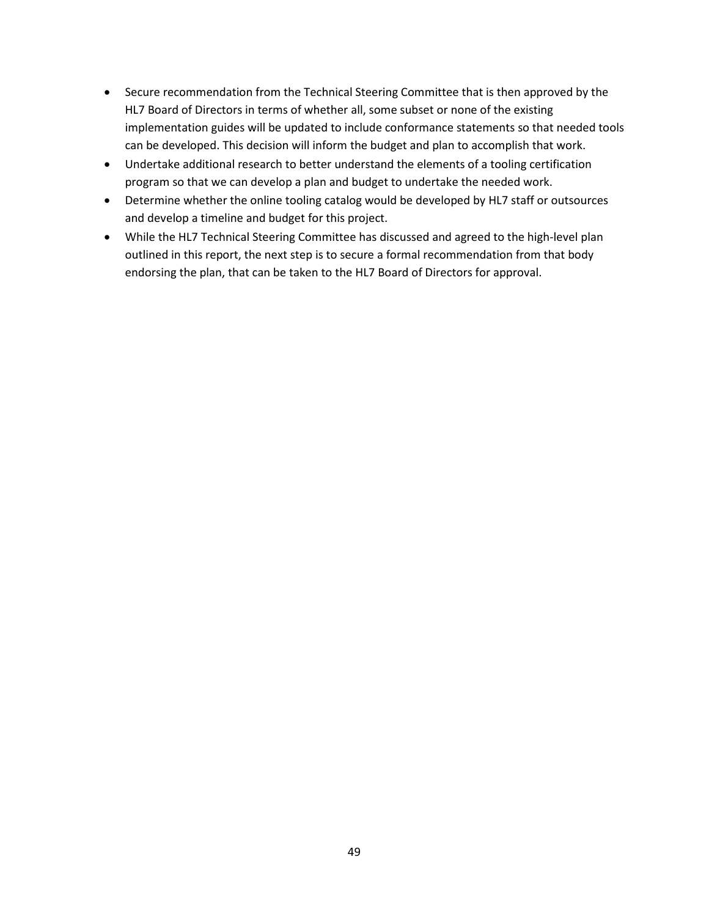- Secure recommendation from the Technical Steering Committee that is then approved by the HL7 Board of Directors in terms of whether all, some subset or none of the existing implementation guides will be updated to include conformance statements so that needed tools can be developed. This decision will inform the budget and plan to accomplish that work.
- Undertake additional research to better understand the elements of a tooling certification program so that we can develop a plan and budget to undertake the needed work.
- Determine whether the online tooling catalog would be developed by HL7 staff or outsources and develop a timeline and budget for this project.
- While the HL7 Technical Steering Committee has discussed and agreed to the high-level plan outlined in this report, the next step is to secure a formal recommendation from that body endorsing the plan, that can be taken to the HL7 Board of Directors for approval.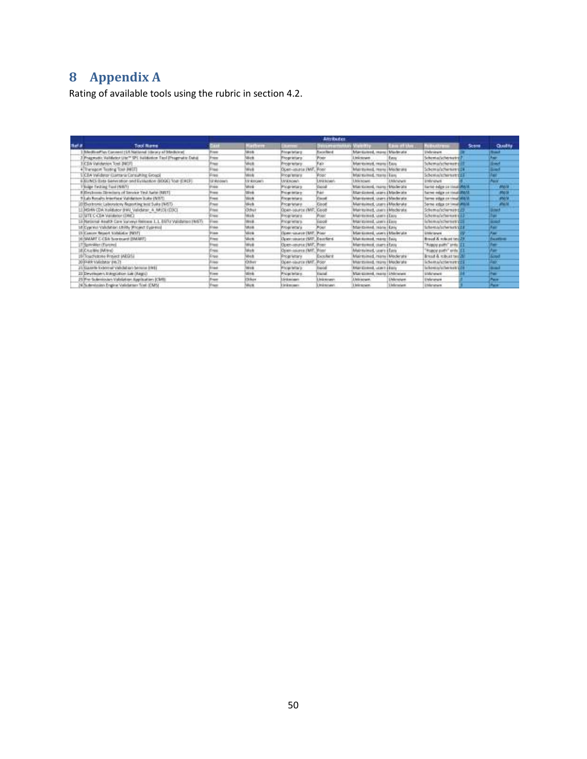# 8 Appendix A

Rating of available tools using the rubric in section 4.2.

| | | Attributes | | | | | | | | |
|---|---|---|---|---|---|---|---|---|---|---|
| Ref # | Tool Name | Cost | Platform | License | Documentation | Viability | Ease of Use | Robustness | Score | Quality |
| 1 | MedlinePlus Connect (US National Library of Medicine) | Free | Web | Proprietary | Excellent | Maintained, many | Moderate | Unknown | 16 | Good |
| 2 | Pragmatic Validator Lite™ SPL Validation Tool (Pragmatic Data) | Free | Web | Proprietary | Poor | Unknown | Easy | Schema/schematron | 7 | Fair |
| 3 | CDA Validation Tool (NIST) | Free | Web | Proprietary | Fair | Maintained, many | Easy | Schema/schematron | 17 | Good |
| 4 | Transport Testing Tool (NIST) | Free | Web | Open-source (MIT, | Poor | Maintained, many | Moderate | Schema/schematron | 19 | Good |
| 5 | CDA Validator (Lantana Consulting Group) | Free | Web | Proprietary | Poor | Maintained, many | Easy | Schema/schematron | 13 | Fair |
| 6 | BioNCS Data Generation and Evaluation (BDGE) Tool (CRCF) | Unknown | Unknown | Unknown | Unknown | Unknown | Unknown | Unknown | 0 | Poor |
| 7 | Edge Testing Tool (NIST) | Free | Web | Proprietary | Good | Maintained, many | Moderate | Same edge or rout | #N/A | #N/A |
| 8 | Electronic Directory of Service Test Suite (NIST) | Free | Web | Proprietary | Fair | Maintained, users | Moderate | Same edge or rout | #N/A | #N/A |
| 9 | Lab Results Interface Validation Suite (NIST) | Free | Web | Proprietary | Good | Maintained, users | Moderate | Same edge or rout | #N/A | #N/A |
| 10 | Electronic Laboratory Reporting test Suite (NIST) | Free | Web | Proprietary | Good | Maintained, users | Moderate | Same edge or rout | #N/A | #N/A |
| 11 | HSHN CDA Validator (HAI_Validator_4_M(3) (CDC) | Free | Other | Open-source (MIT, | Good | Maintained, users | Moderate | Schema/schematron | 20 | Good |
| 12 | SITE C-CDA Validator (ONC) | Free | Web | Proprietary | Poor | Maintained, users | Easy | Schema/schematron | 12 | Fair |
| 13 | National Health Care Surveys Release 1.1 DSTU Validation (NIST) | Free | Web | Proprietary | Good | Maintained, users | Easy | Schema/schematron | 18 | Good |
| 14 | Cypress Validation Utility (Project Cypress) | Free | Web | Proprietary | Poor | Maintained, many | Easy | Schema/schematron | 13 | Fair |
| 15 | Cancer Report Validator (NIST) | Free | Web | Open-source (MIT, | Poor | Maintained, users | Moderate | Unknown | 10 | Fair |
| 16 | SMART C-CDA Scorecard (SMART) | Free | Web | Open-source (MIT, | Excellent | Maintained, many | Easy | Broad & robust tes | 24 | Excellent |
| 17 | SpinAlley (Furore) | Free | Web | Open-source (MIT, | Poor | Maintained, users | Easy | "Happy path" only | 11 | Fair |
| 18 | Crucible (Mitre) | Free | Web | Open-source (MIT, | Poor | Maintained, users | Easy | "Happy path" only | 11 | Fair |
| 19 | Touchstone Project (AEGIS) | Free | Web | Proprietary | Excellent | Maintained, many | Moderate | Broad & robust tes | 20 | Good |
| 20 | FHIR Validator (HL7) | Free | Other | Open-source (MIT, | Poor | Maintained, many | Moderate | Schema/schematron | 11 | Fair |
| 21 | Gazelle External Validation Service (IHE) | Free | Web | Proprietary | Good | Maintained, users | Easy | Schema/schematron | 19 | Good |
| 22 | Developers Integration Lab (Regis) | Free | Web | Proprietary | Good | Maintained, many | Unknown | Unknown | 14 | Fair |
| 23 | Pre-Submission Validation Application (CMS) | Free | Other | Unknown | Unknown | Unknown | Unknown | Unknown | 2 | Poor |
| 24 | Submission Engine Validation Tool (CMS) | Free | Web | Unknown | Unknown | Unknown | Unknown | Unknown | 3 | Poor |